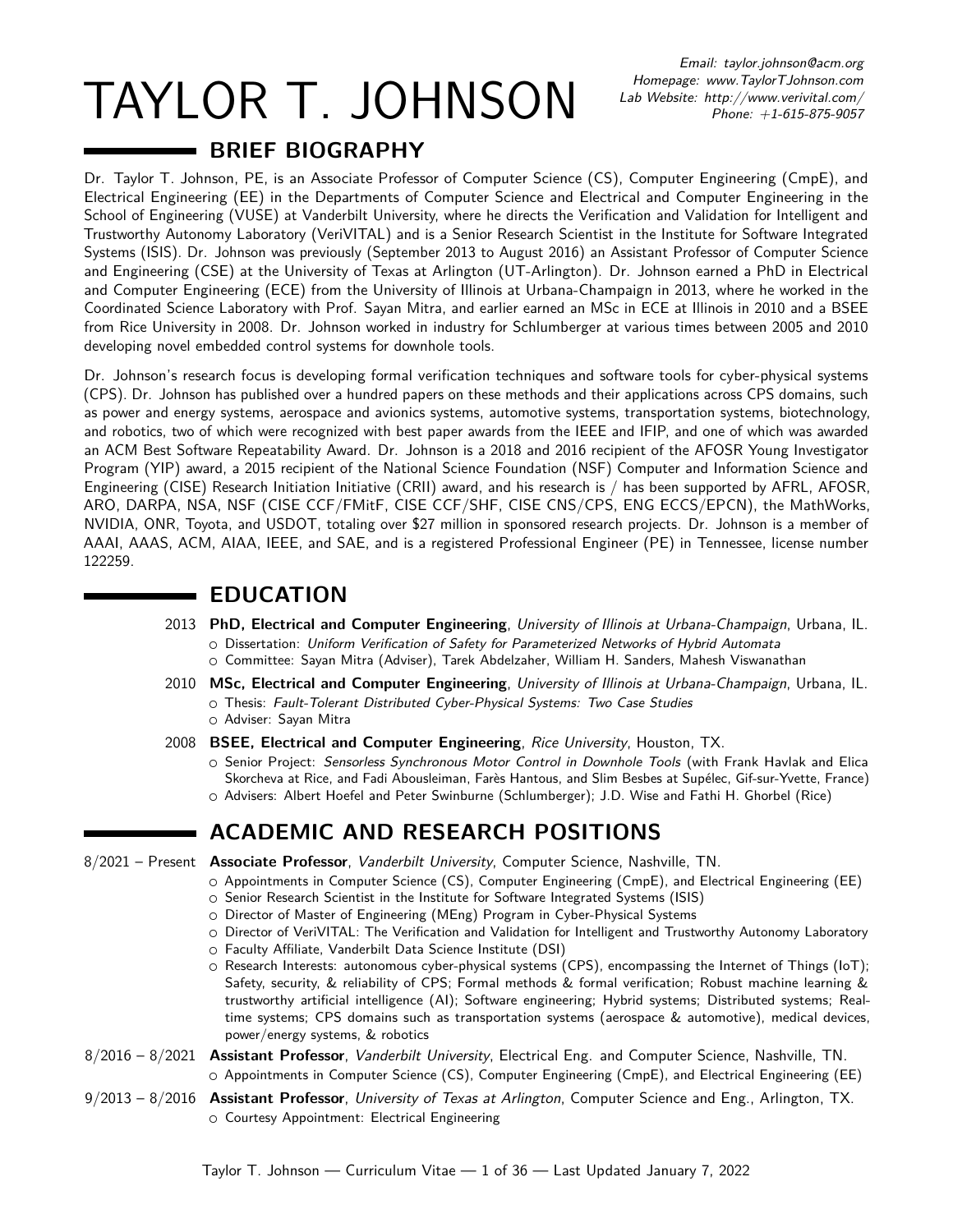# TAYLOR T. JOHNSON

*Email: taylor.johnson@acm.org*
*Homepage: www.TaylorTJohnson.com*
*Lab Website: http://www.verivital.com/*
*Phone: +1-615-875-9057*

## BRIEF BIOGRAPHY

Dr. Taylor T. Johnson, PE, is an Associate Professor of Computer Science (CS), Computer Engineering (CmpE), and Electrical Engineering (EE) in the Departments of Computer Science and Electrical and Computer Engineering in the School of Engineering (VUSE) at Vanderbilt University, where he directs the Verification and Validation for Intelligent and Trustworthy Autonomy Laboratory (VeriVITAL) and is a Senior Research Scientist in the Institute for Software Integrated Systems (ISIS). Dr. Johnson was previously (September 2013 to August 2016) an Assistant Professor of Computer Science and Engineering (CSE) at the University of Texas at Arlington (UT-Arlington). Dr. Johnson earned a PhD in Electrical and Computer Engineering (ECE) from the University of Illinois at Urbana-Champaign in 2013, where he worked in the Coordinated Science Laboratory with Prof. Sayan Mitra, and earlier earned an MSc in ECE at Illinois in 2010 and a BSEE from Rice University in 2008. Dr. Johnson worked in industry for Schlumberger at various times between 2005 and 2010 developing novel embedded control systems for downhole tools.

Dr. Johnson's research focus is developing formal verification techniques and software tools for cyber-physical systems (CPS). Dr. Johnson has published over a hundred papers on these methods and their applications across CPS domains, such as power and energy systems, aerospace and avionics systems, automotive systems, transportation systems, biotechnology, and robotics, two of which were recognized with best paper awards from the IEEE and IFIP, and one of which was awarded an ACM Best Software Repeatability Award. Dr. Johnson is a 2018 and 2016 recipient of the AFOSR Young Investigator Program (YIP) award, a 2015 recipient of the National Science Foundation (NSF) Computer and Information Science and Engineering (CISE) Research Initiation Initiative (CRII) award, and his research is / has been supported by AFRL, AFOSR, ARO, DARPA, NSA, NSF (CISE CCF/FMitF, CISE CCF/SHF, CISE CNS/CPS, ENG ECCS/EPCN), the MathWorks, NVIDIA, ONR, Toyota, and USDOT, totaling over $27 million in sponsored research projects. Dr. Johnson is a member of AAAI, AAAS, ACM, AIAA, IEEE, and SAE, and is a registered Professional Engineer (PE) in Tennessee, license number 122259.

## EDUCATION

2013 **PhD, Electrical and Computer Engineering**, *University of Illinois at Urbana-Champaign*, Urbana, IL.
- Dissertation: *Uniform Verification of Safety for Parameterized Networks of Hybrid Automata*
- Committee: Sayan Mitra (Adviser), Tarek Abdelzaher, William H. Sanders, Mahesh Viswanathan

2010 **MSc, Electrical and Computer Engineering**, *University of Illinois at Urbana-Champaign*, Urbana, IL.
- Thesis: *Fault-Tolerant Distributed Cyber-Physical Systems: Two Case Studies*
- Adviser: Sayan Mitra

2008 **BSEE, Electrical and Computer Engineering**, *Rice University*, Houston, TX.
- Senior Project: *Sensorless Synchronous Motor Control in Downhole Tools* (with Frank Havlak and Elica Skorcheva at Rice, and Fadi Abousleiman, Farès Hantous, and Slim Besbes at Supélec, Gif-sur-Yvette, France)
- Advisers: Albert Hoefel and Peter Swinburne (Schlumberger); J.D. Wise and Fathi H. Ghorbel (Rice)

## ACADEMIC AND RESEARCH POSITIONS

8/2021 – Present **Associate Professor**, *Vanderbilt University*, Computer Science, Nashville, TN.
- Appointments in Computer Science (CS), Computer Engineering (CmpE), and Electrical Engineering (EE)
- Senior Research Scientist in the Institute for Software Integrated Systems (ISIS)
- Director of Master of Engineering (MEng) Program in Cyber-Physical Systems
- Director of VeriVITAL: The Verification and Validation for Intelligent and Trustworthy Autonomy Laboratory
- Faculty Affiliate, Vanderbilt Data Science Institute (DSI)
- Research Interests: autonomous cyber-physical systems (CPS), encompassing the Internet of Things (IoT); Safety, security, & reliability of CPS; Formal methods & formal verification; Robust machine learning & trustworthy artificial intelligence (AI); Software engineering; Hybrid systems; Distributed systems; Real-time systems; CPS domains such as transportation systems (aerospace & automotive), medical devices, power/energy systems, & robotics

8/2016 – 8/2021 **Assistant Professor**, *Vanderbilt University*, Electrical Eng. and Computer Science, Nashville, TN.
- Appointments in Computer Science (CS), Computer Engineering (CmpE), and Electrical Engineering (EE)

9/2013 – 8/2016 **Assistant Professor**, *University of Texas at Arlington*, Computer Science and Eng., Arlington, TX.
- Courtesy Appointment: Electrical Engineering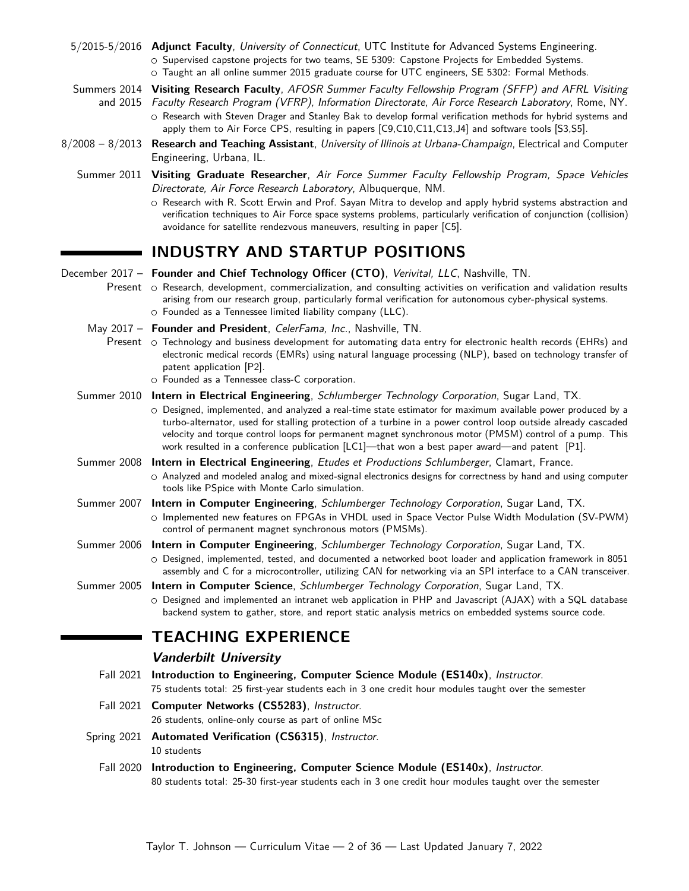5/2015-5/2016 **Adjunct Faculty**, *University of Connecticut*, UTC Institute for Advanced Systems Engineering.

- Supervised capstone projects for two teams, SE 5309: Capstone Projects for Embedded Systems.
- Taught an all online summer 2015 graduate course for UTC engineers, SE 5302: Formal Methods.

Summers 2014 and 2015 **Visiting Research Faculty**, *AFOSR Summer Faculty Fellowship Program (SFFP) and AFRL Visiting Faculty Research Program (VFRP), Information Directorate, Air Force Research Laboratory*, Rome, NY.

- Research with Steven Drager and Stanley Bak to develop formal verification methods for hybrid systems and apply them to Air Force CPS, resulting in papers [C9,C10,C11,C13,J4] and software tools [S3,S5].

8/2008 – 8/2013 **Research and Teaching Assistant**, *University of Illinois at Urbana-Champaign*, Electrical and Computer Engineering, Urbana, IL.

Summer 2011 **Visiting Graduate Researcher**, *Air Force Summer Faculty Fellowship Program, Space Vehicles Directorate, Air Force Research Laboratory*, Albuquerque, NM.

- Research with R. Scott Erwin and Prof. Sayan Mitra to develop and apply hybrid systems abstraction and verification techniques to Air Force space systems problems, particularly verification of conjunction (collision) avoidance for satellite rendezvous maneuvers, resulting in paper [C5].

## INDUSTRY AND STARTUP POSITIONS

December 2017 – Present **Founder and Chief Technology Officer (CTO)**, *Verivital, LLC*, Nashville, TN.

- Research, development, commercialization, and consulting activities on verification and validation results arising from our research group, particularly formal verification for autonomous cyber-physical systems.
- Founded as a Tennessee limited liability company (LLC).

May 2017 – Present **Founder and President**, *CelerFama, Inc.*, Nashville, TN.

- Technology and business development for automating data entry for electronic health records (EHRs) and electronic medical records (EMRs) using natural language processing (NLP), based on technology transfer of patent application [P2].
- Founded as a Tennessee class-C corporation.

Summer 2010 **Intern in Electrical Engineering**, *Schlumberger Technology Corporation*, Sugar Land, TX.

- Designed, implemented, and analyzed a real-time state estimator for maximum available power produced by a turbo-alternator, used for stalling protection of a turbine in a power control loop outside already cascaded velocity and torque control loops for permanent magnet synchronous motor (PMSM) control of a pump. This work resulted in a conference publication [LC1]—that won a best paper award—and patent [P1].

Summer 2008 **Intern in Electrical Engineering**, *Etudes et Productions Schlumberger*, Clamart, France.

- Analyzed and modeled analog and mixed-signal electronics designs for correctness by hand and using computer tools like PSpice with Monte Carlo simulation.

Summer 2007 **Intern in Computer Engineering**, *Schlumberger Technology Corporation*, Sugar Land, TX.

- Implemented new features on FPGAs in VHDL used in Space Vector Pulse Width Modulation (SV-PWM) control of permanent magnet synchronous motors (PMSMs).

Summer 2006 **Intern in Computer Engineering**, *Schlumberger Technology Corporation*, Sugar Land, TX.

- Designed, implemented, tested, and documented a networked boot loader and application framework in 8051 assembly and C for a microcontroller, utilizing CAN for networking via an SPI interface to a CAN transceiver.

Summer 2005 **Intern in Computer Science**, *Schlumberger Technology Corporation*, Sugar Land, TX.

- Designed and implemented an intranet web application in PHP and Javascript (AJAX) with a SQL database backend system to gather, store, and report static analysis metrics on embedded systems source code.

## TEACHING EXPERIENCE

### *Vanderbilt University*

Fall 2021 **Introduction to Engineering, Computer Science Module (ES140x)**, *Instructor*.
75 students total: 25 first-year students each in 3 one credit hour modules taught over the semester

Fall 2021 **Computer Networks (CS5283)**, *Instructor*.
26 students, online-only course as part of online MSc

Spring 2021 **Automated Verification (CS6315)**, *Instructor*.
10 students

Fall 2020 **Introduction to Engineering, Computer Science Module (ES140x)**, *Instructor*.
80 students total: 25-30 first-year students each in 3 one credit hour modules taught over the semester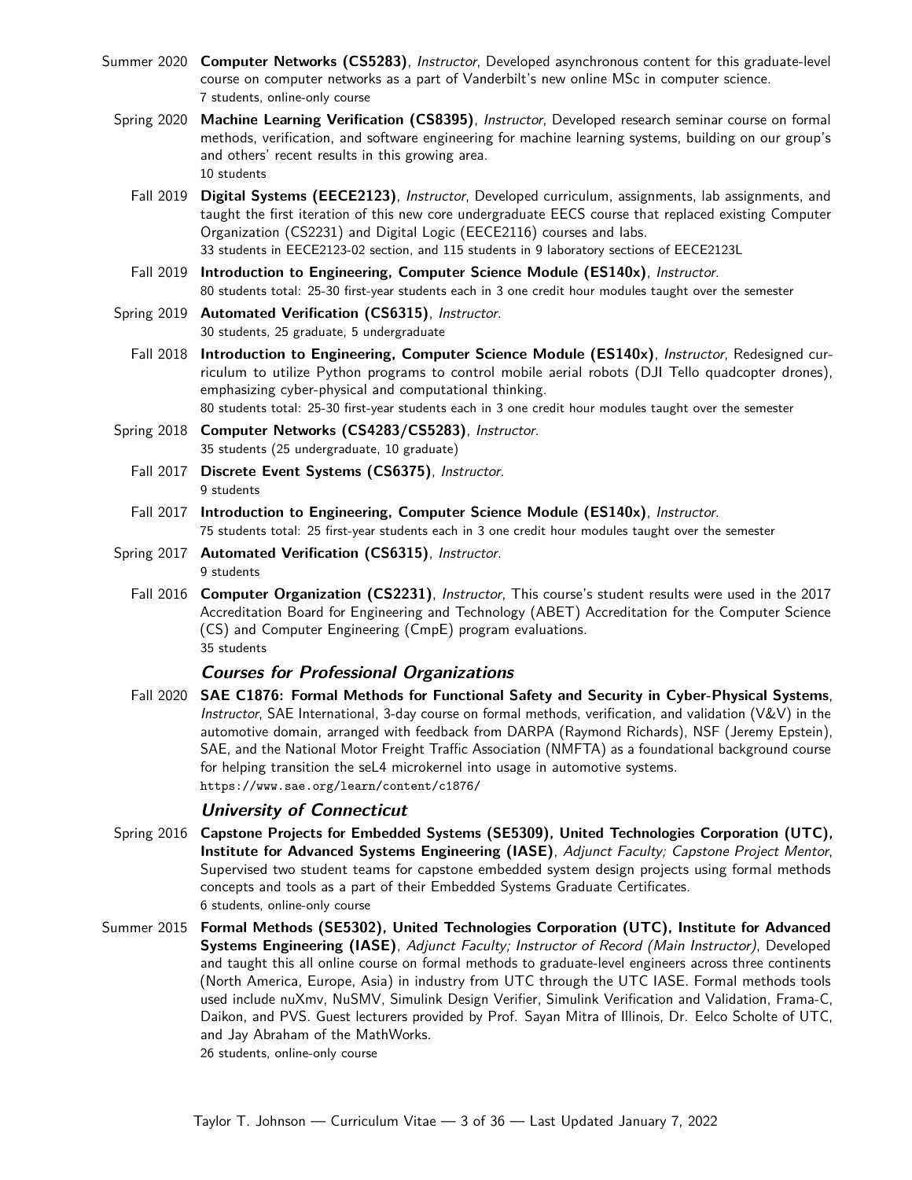Summer 2020 **Computer Networks (CS5283)**, *Instructor*, Developed asynchronous content for this graduate-level course on computer networks as a part of Vanderbilt's new online MSc in computer science.
7 students, online-only course

Spring 2020 **Machine Learning Verification (CS8395)**, *Instructor*, Developed research seminar course on formal methods, verification, and software engineering for machine learning systems, building on our group's and others' recent results in this growing area.
10 students

Fall 2019 **Digital Systems (EECE2123)**, *Instructor*, Developed curriculum, assignments, lab assignments, and taught the first iteration of this new core undergraduate EECS course that replaced existing Computer Organization (CS2231) and Digital Logic (EECE2116) courses and labs.
33 students in EECE2123-02 section, and 115 students in 9 laboratory sections of EECE2123L

Fall 2019 **Introduction to Engineering, Computer Science Module (ES140x)**, *Instructor*.
80 students total: 25-30 first-year students each in 3 one credit hour modules taught over the semester

Spring 2019 **Automated Verification (CS6315)**, *Instructor*.
30 students, 25 graduate, 5 undergraduate

Fall 2018 **Introduction to Engineering, Computer Science Module (ES140x)**, *Instructor*, Redesigned curriculum to utilize Python programs to control mobile aerial robots (DJI Tello quadcopter drones), emphasizing cyber-physical and computational thinking.
80 students total: 25-30 first-year students each in 3 one credit hour modules taught over the semester

Spring 2018 **Computer Networks (CS4283/CS5283)**, *Instructor*.
35 students (25 undergraduate, 10 graduate)

Fall 2017 **Discrete Event Systems (CS6375)**, *Instructor*.
9 students

Fall 2017 **Introduction to Engineering, Computer Science Module (ES140x)**, *Instructor*.
75 students total: 25 first-year students each in 3 one credit hour modules taught over the semester

Spring 2017 **Automated Verification (CS6315)**, *Instructor*.
9 students

Fall 2016 **Computer Organization (CS2231)**, *Instructor*, This course's student results were used in the 2017 Accreditation Board for Engineering and Technology (ABET) Accreditation for the Computer Science (CS) and Computer Engineering (CmpE) program evaluations.
35 students

### *Courses for Professional Organizations*

Fall 2020 **SAE C1876: Formal Methods for Functional Safety and Security in Cyber-Physical Systems**, *Instructor*, SAE International, 3-day course on formal methods, verification, and validation (V&V) in the automotive domain, arranged with feedback from DARPA (Raymond Richards), NSF (Jeremy Epstein), SAE, and the National Motor Freight Traffic Association (NMFTA) as a foundational background course for helping transition the seL4 microkernel into usage in automotive systems.
`https://www.sae.org/learn/content/c1876/`

### *University of Connecticut*

Spring 2016 **Capstone Projects for Embedded Systems (SE5309), United Technologies Corporation (UTC), Institute for Advanced Systems Engineering (IASE)**, *Adjunct Faculty; Capstone Project Mentor*, Supervised two student teams for capstone embedded system design projects using formal methods concepts and tools as a part of their Embedded Systems Graduate Certificates.
6 students, online-only course

Summer 2015 **Formal Methods (SE5302), United Technologies Corporation (UTC), Institute for Advanced Systems Engineering (IASE)**, *Adjunct Faculty; Instructor of Record (Main Instructor)*, Developed and taught this all online course on formal methods to graduate-level engineers across three continents (North America, Europe, Asia) in industry from UTC through the UTC IASE. Formal methods tools used include nuXmv, NuSMV, Simulink Design Verifier, Simulink Verification and Validation, Frama-C, Daikon, and PVS. Guest lecturers provided by Prof. Sayan Mitra of Illinois, Dr. Eelco Scholte of UTC, and Jay Abraham of the MathWorks.
26 students, online-only course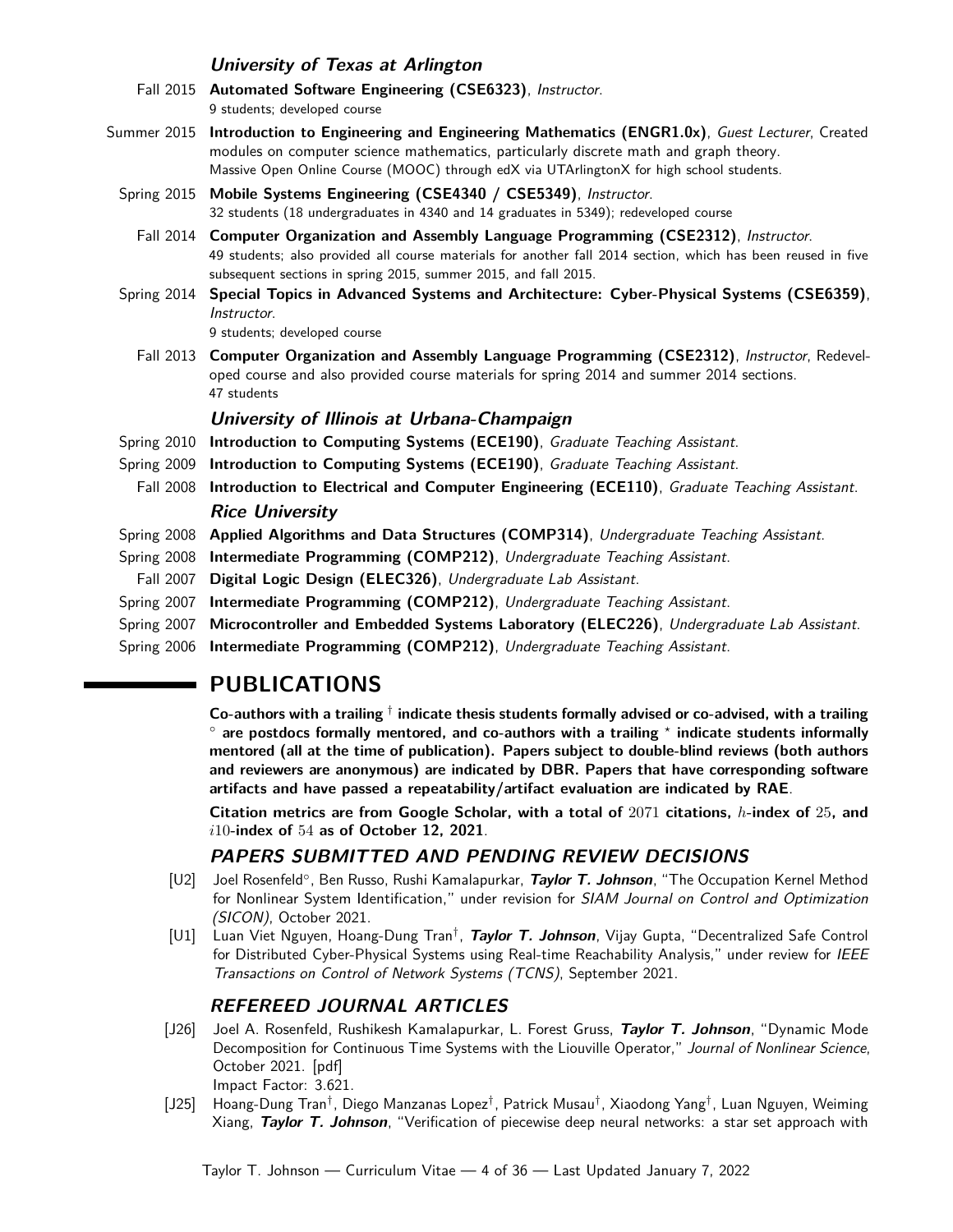### *University of Texas at Arlington*

Fall 2015 **Automated Software Engineering (CSE6323)**, *Instructor*.
9 students; developed course

Summer 2015 **Introduction to Engineering and Engineering Mathematics (ENGR1.0x)**, *Guest Lecturer*, Created modules on computer science mathematics, particularly discrete math and graph theory.
Massive Open Online Course (MOOC) through edX via UTArlingtonX for high school students.

Spring 2015 **Mobile Systems Engineering (CSE4340 / CSE5349)**, *Instructor*.
32 students (18 undergraduates in 4340 and 14 graduates in 5349); redeveloped course

Fall 2014 **Computer Organization and Assembly Language Programming (CSE2312)**, *Instructor*.
49 students; also provided all course materials for another fall 2014 section, which has been reused in five subsequent sections in spring 2015, summer 2015, and fall 2015.

Spring 2014 **Special Topics in Advanced Systems and Architecture: Cyber-Physical Systems (CSE6359)**, *Instructor*.
9 students; developed course

Fall 2013 **Computer Organization and Assembly Language Programming (CSE2312)**, *Instructor*, Redeveloped course and also provided course materials for spring 2014 and summer 2014 sections.
47 students

### *University of Illinois at Urbana-Champaign*

Spring 2010 **Introduction to Computing Systems (ECE190)**, *Graduate Teaching Assistant*.

Spring 2009 **Introduction to Computing Systems (ECE190)**, *Graduate Teaching Assistant*.

Fall 2008 **Introduction to Electrical and Computer Engineering (ECE110)**, *Graduate Teaching Assistant*.

### *Rice University*

Spring 2008 **Applied Algorithms and Data Structures (COMP314)**, *Undergraduate Teaching Assistant*.

Spring 2008 **Intermediate Programming (COMP212)**, *Undergraduate Teaching Assistant*.

Fall 2007 **Digital Logic Design (ELEC326)**, *Undergraduate Lab Assistant*.

Spring 2007 **Intermediate Programming (COMP212)**, *Undergraduate Teaching Assistant*.

Spring 2007 **Microcontroller and Embedded Systems Laboratory (ELEC226)**, *Undergraduate Lab Assistant*.

Spring 2006 **Intermediate Programming (COMP212)**, *Undergraduate Teaching Assistant*.

## PUBLICATIONS

**Co-authors with a trailing † indicate thesis students formally advised or co-advised, with a trailing ◦ are postdocs formally mentored, and co-authors with a trailing ⋆ indicate students informally mentored (all at the time of publication). Papers subject to double-blind reviews (both authors and reviewers are anonymous) are indicated by DBR. Papers that have corresponding software artifacts and have passed a repeatability/artifact evaluation are indicated by RAE.**

**Citation metrics are from Google Scholar, with a total of $2071$ citations, $h$-index of $25$, and $i10$-index of $54$ as of October 12, 2021.**

### *PAPERS SUBMITTED AND PENDING REVIEW DECISIONS*

[U2] Joel Rosenfeld◦, Ben Russo, Rushi Kamalapurkar, ***Taylor T. Johnson***, "The Occupation Kernel Method for Nonlinear System Identification," under revision for *SIAM Journal on Control and Optimization (SICON)*, October 2021.

[U1] Luan Viet Nguyen, Hoang-Dung Tran†, ***Taylor T. Johnson***, Vijay Gupta, "Decentralized Safe Control for Distributed Cyber-Physical Systems using Real-time Reachability Analysis," under review for *IEEE Transactions on Control of Network Systems (TCNS)*, September 2021.

### *REFEREED JOURNAL ARTICLES*

[J26] Joel A. Rosenfeld, Rushikesh Kamalapurkar, L. Forest Gruss, ***Taylor T. Johnson***, "Dynamic Mode Decomposition for Continuous Time Systems with the Liouville Operator," *Journal of Nonlinear Science*, October 2021. [pdf]
Impact Factor: 3.621.

[J25] Hoang-Dung Tran†, Diego Manzanas Lopez†, Patrick Musau†, Xiaodong Yang†, Luan Nguyen, Weiming Xiang, ***Taylor T. Johnson***, "Verification of piecewise deep neural networks: a star set approach with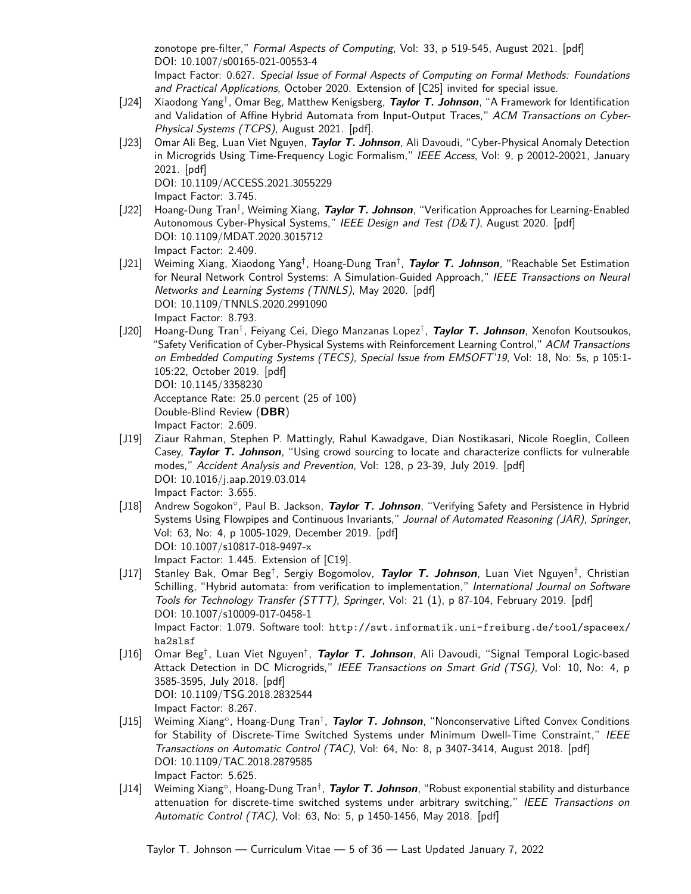zonotope pre-filter," *Formal Aspects of Computing*, Vol: 33, p 519-545, August 2021. [pdf]
DOI: 10.1007/s00165-021-00553-4
Impact Factor: 0.627. *Special Issue of Formal Aspects of Computing on Formal Methods: Foundations and Practical Applications*, October 2020. Extension of [C25] invited for special issue.

[J24] Xiaodong Yang†, Omar Beg, Matthew Kenigsberg, ***Taylor T. Johnson***, "A Framework for Identification and Validation of Affine Hybrid Automata from Input-Output Traces," *ACM Transactions on Cyber-Physical Systems (TCPS)*, August 2021. [pdf].

[J23] Omar Ali Beg, Luan Viet Nguyen, ***Taylor T. Johnson***, Ali Davoudi, "Cyber-Physical Anomaly Detection in Microgrids Using Time-Frequency Logic Formalism," *IEEE Access*, Vol: 9, p 20012-20021, January 2021. [pdf]
DOI: 10.1109/ACCESS.2021.3055229
Impact Factor: 3.745.

[J22] Hoang-Dung Tran†, Weiming Xiang, ***Taylor T. Johnson***, "Verification Approaches for Learning-Enabled Autonomous Cyber-Physical Systems," *IEEE Design and Test (D&T)*, August 2020. [pdf]
DOI: 10.1109/MDAT.2020.3015712
Impact Factor: 2.409.

[J21] Weiming Xiang, Xiaodong Yang†, Hoang-Dung Tran†, ***Taylor T. Johnson***, "Reachable Set Estimation for Neural Network Control Systems: A Simulation-Guided Approach," *IEEE Transactions on Neural Networks and Learning Systems (TNNLS)*, May 2020. [pdf]
DOI: 10.1109/TNNLS.2020.2991090
Impact Factor: 8.793.

[J20] Hoang-Dung Tran†, Feiyang Cei, Diego Manzanas Lopez†, ***Taylor T. Johnson***, Xenofon Koutsoukos, "Safety Verification of Cyber-Physical Systems with Reinforcement Learning Control," *ACM Transactions on Embedded Computing Systems (TECS), Special Issue from EMSOFT'19*, Vol: 18, No: 5s, p 105:1-105:22, October 2019. [pdf]
DOI: 10.1145/3358230
Acceptance Rate: 25.0 percent (25 of 100)
Double-Blind Review (**DBR**)
Impact Factor: 2.609.

[J19] Ziaur Rahman, Stephen P. Mattingly, Rahul Kawadgave, Dian Nostikasari, Nicole Roeglin, Colleen Casey, ***Taylor T. Johnson***, "Using crowd sourcing to locate and characterize conflicts for vulnerable modes," *Accident Analysis and Prevention*, Vol: 128, p 23-39, July 2019. [pdf]
DOI: 10.1016/j.aap.2019.03.014
Impact Factor: 3.655.

[J18] Andrew Sogokon°, Paul B. Jackson, ***Taylor T. Johnson***, "Verifying Safety and Persistence in Hybrid Systems Using Flowpipes and Continuous Invariants," *Journal of Automated Reasoning (JAR), Springer*, Vol: 63, No: 4, p 1005-1029, December 2019. [pdf]
DOI: 10.1007/s10817-018-9497-x
Impact Factor: 1.445. Extension of [C19].

[J17] Stanley Bak, Omar Beg†, Sergiy Bogomolov, ***Taylor T. Johnson***, Luan Viet Nguyen†, Christian Schilling, "Hybrid automata: from verification to implementation," *International Journal on Software Tools for Technology Transfer (STTT), Springer*, Vol: 21 (1), p 87-104, February 2019. [pdf]
DOI: 10.1007/s10009-017-0458-1
Impact Factor: 1.079. Software tool: `http://swt.informatik.uni-freiburg.de/tool/spaceex/ha2slsf`

[J16] Omar Beg†, Luan Viet Nguyen†, ***Taylor T. Johnson***, Ali Davoudi, "Signal Temporal Logic-based Attack Detection in DC Microgrids," *IEEE Transactions on Smart Grid (TSG)*, Vol: 10, No: 4, p 3585-3595, July 2018. [pdf]
DOI: 10.1109/TSG.2018.2832544
Impact Factor: 8.267.

[J15] Weiming Xiang°, Hoang-Dung Tran†, ***Taylor T. Johnson***, "Nonconservative Lifted Convex Conditions for Stability of Discrete-Time Switched Systems under Minimum Dwell-Time Constraint," *IEEE Transactions on Automatic Control (TAC)*, Vol: 64, No: 8, p 3407-3414, August 2018. [pdf]
DOI: 10.1109/TAC.2018.2879585
Impact Factor: 5.625.

[J14] Weiming Xiang°, Hoang-Dung Tran†, ***Taylor T. Johnson***, "Robust exponential stability and disturbance attenuation for discrete-time switched systems under arbitrary switching," *IEEE Transactions on Automatic Control (TAC)*, Vol: 63, No: 5, p 1450-1456, May 2018. [pdf]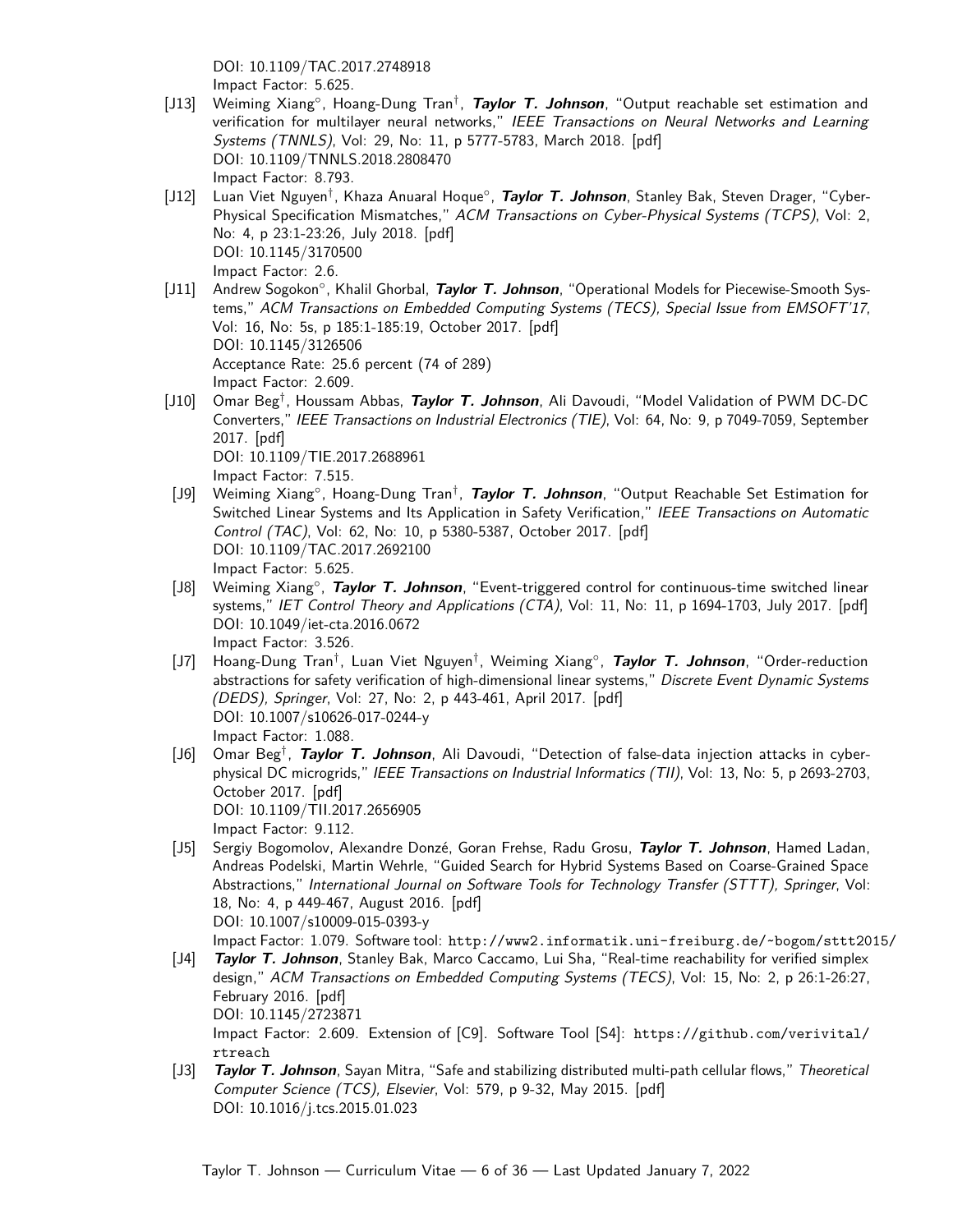DOI: 10.1109/TAC.2017.2748918
Impact Factor: 5.625.

- [J13] Weiming Xiang°, Hoang-Dung Tran†, ***Taylor T. Johnson***, "Output reachable set estimation and verification for multilayer neural networks," *IEEE Transactions on Neural Networks and Learning Systems (TNNLS)*, Vol: 29, No: 11, p 5777-5783, March 2018. [pdf]
DOI: 10.1109/TNNLS.2018.2808470
Impact Factor: 8.793.
- [J12] Luan Viet Nguyen†, Khaza Anuaral Hoque°, ***Taylor T. Johnson***, Stanley Bak, Steven Drager, "Cyber-Physical Specification Mismatches," *ACM Transactions on Cyber-Physical Systems (TCPS)*, Vol: 2, No: 4, p 23:1-23:26, July 2018. [pdf]
DOI: 10.1145/3170500
Impact Factor: 2.6.
- [J11] Andrew Sogokon°, Khalil Ghorbal, ***Taylor T. Johnson***, "Operational Models for Piecewise-Smooth Systems," *ACM Transactions on Embedded Computing Systems (TECS), Special Issue from EMSOFT'17*, Vol: 16, No: 5s, p 185:1-185:19, October 2017. [pdf]
DOI: 10.1145/3126506
Acceptance Rate: 25.6 percent (74 of 289)
Impact Factor: 2.609.
- [J10] Omar Beg†, Houssam Abbas, ***Taylor T. Johnson***, Ali Davoudi, "Model Validation of PWM DC-DC Converters," *IEEE Transactions on Industrial Electronics (TIE)*, Vol: 64, No: 9, p 7049-7059, September 2017. [pdf]
DOI: 10.1109/TIE.2017.2688961
Impact Factor: 7.515.
- [J9] Weiming Xiang°, Hoang-Dung Tran†, ***Taylor T. Johnson***, "Output Reachable Set Estimation for Switched Linear Systems and Its Application in Safety Verification," *IEEE Transactions on Automatic Control (TAC)*, Vol: 62, No: 10, p 5380-5387, October 2017. [pdf]
DOI: 10.1109/TAC.2017.2692100
Impact Factor: 5.625.
- [J8] Weiming Xiang°, ***Taylor T. Johnson***, "Event-triggered control for continuous-time switched linear systems," *IET Control Theory and Applications (CTA)*, Vol: 11, No: 11, p 1694-1703, July 2017. [pdf]
DOI: 10.1049/iet-cta.2016.0672
Impact Factor: 3.526.
- [J7] Hoang-Dung Tran†, Luan Viet Nguyen†, Weiming Xiang°, ***Taylor T. Johnson***, "Order-reduction abstractions for safety verification of high-dimensional linear systems," *Discrete Event Dynamic Systems (DEDS), Springer*, Vol: 27, No: 2, p 443-461, April 2017. [pdf]
DOI: 10.1007/s10626-017-0244-y
Impact Factor: 1.088.
- [J6] Omar Beg†, ***Taylor T. Johnson***, Ali Davoudi, "Detection of false-data injection attacks in cyber-physical DC microgrids," *IEEE Transactions on Industrial Informatics (TII)*, Vol: 13, No: 5, p 2693-2703, October 2017. [pdf]
DOI: 10.1109/TII.2017.2656905
Impact Factor: 9.112.
- [J5] Sergiy Bogomolov, Alexandre Donzé, Goran Frehse, Radu Grosu, ***Taylor T. Johnson***, Hamed Ladan, Andreas Podelski, Martin Wehrle, "Guided Search for Hybrid Systems Based on Coarse-Grained Space Abstractions," *International Journal on Software Tools for Technology Transfer (STTT), Springer*, Vol: 18, No: 4, p 449-467, August 2016. [pdf]
DOI: 10.1007/s10009-015-0393-y
Impact Factor: 1.079. Software tool: `http://www2.informatik.uni-freiburg.de/~bogom/sttt2015/`
- [J4] ***Taylor T. Johnson***, Stanley Bak, Marco Caccamo, Lui Sha, "Real-time reachability for verified simplex design," *ACM Transactions on Embedded Computing Systems (TECS)*, Vol: 15, No: 2, p 26:1-26:27, February 2016. [pdf]
DOI: 10.1145/2723871
Impact Factor: 2.609. Extension of [C9]. Software Tool [S4]: `https://github.com/verivital/rtreach`
- [J3] ***Taylor T. Johnson***, Sayan Mitra, "Safe and stabilizing distributed multi-path cellular flows," *Theoretical Computer Science (TCS), Elsevier*, Vol: 579, p 9-32, May 2015. [pdf]
DOI: 10.1016/j.tcs.2015.01.023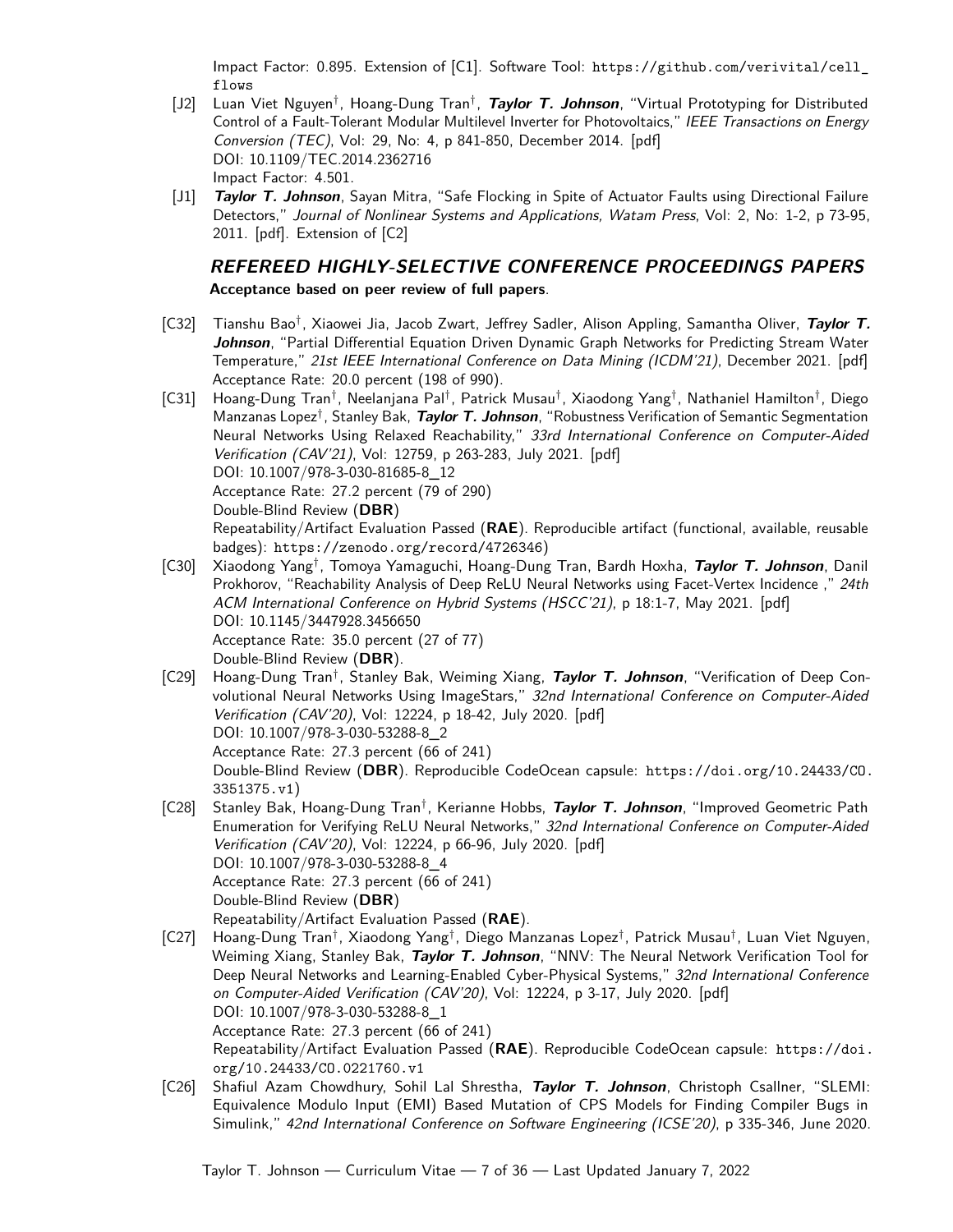Impact Factor: 0.895. Extension of [C1]. Software Tool: https://github.com/verivital/cell_flows

[J2] Luan Viet Nguyen†, Hoang-Dung Tran†, ***Taylor T. Johnson***, "Virtual Prototyping for Distributed Control of a Fault-Tolerant Modular Multilevel Inverter for Photovoltaics," *IEEE Transactions on Energy Conversion (TEC)*, Vol: 29, No: 4, p 841-850, December 2014. [pdf]
DOI: 10.1109/TEC.2014.2362716
Impact Factor: 4.501.

[J1] ***Taylor T. Johnson***, Sayan Mitra, "Safe Flocking in Spite of Actuator Faults using Directional Failure Detectors," *Journal of Nonlinear Systems and Applications, Watam Press*, Vol: 2, No: 1-2, p 73-95, 2011. [pdf]. Extension of [C2]

## *REFEREED HIGHLY-SELECTIVE CONFERENCE PROCEEDINGS PAPERS*

**Acceptance based on peer review of full papers**.

[C32] Tianshu Bao†, Xiaowei Jia, Jacob Zwart, Jeffrey Sadler, Alison Appling, Samantha Oliver, ***Taylor T. Johnson***, "Partial Differential Equation Driven Dynamic Graph Networks for Predicting Stream Water Temperature," *21st IEEE International Conference on Data Mining (ICDM'21)*, December 2021. [pdf]
Acceptance Rate: 20.0 percent (198 of 990).

[C31] Hoang-Dung Tran†, Neelanjana Pal†, Patrick Musau†, Xiaodong Yang†, Nathaniel Hamilton†, Diego Manzanas Lopez†, Stanley Bak, ***Taylor T. Johnson***, "Robustness Verification of Semantic Segmentation Neural Networks Using Relaxed Reachability," *33rd International Conference on Computer-Aided Verification (CAV'21)*, Vol: 12759, p 263-283, July 2021. [pdf]
DOI: 10.1007/978-3-030-81685-8_12
Acceptance Rate: 27.2 percent (79 of 290)
Double-Blind Review (**DBR**)
Repeatability/Artifact Evaluation Passed (**RAE**). Reproducible artifact (functional, available, reusable badges): https://zenodo.org/record/4726346)

[C30] Xiaodong Yang†, Tomoya Yamaguchi, Hoang-Dung Tran, Bardh Hoxha, ***Taylor T. Johnson***, Danil Prokhorov, "Reachability Analysis of Deep ReLU Neural Networks using Facet-Vertex Incidence ," *24th ACM International Conference on Hybrid Systems (HSCC'21)*, p 18:1-7, May 2021. [pdf]
DOI: 10.1145/3447928.3456650
Acceptance Rate: 35.0 percent (27 of 77)
Double-Blind Review (**DBR**).

[C29] Hoang-Dung Tran†, Stanley Bak, Weiming Xiang, ***Taylor T. Johnson***, "Verification of Deep Convolutional Neural Networks Using ImageStars," *32nd International Conference on Computer-Aided Verification (CAV'20)*, Vol: 12224, p 18-42, July 2020. [pdf]
DOI: 10.1007/978-3-030-53288-8_2
Acceptance Rate: 27.3 percent (66 of 241)
Double-Blind Review (**DBR**). Reproducible CodeOcean capsule: https://doi.org/10.24433/CO.3351375.v1)

[C28] Stanley Bak, Hoang-Dung Tran†, Kerianne Hobbs, ***Taylor T. Johnson***, "Improved Geometric Path Enumeration for Verifying ReLU Neural Networks," *32nd International Conference on Computer-Aided Verification (CAV'20)*, Vol: 12224, p 66-96, July 2020. [pdf]
DOI: 10.1007/978-3-030-53288-8_4
Acceptance Rate: 27.3 percent (66 of 241)
Double-Blind Review (**DBR**)
Repeatability/Artifact Evaluation Passed (**RAE**).

[C27] Hoang-Dung Tran†, Xiaodong Yang†, Diego Manzanas Lopez†, Patrick Musau†, Luan Viet Nguyen, Weiming Xiang, Stanley Bak, ***Taylor T. Johnson***, "NNV: The Neural Network Verification Tool for Deep Neural Networks and Learning-Enabled Cyber-Physical Systems," *32nd International Conference on Computer-Aided Verification (CAV'20)*, Vol: 12224, p 3-17, July 2020. [pdf]
DOI: 10.1007/978-3-030-53288-8_1
Acceptance Rate: 27.3 percent (66 of 241)
Repeatability/Artifact Evaluation Passed (**RAE**). Reproducible CodeOcean capsule: https://doi.org/10.24433/CO.0221760.v1

[C26] Shafiul Azam Chowdhury, Sohil Lal Shrestha, ***Taylor T. Johnson***, Christoph Csallner, "SLEMI: Equivalence Modulo Input (EMI) Based Mutation of CPS Models for Finding Compiler Bugs in Simulink," *42nd International Conference on Software Engineering (ICSE'20)*, p 335-346, June 2020.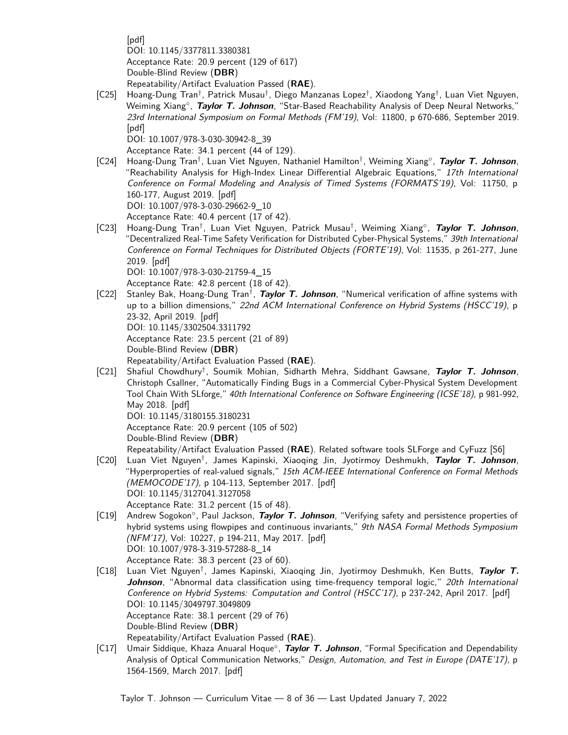[pdf]
DOI: 10.1145/3377811.3380381
Acceptance Rate: 20.9 percent (129 of 617)
Double-Blind Review (**DBR**)
Repeatability/Artifact Evaluation Passed (**RAE**).

[C25] Hoang-Dung Tran†, Patrick Musau†, Diego Manzanas Lopez†, Xiaodong Yang†, Luan Viet Nguyen, Weiming Xiang°, ***Taylor T. Johnson***, "Star-Based Reachability Analysis of Deep Neural Networks," *23rd International Symposium on Formal Methods (FM'19)*, Vol: 11800, p 670-686, September 2019. [pdf]
DOI: 10.1007/978-3-030-30942-8_39
Acceptance Rate: 34.1 percent (44 of 129).

[C24] Hoang-Dung Tran†, Luan Viet Nguyen, Nathaniel Hamilton†, Weiming Xiang°, ***Taylor T. Johnson***, "Reachability Analysis for High-Index Linear Differential Algebraic Equations," *17th International Conference on Formal Modeling and Analysis of Timed Systems (FORMATS'19)*, Vol: 11750, p 160-177, August 2019. [pdf]
DOI: 10.1007/978-3-030-29662-9_10
Acceptance Rate: 40.4 percent (17 of 42).

[C23] Hoang-Dung Tran†, Luan Viet Nguyen, Patrick Musau†, Weiming Xiang°, ***Taylor T. Johnson***, "Decentralized Real-Time Safety Verification for Distributed Cyber-Physical Systems," *39th International Conference on Formal Techniques for Distributed Objects (FORTE'19)*, Vol: 11535, p 261-277, June 2019. [pdf]
DOI: 10.1007/978-3-030-21759-4_15
Acceptance Rate: 42.8 percent (18 of 42).

[C22] Stanley Bak, Hoang-Dung Tran†, ***Taylor T. Johnson***, "Numerical verification of affine systems with up to a billion dimensions," *22nd ACM International Conference on Hybrid Systems (HSCC'19)*, p 23-32, April 2019. [pdf]
DOI: 10.1145/3302504.3311792
Acceptance Rate: 23.5 percent (21 of 89)
Double-Blind Review (**DBR**)
Repeatability/Artifact Evaluation Passed (**RAE**).

[C21] Shafiul Chowdhury†, Soumik Mohian, Sidharth Mehra, Siddhant Gawsane, ***Taylor T. Johnson***, Christoph Csallner, "Automatically Finding Bugs in a Commercial Cyber-Physical System Development Tool Chain With SLforge," *40th International Conference on Software Engineering (ICSE'18)*, p 981-992, May 2018. [pdf]
DOI: 10.1145/3180155.3180231
Acceptance Rate: 20.9 percent (105 of 502)
Double-Blind Review (**DBR**)
Repeatability/Artifact Evaluation Passed (**RAE**). Related software tools SLForge and CyFuzz [S6]

[C20] Luan Viet Nguyen†, James Kapinski, Xiaoqing Jin, Jyotirmoy Deshmukh, ***Taylor T. Johnson***, "Hyperproperties of real-valued signals," *15th ACM-IEEE International Conference on Formal Methods (MEMOCODE'17)*, p 104-113, September 2017. [pdf]
DOI: 10.1145/3127041.3127058
Acceptance Rate: 31.2 percent (15 of 48).

[C19] Andrew Sogokon°, Paul Jackson, ***Taylor T. Johnson***, "Verifying safety and persistence properties of hybrid systems using flowpipes and continuous invariants," *9th NASA Formal Methods Symposium (NFM'17)*, Vol: 10227, p 194-211, May 2017. [pdf]
DOI: 10.1007/978-3-319-57288-8_14
Acceptance Rate: 38.3 percent (23 of 60).

[C18] Luan Viet Nguyen†, James Kapinski, Xiaoqing Jin, Jyotirmoy Deshmukh, Ken Butts, ***Taylor T. Johnson***, "Abnormal data classification using time-frequency temporal logic," *20th International Conference on Hybrid Systems: Computation and Control (HSCC'17)*, p 237-242, April 2017. [pdf]
DOI: 10.1145/3049797.3049809
Acceptance Rate: 38.1 percent (29 of 76)
Double-Blind Review (**DBR**)
Repeatability/Artifact Evaluation Passed (**RAE**).

[C17] Umair Siddique, Khaza Anuaral Hoque°, ***Taylor T. Johnson***, "Formal Specification and Dependability Analysis of Optical Communication Networks," *Design, Automation, and Test in Europe (DATE'17)*, p 1564-1569, March 2017. [pdf]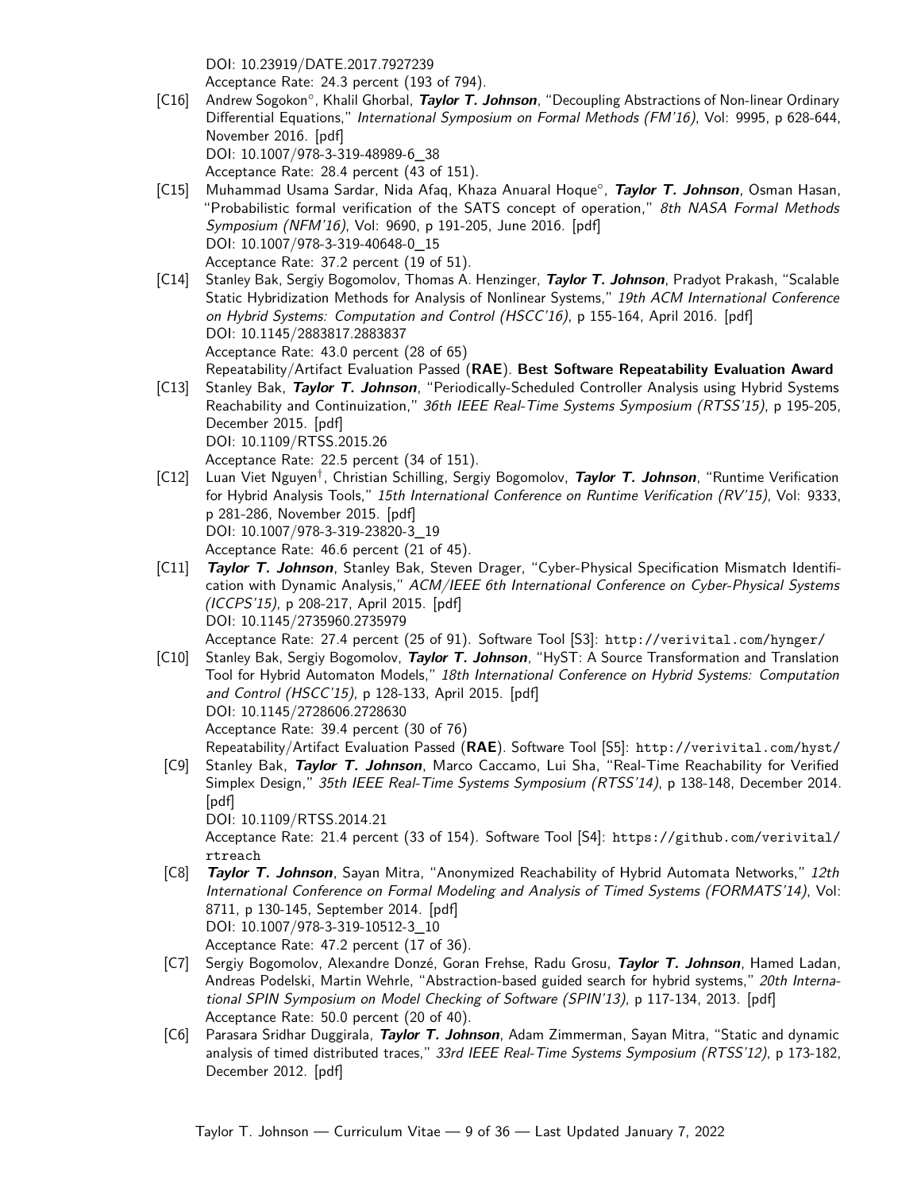DOI: 10.23919/DATE.2017.7927239
Acceptance Rate: 24.3 percent (193 of 794).

[C16] Andrew Sogokon°, Khalil Ghorbal, ***Taylor T. Johnson***, "Decoupling Abstractions of Non-linear Ordinary Differential Equations," *International Symposium on Formal Methods (FM'16)*, Vol: 9995, p 628-644, November 2016. [pdf]
DOI: 10.1007/978-3-319-48989-6_38
Acceptance Rate: 28.4 percent (43 of 151).

[C15] Muhammad Usama Sardar, Nida Afaq, Khaza Anuaral Hoque°, ***Taylor T. Johnson***, Osman Hasan, "Probabilistic formal verification of the SATS concept of operation," *8th NASA Formal Methods Symposium (NFM'16)*, Vol: 9690, p 191-205, June 2016. [pdf]
DOI: 10.1007/978-3-319-40648-0_15
Acceptance Rate: 37.2 percent (19 of 51).

[C14] Stanley Bak, Sergiy Bogomolov, Thomas A. Henzinger, ***Taylor T. Johnson***, Pradyot Prakash, "Scalable Static Hybridization Methods for Analysis of Nonlinear Systems," *19th ACM International Conference on Hybrid Systems: Computation and Control (HSCC'16)*, p 155-164, April 2016. [pdf]
DOI: 10.1145/2883817.2883837
Acceptance Rate: 43.0 percent (28 of 65)
Repeatability/Artifact Evaluation Passed (**RAE**). **Best Software Repeatability Evaluation Award**

[C13] Stanley Bak, ***Taylor T. Johnson***, "Periodically-Scheduled Controller Analysis using Hybrid Systems Reachability and Continuization," *36th IEEE Real-Time Systems Symposium (RTSS'15)*, p 195-205, December 2015. [pdf]
DOI: 10.1109/RTSS.2015.26
Acceptance Rate: 22.5 percent (34 of 151).

[C12] Luan Viet Nguyen†, Christian Schilling, Sergiy Bogomolov, ***Taylor T. Johnson***, "Runtime Verification for Hybrid Analysis Tools," *15th International Conference on Runtime Verification (RV'15)*, Vol: 9333, p 281-286, November 2015. [pdf]
DOI: 10.1007/978-3-319-23820-3_19
Acceptance Rate: 46.6 percent (21 of 45).

[C11] ***Taylor T. Johnson***, Stanley Bak, Steven Drager, "Cyber-Physical Specification Mismatch Identification with Dynamic Analysis," *ACM/IEEE 6th International Conference on Cyber-Physical Systems (ICCPS'15)*, p 208-217, April 2015. [pdf]
DOI: 10.1145/2735960.2735979
Acceptance Rate: 27.4 percent (25 of 91). Software Tool [S3]: `http://verivital.com/hynger/`

[C10] Stanley Bak, Sergiy Bogomolov, ***Taylor T. Johnson***, "HyST: A Source Transformation and Translation Tool for Hybrid Automaton Models," *18th International Conference on Hybrid Systems: Computation and Control (HSCC'15)*, p 128-133, April 2015. [pdf]
DOI: 10.1145/2728606.2728630
Acceptance Rate: 39.4 percent (30 of 76)
Repeatability/Artifact Evaluation Passed (**RAE**). Software Tool [S5]: `http://verivital.com/hyst/`

[C9] Stanley Bak, ***Taylor T. Johnson***, Marco Caccamo, Lui Sha, "Real-Time Reachability for Verified Simplex Design," *35th IEEE Real-Time Systems Symposium (RTSS'14)*, p 138-148, December 2014. [pdf]
DOI: 10.1109/RTSS.2014.21
Acceptance Rate: 21.4 percent (33 of 154). Software Tool [S4]: `https://github.com/verivital/rtreach`

[C8] ***Taylor T. Johnson***, Sayan Mitra, "Anonymized Reachability of Hybrid Automata Networks," *12th International Conference on Formal Modeling and Analysis of Timed Systems (FORMATS'14)*, Vol: 8711, p 130-145, September 2014. [pdf]
DOI: 10.1007/978-3-319-10512-3_10
Acceptance Rate: 47.2 percent (17 of 36).

[C7] Sergiy Bogomolov, Alexandre Donzé, Goran Frehse, Radu Grosu, ***Taylor T. Johnson***, Hamed Ladan, Andreas Podelski, Martin Wehrle, "Abstraction-based guided search for hybrid systems," *20th International SPIN Symposium on Model Checking of Software (SPIN'13)*, p 117-134, 2013. [pdf]
Acceptance Rate: 50.0 percent (20 of 40).

[C6] Parasara Sridhar Duggirala, ***Taylor T. Johnson***, Adam Zimmerman, Sayan Mitra, "Static and dynamic analysis of timed distributed traces," *33rd IEEE Real-Time Systems Symposium (RTSS'12)*, p 173-182, December 2012. [pdf]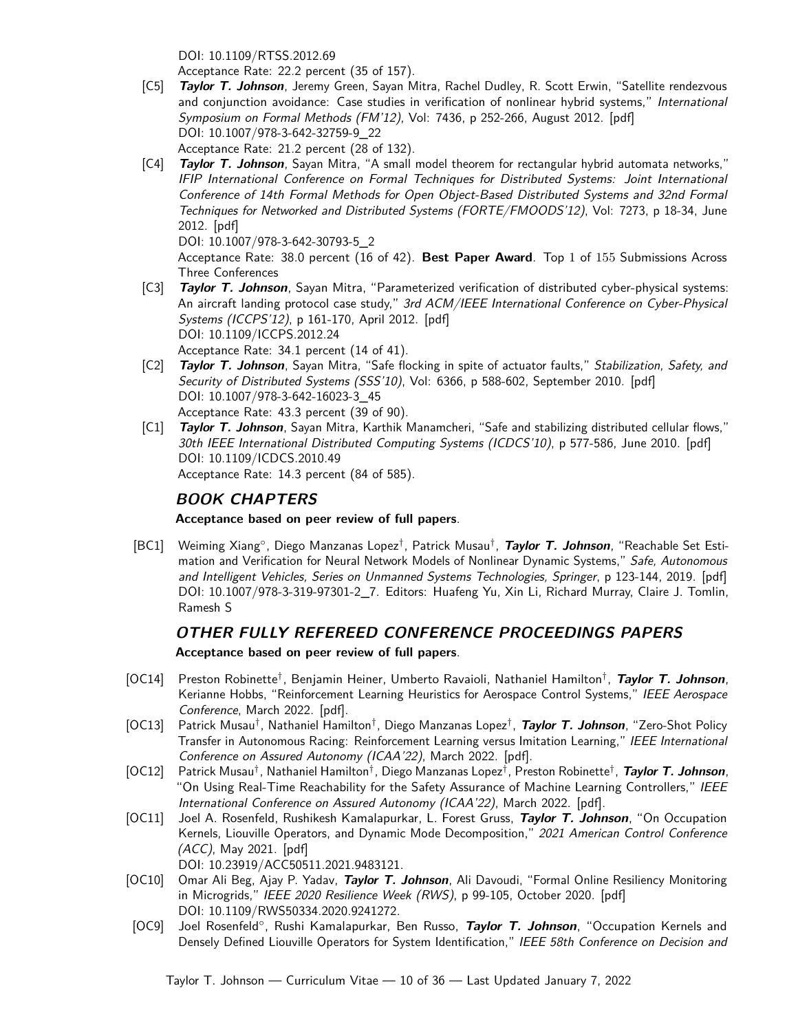DOI: 10.1109/RTSS.2012.69
Acceptance Rate: 22.2 percent (35 of 157).

[C5] ***Taylor T. Johnson***, Jeremy Green, Sayan Mitra, Rachel Dudley, R. Scott Erwin, "Satellite rendezvous and conjunction avoidance: Case studies in verification of nonlinear hybrid systems," *International Symposium on Formal Methods (FM'12)*, Vol: 7436, p 252-266, August 2012. [pdf]
DOI: 10.1007/978-3-642-32759-9_22
Acceptance Rate: 21.2 percent (28 of 132).

[C4] ***Taylor T. Johnson***, Sayan Mitra, "A small model theorem for rectangular hybrid automata networks," *IFIP International Conference on Formal Techniques for Distributed Systems: Joint International Conference of 14th Formal Methods for Open Object-Based Distributed Systems and 32nd Formal Techniques for Networked and Distributed Systems (FORTE/FMOODS'12)*, Vol: 7273, p 18-34, June 2012. [pdf]
DOI: 10.1007/978-3-642-30793-5_2
Acceptance Rate: 38.0 percent (16 of 42). **Best Paper Award**. Top 1 of 155 Submissions Across Three Conferences

[C3] ***Taylor T. Johnson***, Sayan Mitra, "Parameterized verification of distributed cyber-physical systems: An aircraft landing protocol case study," *3rd ACM/IEEE International Conference on Cyber-Physical Systems (ICCPS'12)*, p 161-170, April 2012. [pdf]
DOI: 10.1109/ICCPS.2012.24
Acceptance Rate: 34.1 percent (14 of 41).

[C2] ***Taylor T. Johnson***, Sayan Mitra, "Safe flocking in spite of actuator faults," *Stabilization, Safety, and Security of Distributed Systems (SSS'10)*, Vol: 6366, p 588-602, September 2010. [pdf]
DOI: 10.1007/978-3-642-16023-3_45
Acceptance Rate: 43.3 percent (39 of 90).

[C1] ***Taylor T. Johnson***, Sayan Mitra, Karthik Manamcheri, "Safe and stabilizing distributed cellular flows," *30th IEEE International Distributed Computing Systems (ICDCS'10)*, p 577-586, June 2010. [pdf]
DOI: 10.1109/ICDCS.2010.49
Acceptance Rate: 14.3 percent (84 of 585).

## BOOK CHAPTERS

**Acceptance based on peer review of full papers**.

[BC1] Weiming Xiang°, Diego Manzanas Lopez†, Patrick Musau†, ***Taylor T. Johnson***, "Reachable Set Estimation and Verification for Neural Network Models of Nonlinear Dynamic Systems," *Safe, Autonomous and Intelligent Vehicles, Series on Unmanned Systems Technologies, Springer*, p 123-144, 2019. [pdf]
DOI: 10.1007/978-3-319-97301-2_7. Editors: Huafeng Yu, Xin Li, Richard Murray, Claire J. Tomlin, Ramesh S

## OTHER FULLY REFEREED CONFERENCE PROCEEDINGS PAPERS

**Acceptance based on peer review of full papers**.

[OC14] Preston Robinette†, Benjamin Heiner, Umberto Ravaioli, Nathaniel Hamilton†, ***Taylor T. Johnson***, Kerianne Hobbs, "Reinforcement Learning Heuristics for Aerospace Control Systems," *IEEE Aerospace Conference*, March 2022. [pdf].

[OC13] Patrick Musau†, Nathaniel Hamilton†, Diego Manzanas Lopez†, ***Taylor T. Johnson***, "Zero-Shot Policy Transfer in Autonomous Racing: Reinforcement Learning versus Imitation Learning," *IEEE International Conference on Assured Autonomy (ICAA'22)*, March 2022. [pdf].

[OC12] Patrick Musau†, Nathaniel Hamilton†, Diego Manzanas Lopez†, Preston Robinette†, ***Taylor T. Johnson***, "On Using Real-Time Reachability for the Safety Assurance of Machine Learning Controllers," *IEEE International Conference on Assured Autonomy (ICAA'22)*, March 2022. [pdf].

[OC11] Joel A. Rosenfeld, Rushikesh Kamalapurkar, L. Forest Gruss, ***Taylor T. Johnson***, "On Occupation Kernels, Liouville Operators, and Dynamic Mode Decomposition," *2021 American Control Conference (ACC)*, May 2021. [pdf]
DOI: 10.23919/ACC50511.2021.9483121.

[OC10] Omar Ali Beg, Ajay P. Yadav, ***Taylor T. Johnson***, Ali Davoudi, "Formal Online Resiliency Monitoring in Microgrids," *IEEE 2020 Resilience Week (RWS)*, p 99-105, October 2020. [pdf]
DOI: 10.1109/RWS50334.2020.9241272.

[OC9] Joel Rosenfeld°, Rushi Kamalapurkar, Ben Russo, ***Taylor T. Johnson***, "Occupation Kernels and Densely Defined Liouville Operators for System Identification," *IEEE 58th Conference on Decision and*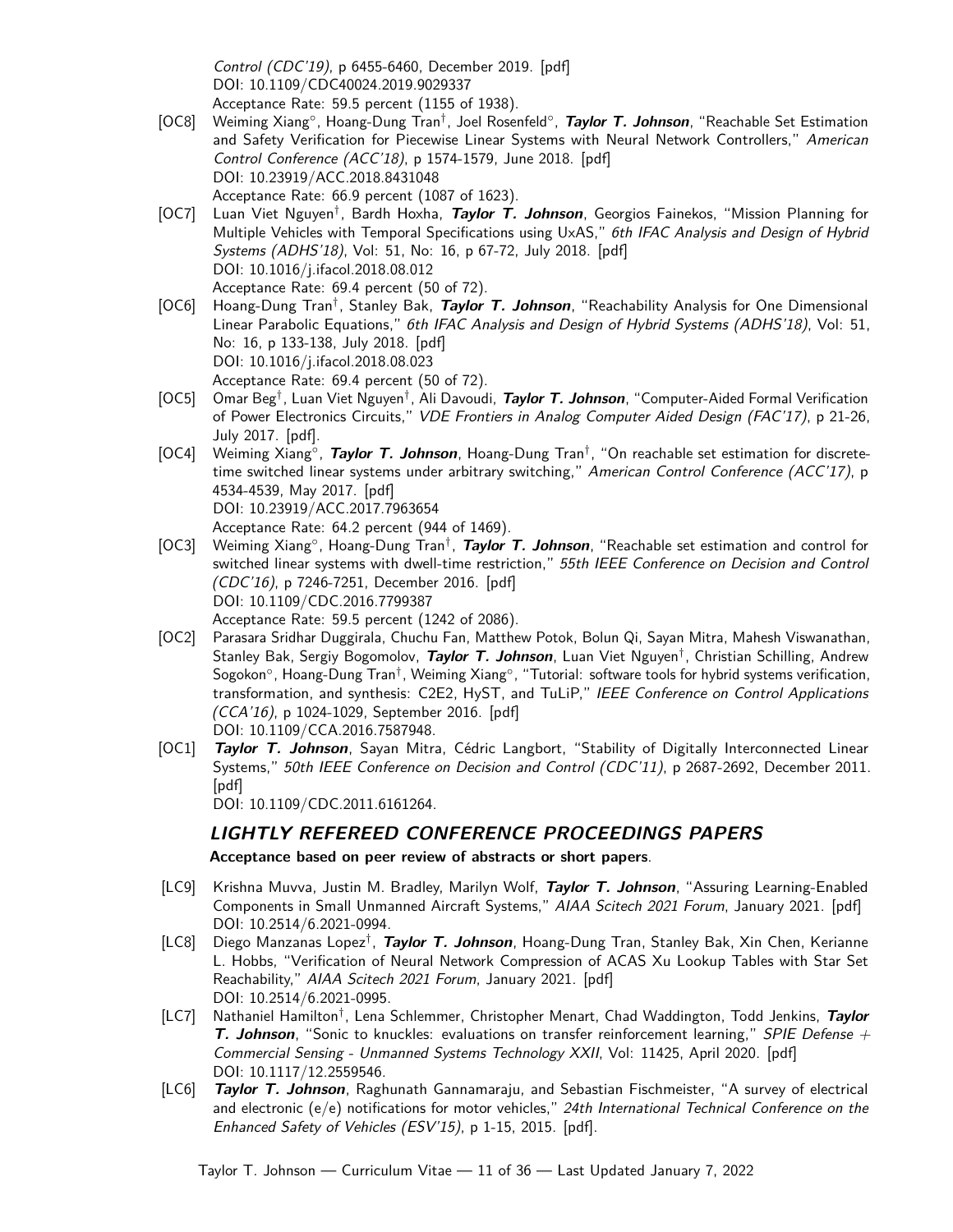*Control (CDC'19)*, p 6455-6460, December 2019. [pdf]
DOI: 10.1109/CDC40024.2019.9029337
Acceptance Rate: 59.5 percent (1155 of 1938).

[OC8] Weiming Xiang°, Hoang-Dung Tran†, Joel Rosenfeld°, ***Taylor T. Johnson***, "Reachable Set Estimation and Safety Verification for Piecewise Linear Systems with Neural Network Controllers," *American Control Conference (ACC'18)*, p 1574-1579, June 2018. [pdf]
DOI: 10.23919/ACC.2018.8431048
Acceptance Rate: 66.9 percent (1087 of 1623).

[OC7] Luan Viet Nguyen†, Bardh Hoxha, ***Taylor T. Johnson***, Georgios Fainekos, "Mission Planning for Multiple Vehicles with Temporal Specifications using UxAS," *6th IFAC Analysis and Design of Hybrid Systems (ADHS'18)*, Vol: 51, No: 16, p 67-72, July 2018. [pdf]
DOI: 10.1016/j.ifacol.2018.08.012
Acceptance Rate: 69.4 percent (50 of 72).

[OC6] Hoang-Dung Tran†, Stanley Bak, ***Taylor T. Johnson***, "Reachability Analysis for One Dimensional Linear Parabolic Equations," *6th IFAC Analysis and Design of Hybrid Systems (ADHS'18)*, Vol: 51, No: 16, p 133-138, July 2018. [pdf]
DOI: 10.1016/j.ifacol.2018.08.023
Acceptance Rate: 69.4 percent (50 of 72).

[OC5] Omar Beg†, Luan Viet Nguyen†, Ali Davoudi, ***Taylor T. Johnson***, "Computer-Aided Formal Verification of Power Electronics Circuits," *VDE Frontiers in Analog Computer Aided Design (FAC'17)*, p 21-26, July 2017. [pdf].

[OC4] Weiming Xiang°, ***Taylor T. Johnson***, Hoang-Dung Tran†, "On reachable set estimation for discrete-time switched linear systems under arbitrary switching," *American Control Conference (ACC'17)*, p 4534-4539, May 2017. [pdf]
DOI: 10.23919/ACC.2017.7963654
Acceptance Rate: 64.2 percent (944 of 1469).

[OC3] Weiming Xiang°, Hoang-Dung Tran†, ***Taylor T. Johnson***, "Reachable set estimation and control for switched linear systems with dwell-time restriction," *55th IEEE Conference on Decision and Control (CDC'16)*, p 7246-7251, December 2016. [pdf]
DOI: 10.1109/CDC.2016.7799387
Acceptance Rate: 59.5 percent (1242 of 2086).

[OC2] Parasara Sridhar Duggirala, Chuchu Fan, Matthew Potok, Bolun Qi, Sayan Mitra, Mahesh Viswanathan, Stanley Bak, Sergiy Bogomolov, ***Taylor T. Johnson***, Luan Viet Nguyen†, Christian Schilling, Andrew Sogokon°, Hoang-Dung Tran†, Weiming Xiang°, "Tutorial: software tools for hybrid systems verification, transformation, and synthesis: C2E2, HyST, and TuLiP," *IEEE Conference on Control Applications (CCA'16)*, p 1024-1029, September 2016. [pdf]
DOI: 10.1109/CCA.2016.7587948.

[OC1] ***Taylor T. Johnson***, Sayan Mitra, Cédric Langbort, "Stability of Digitally Interconnected Linear Systems," *50th IEEE Conference on Decision and Control (CDC'11)*, p 2687-2692, December 2011. [pdf]
DOI: 10.1109/CDC.2011.6161264.

## *LIGHTLY REFEREED CONFERENCE PROCEEDINGS PAPERS*

**Acceptance based on peer review of abstracts or short papers**.

[LC9] Krishna Muvva, Justin M. Bradley, Marilyn Wolf, ***Taylor T. Johnson***, "Assuring Learning-Enabled Components in Small Unmanned Aircraft Systems," *AIAA Scitech 2021 Forum*, January 2021. [pdf]
DOI: 10.2514/6.2021-0994.

[LC8] Diego Manzanas Lopez†, ***Taylor T. Johnson***, Hoang-Dung Tran, Stanley Bak, Xin Chen, Kerianne L. Hobbs, "Verification of Neural Network Compression of ACAS Xu Lookup Tables with Star Set Reachability," *AIAA Scitech 2021 Forum*, January 2021. [pdf]
DOI: 10.2514/6.2021-0995.

[LC7] Nathaniel Hamilton†, Lena Schlemmer, Christopher Menart, Chad Waddington, Todd Jenkins, ***Taylor T. Johnson***, "Sonic to knuckles: evaluations on transfer reinforcement learning," *SPIE Defense + Commercial Sensing - Unmanned Systems Technology XXII*, Vol: 11425, April 2020. [pdf]
DOI: 10.1117/12.2559546.

[LC6] ***Taylor T. Johnson***, Raghunath Gannamaraju, and Sebastian Fischmeister, "A survey of electrical and electronic (e/e) notifications for motor vehicles," *24th International Technical Conference on the Enhanced Safety of Vehicles (ESV'15)*, p 1-15, 2015. [pdf].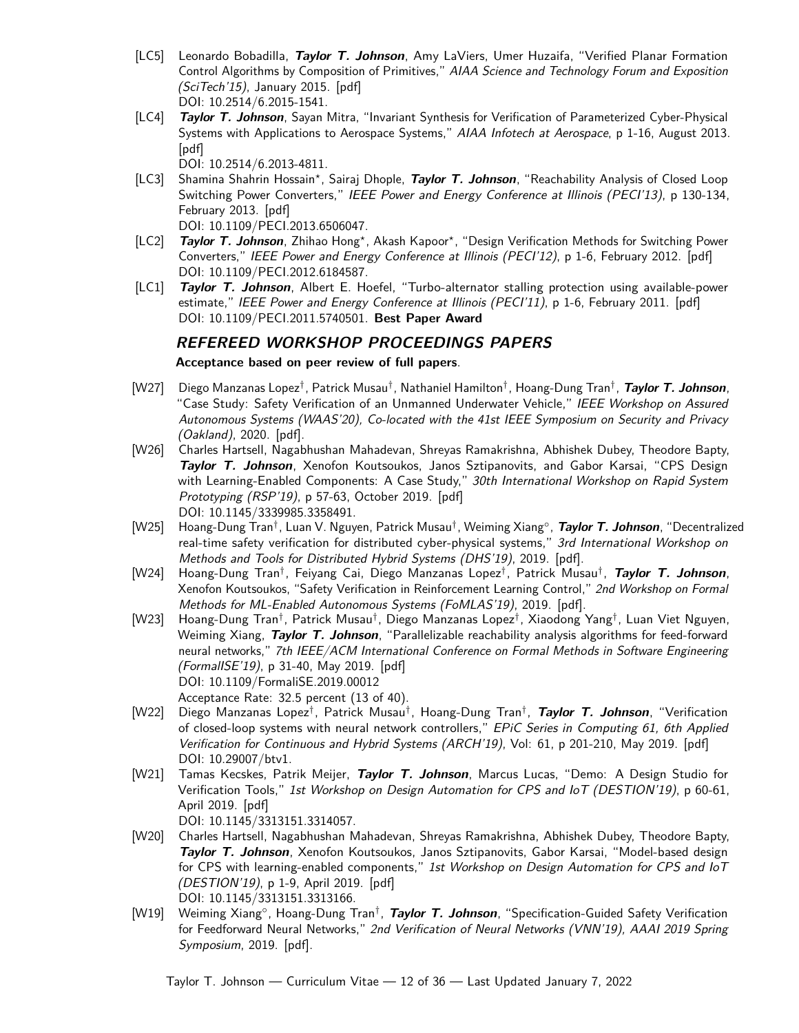- [LC5] Leonardo Bobadilla, ***Taylor T. Johnson***, Amy LaViers, Umer Huzaifa, "Verified Planar Formation Control Algorithms by Composition of Primitives," *AIAA Science and Technology Forum and Exposition (SciTech'15)*, January 2015. [pdf]
  DOI: 10.2514/6.2015-1541.
- [LC4] ***Taylor T. Johnson***, Sayan Mitra, "Invariant Synthesis for Verification of Parameterized Cyber-Physical Systems with Applications to Aerospace Systems," *AIAA Infotech at Aerospace*, p 1-16, August 2013. [pdf]
  DOI: 10.2514/6.2013-4811.
- [LC3] Shamina Shahrin Hossain*, Sairaj Dhople, ***Taylor T. Johnson***, "Reachability Analysis of Closed Loop Switching Power Converters," *IEEE Power and Energy Conference at Illinois (PECI'13)*, p 130-134, February 2013. [pdf]
  DOI: 10.1109/PECI.2013.6506047.
- [LC2] ***Taylor T. Johnson***, Zhihao Hong*, Akash Kapoor*, "Design Verification Methods for Switching Power Converters," *IEEE Power and Energy Conference at Illinois (PECI'12)*, p 1-6, February 2012. [pdf]
  DOI: 10.1109/PECI.2012.6184587.
- [LC1] ***Taylor T. Johnson***, Albert E. Hoefel, "Turbo-alternator stalling protection using available-power estimate," *IEEE Power and Energy Conference at Illinois (PECI'11)*, p 1-6, February 2011. [pdf]
  DOI: 10.1109/PECI.2011.5740501. **Best Paper Award**

## *REFEREED WORKSHOP PROCEEDINGS PAPERS*

**Acceptance based on peer review of full papers**.

- [W27] Diego Manzanas Lopez†, Patrick Musau†, Nathaniel Hamilton†, Hoang-Dung Tran†, ***Taylor T. Johnson***, "Case Study: Safety Verification of an Unmanned Underwater Vehicle," *IEEE Workshop on Assured Autonomous Systems (WAAS'20), Co-located with the 41st IEEE Symposium on Security and Privacy (Oakland)*, 2020. [pdf].
- [W26] Charles Hartsell, Nagabhushan Mahadevan, Shreyas Ramakrishna, Abhishek Dubey, Theodore Bapty, ***Taylor T. Johnson***, Xenofon Koutsoukos, Janos Sztipanovits, and Gabor Karsai, "CPS Design with Learning-Enabled Components: A Case Study," *30th International Workshop on Rapid System Prototyping (RSP'19)*, p 57-63, October 2019. [pdf]
  DOI: 10.1145/3339985.3358491.
- [W25] Hoang-Dung Tran†, Luan V. Nguyen, Patrick Musau†, Weiming Xiang°, ***Taylor T. Johnson***, "Decentralized real-time safety verification for distributed cyber-physical systems," *3rd International Workshop on Methods and Tools for Distributed Hybrid Systems (DHS'19)*, 2019. [pdf].
- [W24] Hoang-Dung Tran†, Feiyang Cai, Diego Manzanas Lopez†, Patrick Musau†, ***Taylor T. Johnson***, Xenofon Koutsoukos, "Safety Verification in Reinforcement Learning Control," *2nd Workshop on Formal Methods for ML-Enabled Autonomous Systems (FoMLAS'19)*, 2019. [pdf].
- [W23] Hoang-Dung Tran†, Patrick Musau†, Diego Manzanas Lopez†, Xiaodong Yang†, Luan Viet Nguyen, Weiming Xiang, ***Taylor T. Johnson***, "Parallelizable reachability analysis algorithms for feed-forward neural networks," *7th IEEE/ACM International Conference on Formal Methods in Software Engineering (FormalISE'19)*, p 31-40, May 2019. [pdf]
  DOI: 10.1109/FormaliSE.2019.00012
  Acceptance Rate: 32.5 percent (13 of 40).
- [W22] Diego Manzanas Lopez†, Patrick Musau†, Hoang-Dung Tran†, ***Taylor T. Johnson***, "Verification of closed-loop systems with neural network controllers," *EPiC Series in Computing 61, 6th Applied Verification for Continuous and Hybrid Systems (ARCH'19)*, Vol: 61, p 201-210, May 2019. [pdf]
  DOI: 10.29007/btv1.
- [W21] Tamas Kecskes, Patrik Meijer, ***Taylor T. Johnson***, Marcus Lucas, "Demo: A Design Studio for Verification Tools," *1st Workshop on Design Automation for CPS and IoT (DESTION'19)*, p 60-61, April 2019. [pdf]
  DOI: 10.1145/3313151.3314057.
- [W20] Charles Hartsell, Nagabhushan Mahadevan, Shreyas Ramakrishna, Abhishek Dubey, Theodore Bapty, ***Taylor T. Johnson***, Xenofon Koutsoukos, Janos Sztipanovits, Gabor Karsai, "Model-based design for CPS with learning-enabled components," *1st Workshop on Design Automation for CPS and IoT (DESTION'19)*, p 1-9, April 2019. [pdf]
  DOI: 10.1145/3313151.3313166.
- [W19] Weiming Xiang°, Hoang-Dung Tran†, ***Taylor T. Johnson***, "Specification-Guided Safety Verification for Feedforward Neural Networks," *2nd Verification of Neural Networks (VNN'19), AAAI 2019 Spring Symposium*, 2019. [pdf].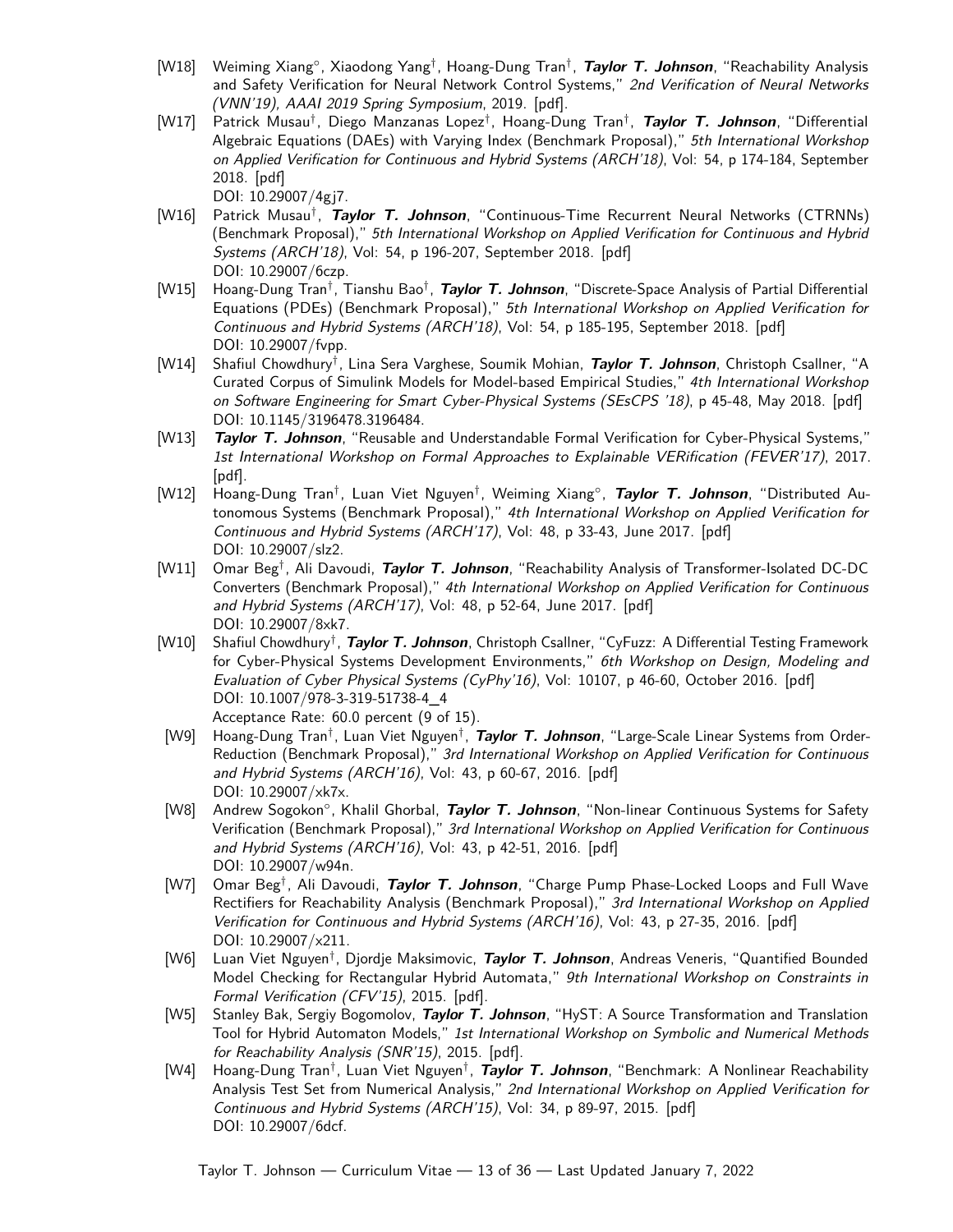- [W18] Weiming Xiang°, Xiaodong Yang†, Hoang-Dung Tran†, ***Taylor T. Johnson***, "Reachability Analysis and Safety Verification for Neural Network Control Systems," *2nd Verification of Neural Networks (VNN'19), AAAI 2019 Spring Symposium*, 2019. [pdf].
- [W17] Patrick Musau†, Diego Manzanas Lopez†, Hoang-Dung Tran†, ***Taylor T. Johnson***, "Differential Algebraic Equations (DAEs) with Varying Index (Benchmark Proposal)," *5th International Workshop on Applied Verification for Continuous and Hybrid Systems (ARCH'18)*, Vol: 54, p 174-184, September 2018. [pdf]
  DOI: 10.29007/4gj7.
- [W16] Patrick Musau†, ***Taylor T. Johnson***, "Continuous-Time Recurrent Neural Networks (CTRNNs) (Benchmark Proposal)," *5th International Workshop on Applied Verification for Continuous and Hybrid Systems (ARCH'18)*, Vol: 54, p 196-207, September 2018. [pdf]
  DOI: 10.29007/6czp.
- [W15] Hoang-Dung Tran†, Tianshu Bao†, ***Taylor T. Johnson***, "Discrete-Space Analysis of Partial Differential Equations (PDEs) (Benchmark Proposal)," *5th International Workshop on Applied Verification for Continuous and Hybrid Systems (ARCH'18)*, Vol: 54, p 185-195, September 2018. [pdf]
  DOI: 10.29007/fvpp.
- [W14] Shafiul Chowdhury†, Lina Sera Varghese, Soumik Mohian, ***Taylor T. Johnson***, Christoph Csallner, "A Curated Corpus of Simulink Models for Model-based Empirical Studies," *4th International Workshop on Software Engineering for Smart Cyber-Physical Systems (SEsCPS '18)*, p 45-48, May 2018. [pdf]
  DOI: 10.1145/3196478.3196484.
- [W13] ***Taylor T. Johnson***, "Reusable and Understandable Formal Verification for Cyber-Physical Systems," *1st International Workshop on Formal Approaches to Explainable VERification (FEVER'17)*, 2017. [pdf].
- [W12] Hoang-Dung Tran†, Luan Viet Nguyen†, Weiming Xiang°, ***Taylor T. Johnson***, "Distributed Autonomous Systems (Benchmark Proposal)," *4th International Workshop on Applied Verification for Continuous and Hybrid Systems (ARCH'17)*, Vol: 48, p 33-43, June 2017. [pdf]
  DOI: 10.29007/slz2.
- [W11] Omar Beg†, Ali Davoudi, ***Taylor T. Johnson***, "Reachability Analysis of Transformer-Isolated DC-DC Converters (Benchmark Proposal)," *4th International Workshop on Applied Verification for Continuous and Hybrid Systems (ARCH'17)*, Vol: 48, p 52-64, June 2017. [pdf]
  DOI: 10.29007/8xk7.
- [W10] Shafiul Chowdhury†, ***Taylor T. Johnson***, Christoph Csallner, "CyFuzz: A Differential Testing Framework for Cyber-Physical Systems Development Environments," *6th Workshop on Design, Modeling and Evaluation of Cyber Physical Systems (CyPhy'16)*, Vol: 10107, p 46-60, October 2016. [pdf]
  DOI: 10.1007/978-3-319-51738-4_4
  Acceptance Rate: 60.0 percent (9 of 15).
- [W9] Hoang-Dung Tran†, Luan Viet Nguyen†, ***Taylor T. Johnson***, "Large-Scale Linear Systems from Order-Reduction (Benchmark Proposal)," *3rd International Workshop on Applied Verification for Continuous and Hybrid Systems (ARCH'16)*, Vol: 43, p 60-67, 2016. [pdf]
  DOI: 10.29007/xk7x.
- [W8] Andrew Sogokon°, Khalil Ghorbal, ***Taylor T. Johnson***, "Non-linear Continuous Systems for Safety Verification (Benchmark Proposal)," *3rd International Workshop on Applied Verification for Continuous and Hybrid Systems (ARCH'16)*, Vol: 43, p 42-51, 2016. [pdf]
  DOI: 10.29007/w94n.
- [W7] Omar Beg†, Ali Davoudi, ***Taylor T. Johnson***, "Charge Pump Phase-Locked Loops and Full Wave Rectifiers for Reachability Analysis (Benchmark Proposal)," *3rd International Workshop on Applied Verification for Continuous and Hybrid Systems (ARCH'16)*, Vol: 43, p 27-35, 2016. [pdf]
  DOI: 10.29007/x211.
- [W6] Luan Viet Nguyen†, Djordje Maksimovic, ***Taylor T. Johnson***, Andreas Veneris, "Quantified Bounded Model Checking for Rectangular Hybrid Automata," *9th International Workshop on Constraints in Formal Verification (CFV'15)*, 2015. [pdf].
- [W5] Stanley Bak, Sergiy Bogomolov, ***Taylor T. Johnson***, "HyST: A Source Transformation and Translation Tool for Hybrid Automaton Models," *1st International Workshop on Symbolic and Numerical Methods for Reachability Analysis (SNR'15)*, 2015. [pdf].
- [W4] Hoang-Dung Tran†, Luan Viet Nguyen†, ***Taylor T. Johnson***, "Benchmark: A Nonlinear Reachability Analysis Test Set from Numerical Analysis," *2nd International Workshop on Applied Verification for Continuous and Hybrid Systems (ARCH'15)*, Vol: 34, p 89-97, 2015. [pdf]
  DOI: 10.29007/6dcf.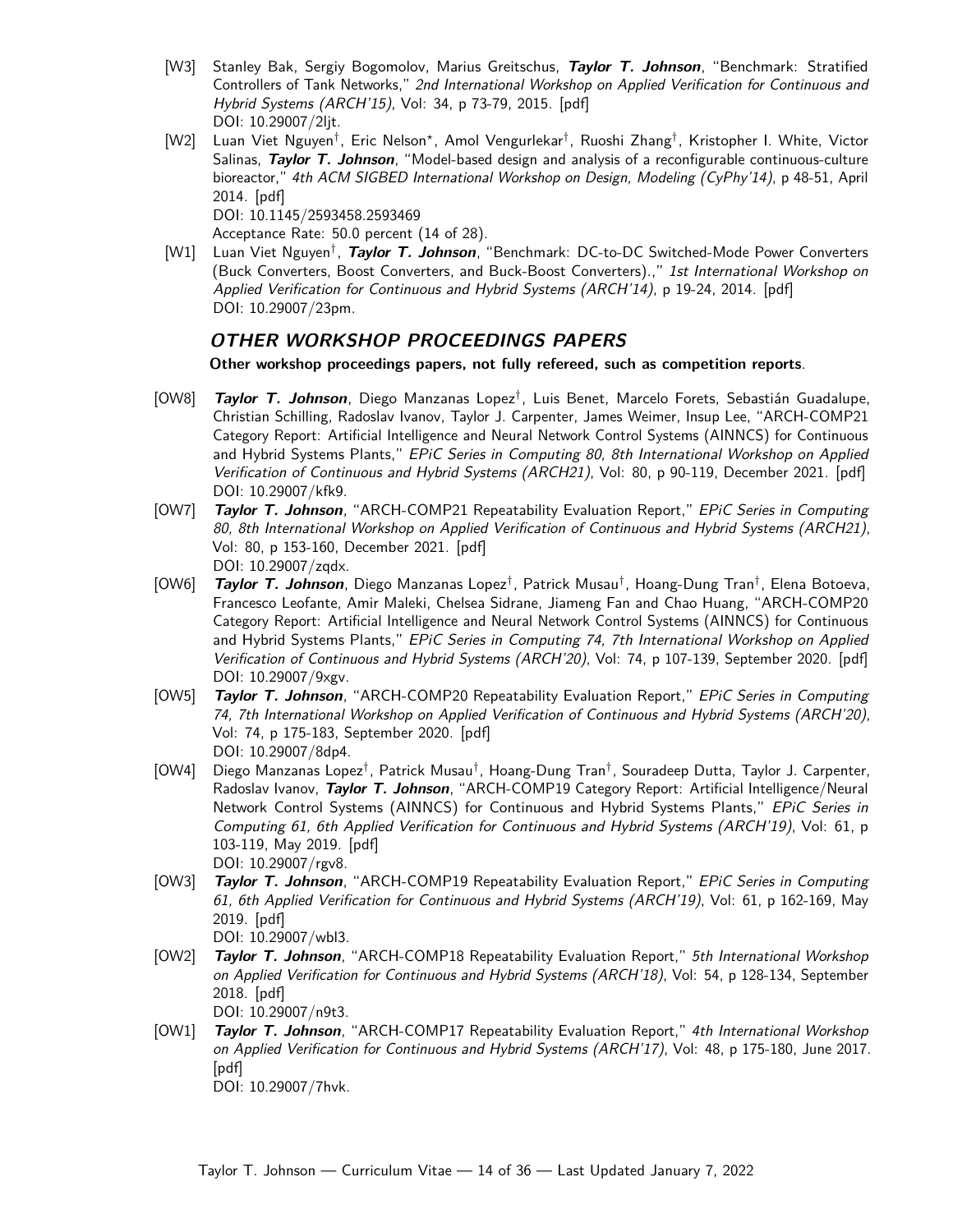[W3] Stanley Bak, Sergiy Bogomolov, Marius Greitschus, ***Taylor T. Johnson***, "Benchmark: Stratified Controllers of Tank Networks," *2nd International Workshop on Applied Verification for Continuous and Hybrid Systems (ARCH'15)*, Vol: 34, p 73-79, 2015. [pdf]
DOI: 10.29007/2ljt.

[W2] Luan Viet Nguyen†, Eric Nelson⋆, Amol Vengurlekar†, Ruoshi Zhang†, Kristopher I. White, Victor Salinas, ***Taylor T. Johnson***, "Model-based design and analysis of a reconfigurable continuous-culture bioreactor," *4th ACM SIGBED International Workshop on Design, Modeling (CyPhy'14)*, p 48-51, April 2014. [pdf]
DOI: 10.1145/2593458.2593469
Acceptance Rate: 50.0 percent (14 of 28).

[W1] Luan Viet Nguyen†, ***Taylor T. Johnson***, "Benchmark: DC-to-DC Switched-Mode Power Converters (Buck Converters, Boost Converters, and Buck-Boost Converters).," *1st International Workshop on Applied Verification for Continuous and Hybrid Systems (ARCH'14)*, p 19-24, 2014. [pdf]
DOI: 10.29007/23pm.

## OTHER WORKSHOP PROCEEDINGS PAPERS

**Other workshop proceedings papers, not fully refereed, such as competition reports**.

[OW8] ***Taylor T. Johnson***, Diego Manzanas Lopez†, Luis Benet, Marcelo Forets, Sebastián Guadalupe, Christian Schilling, Radoslav Ivanov, Taylor J. Carpenter, James Weimer, Insup Lee, "ARCH-COMP21 Category Report: Artificial Intelligence and Neural Network Control Systems (AINNCS) for Continuous and Hybrid Systems Plants," *EPiC Series in Computing 80, 8th International Workshop on Applied Verification of Continuous and Hybrid Systems (ARCH21)*, Vol: 80, p 90-119, December 2021. [pdf]
DOI: 10.29007/kfk9.

[OW7] ***Taylor T. Johnson***, "ARCH-COMP21 Repeatability Evaluation Report," *EPiC Series in Computing 80, 8th International Workshop on Applied Verification of Continuous and Hybrid Systems (ARCH21)*, Vol: 80, p 153-160, December 2021. [pdf]
DOI: 10.29007/zqdx.

[OW6] ***Taylor T. Johnson***, Diego Manzanas Lopez†, Patrick Musau†, Hoang-Dung Tran†, Elena Botoeva, Francesco Leofante, Amir Maleki, Chelsea Sidrane, Jiameng Fan and Chao Huang, "ARCH-COMP20 Category Report: Artificial Intelligence and Neural Network Control Systems (AINNCS) for Continuous and Hybrid Systems Plants," *EPiC Series in Computing 74, 7th International Workshop on Applied Verification of Continuous and Hybrid Systems (ARCH'20)*, Vol: 74, p 107-139, September 2020. [pdf]
DOI: 10.29007/9xgv.

[OW5] ***Taylor T. Johnson***, "ARCH-COMP20 Repeatability Evaluation Report," *EPiC Series in Computing 74, 7th International Workshop on Applied Verification of Continuous and Hybrid Systems (ARCH'20)*, Vol: 74, p 175-183, September 2020. [pdf]
DOI: 10.29007/8dp4.

[OW4] Diego Manzanas Lopez†, Patrick Musau†, Hoang-Dung Tran†, Souradeep Dutta, Taylor J. Carpenter, Radoslav Ivanov, ***Taylor T. Johnson***, "ARCH-COMP19 Category Report: Artificial Intelligence/Neural Network Control Systems (AINNCS) for Continuous and Hybrid Systems Plants," *EPiC Series in Computing 61, 6th Applied Verification for Continuous and Hybrid Systems (ARCH'19)*, Vol: 61, p 103-119, May 2019. [pdf]
DOI: 10.29007/rgv8.

[OW3] ***Taylor T. Johnson***, "ARCH-COMP19 Repeatability Evaluation Report," *EPiC Series in Computing 61, 6th Applied Verification for Continuous and Hybrid Systems (ARCH'19)*, Vol: 61, p 162-169, May 2019. [pdf]
DOI: 10.29007/wbl3.

[OW2] ***Taylor T. Johnson***, "ARCH-COMP18 Repeatability Evaluation Report," *5th International Workshop on Applied Verification for Continuous and Hybrid Systems (ARCH'18)*, Vol: 54, p 128-134, September 2018. [pdf]
DOI: 10.29007/n9t3.

[OW1] ***Taylor T. Johnson***, "ARCH-COMP17 Repeatability Evaluation Report," *4th International Workshop on Applied Verification for Continuous and Hybrid Systems (ARCH'17)*, Vol: 48, p 175-180, June 2017. [pdf]
DOI: 10.29007/7hvk.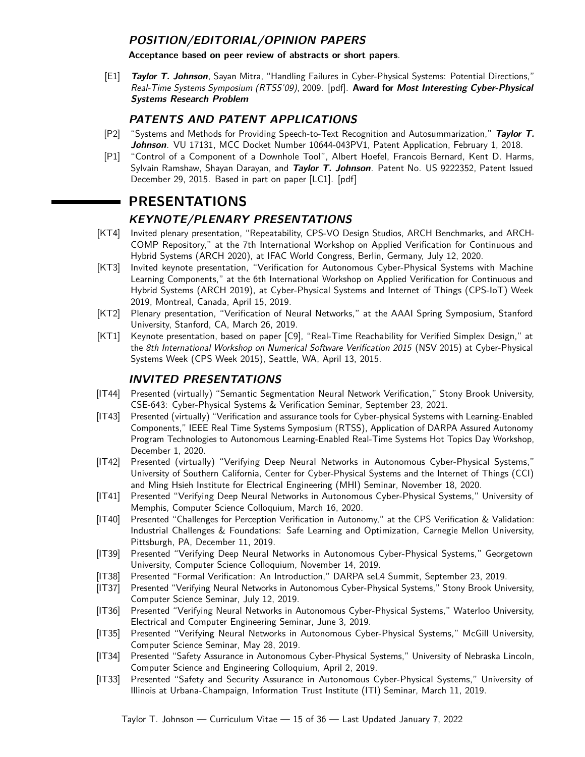### *POSITION/EDITORIAL/OPINION PAPERS*

**Acceptance based on peer review of abstracts or short papers**.

- [E1] ***Taylor T. Johnson***, Sayan Mitra, "Handling Failures in Cyber-Physical Systems: Potential Directions," *Real-Time Systems Symposium (RTSS'09)*, 2009. [pdf]. **Award for *Most Interesting Cyber-Physical Systems Research Problem***

### *PATENTS AND PATENT APPLICATIONS*

- [P2] "Systems and Methods for Providing Speech-to-Text Recognition and Autosummarization," ***Taylor T. Johnson***. VU 17131, MCC Docket Number 10644-043PV1, Patent Application, February 1, 2018.
- [P1] "Control of a Component of a Downhole Tool", Albert Hoefel, Francois Bernard, Kent D. Harms, Sylvain Ramshaw, Shayan Darayan, and ***Taylor T. Johnson***. Patent No. US 9222352, Patent Issued December 29, 2015. Based in part on paper [LC1]. [pdf]

## PRESENTATIONS

### *KEYNOTE/PLENARY PRESENTATIONS*

- [KT4] Invited plenary presentation, "Repeatability, CPS-VO Design Studios, ARCH Benchmarks, and ARCH-COMP Repository," at the 7th International Workshop on Applied Verification for Continuous and Hybrid Systems (ARCH 2020), at IFAC World Congress, Berlin, Germany, July 12, 2020.
- [KT3] Invited keynote presentation, "Verification for Autonomous Cyber-Physical Systems with Machine Learning Components," at the 6th International Workshop on Applied Verification for Continuous and Hybrid Systems (ARCH 2019), at Cyber-Physical Systems and Internet of Things (CPS-IoT) Week 2019, Montreal, Canada, April 15, 2019.
- [KT2] Plenary presentation, "Verification of Neural Networks," at the AAAI Spring Symposium, Stanford University, Stanford, CA, March 26, 2019.
- [KT1] Keynote presentation, based on paper [C9], "Real-Time Reachability for Verified Simplex Design," at the *8th International Workshop on Numerical Software Verification 2015* (NSV 2015) at Cyber-Physical Systems Week (CPS Week 2015), Seattle, WA, April 13, 2015.

### *INVITED PRESENTATIONS*

- [IT44] Presented (virtually) "Semantic Segmentation Neural Network Verification," Stony Brook University, CSE-643: Cyber-Physical Systems & Verification Seminar, September 23, 2021.
- [IT43] Presented (virtually) "Verification and assurance tools for Cyber-physical Systems with Learning-Enabled Components," IEEE Real Time Systems Symposium (RTSS), Application of DARPA Assured Autonomy Program Technologies to Autonomous Learning-Enabled Real-Time Systems Hot Topics Day Workshop, December 1, 2020.
- [IT42] Presented (virtually) "Verifying Deep Neural Networks in Autonomous Cyber-Physical Systems," University of Southern California, Center for Cyber-Physical Systems and the Internet of Things (CCI) and Ming Hsieh Institute for Electrical Engineering (MHI) Seminar, November 18, 2020.
- [IT41] Presented "Verifying Deep Neural Networks in Autonomous Cyber-Physical Systems," University of Memphis, Computer Science Colloquium, March 16, 2020.
- [IT40] Presented "Challenges for Perception Verification in Autonomy," at the CPS Verification & Validation: Industrial Challenges & Foundations: Safe Learning and Optimization, Carnegie Mellon University, Pittsburgh, PA, December 11, 2019.
- [IT39] Presented "Verifying Deep Neural Networks in Autonomous Cyber-Physical Systems," Georgetown University, Computer Science Colloquium, November 14, 2019.
- [IT38] Presented "Formal Verification: An Introduction," DARPA seL4 Summit, September 23, 2019.
- [IT37] Presented "Verifying Neural Networks in Autonomous Cyber-Physical Systems," Stony Brook University, Computer Science Seminar, July 12, 2019.
- [IT36] Presented "Verifying Neural Networks in Autonomous Cyber-Physical Systems," Waterloo University, Electrical and Computer Engineering Seminar, June 3, 2019.
- [IT35] Presented "Verifying Neural Networks in Autonomous Cyber-Physical Systems," McGill University, Computer Science Seminar, May 28, 2019.
- [IT34] Presented "Safety Assurance in Autonomous Cyber-Physical Systems," University of Nebraska Lincoln, Computer Science and Engineering Colloquium, April 2, 2019.
- [IT33] Presented "Safety and Security Assurance in Autonomous Cyber-Physical Systems," University of Illinois at Urbana-Champaign, Information Trust Institute (ITI) Seminar, March 11, 2019.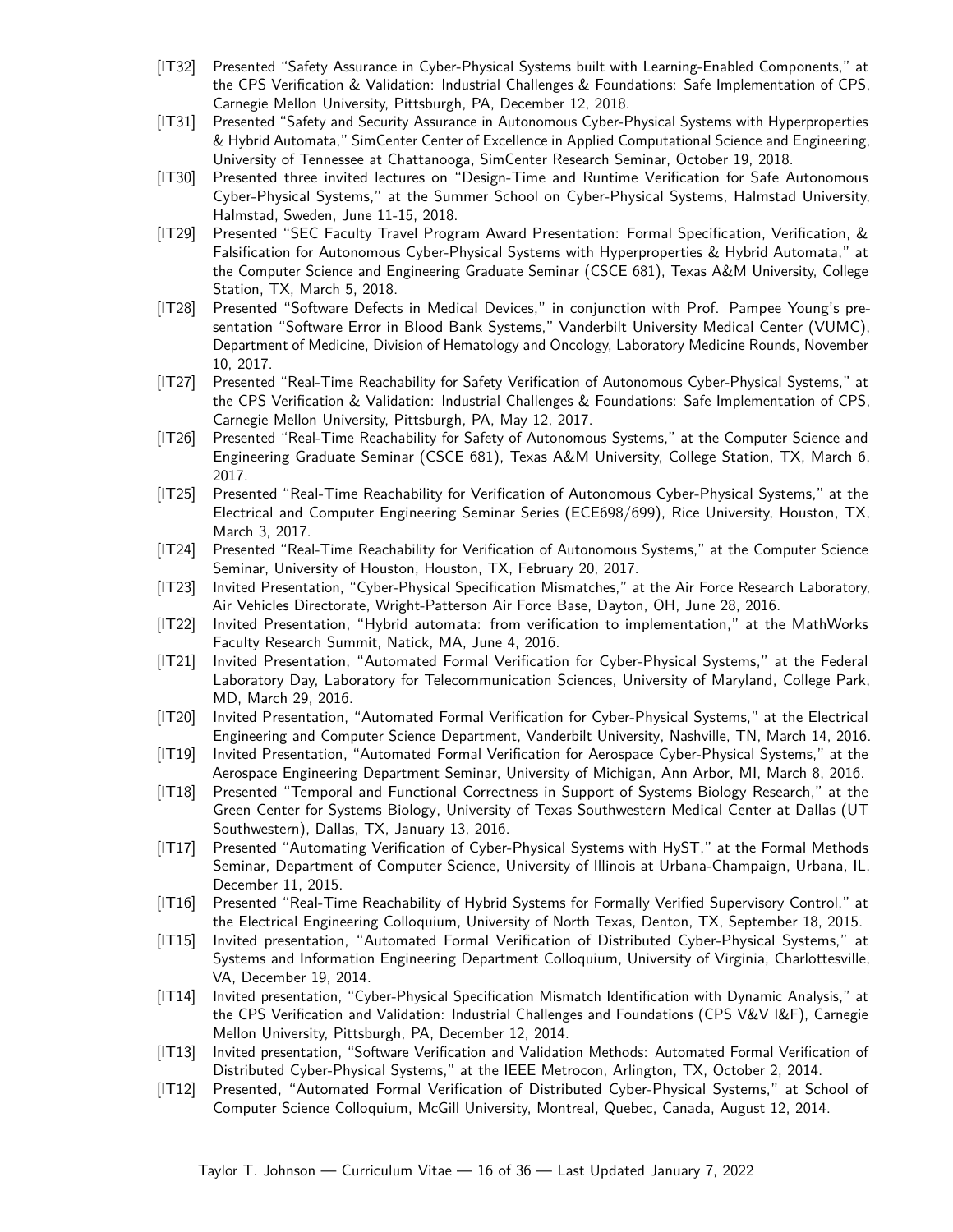- [IT32] Presented "Safety Assurance in Cyber-Physical Systems built with Learning-Enabled Components," at the CPS Verification & Validation: Industrial Challenges & Foundations: Safe Implementation of CPS, Carnegie Mellon University, Pittsburgh, PA, December 12, 2018.
- [IT31] Presented "Safety and Security Assurance in Autonomous Cyber-Physical Systems with Hyperproperties & Hybrid Automata," SimCenter Center of Excellence in Applied Computational Science and Engineering, University of Tennessee at Chattanooga, SimCenter Research Seminar, October 19, 2018.
- [IT30] Presented three invited lectures on "Design-Time and Runtime Verification for Safe Autonomous Cyber-Physical Systems," at the Summer School on Cyber-Physical Systems, Halmstad University, Halmstad, Sweden, June 11-15, 2018.
- [IT29] Presented "SEC Faculty Travel Program Award Presentation: Formal Specification, Verification, & Falsification for Autonomous Cyber-Physical Systems with Hyperproperties & Hybrid Automata," at the Computer Science and Engineering Graduate Seminar (CSCE 681), Texas A&M University, College Station, TX, March 5, 2018.
- [IT28] Presented "Software Defects in Medical Devices," in conjunction with Prof. Pampee Young's presentation "Software Error in Blood Bank Systems," Vanderbilt University Medical Center (VUMC), Department of Medicine, Division of Hematology and Oncology, Laboratory Medicine Rounds, November 10, 2017.
- [IT27] Presented "Real-Time Reachability for Safety Verification of Autonomous Cyber-Physical Systems," at the CPS Verification & Validation: Industrial Challenges & Foundations: Safe Implementation of CPS, Carnegie Mellon University, Pittsburgh, PA, May 12, 2017.
- [IT26] Presented "Real-Time Reachability for Safety of Autonomous Systems," at the Computer Science and Engineering Graduate Seminar (CSCE 681), Texas A&M University, College Station, TX, March 6, 2017.
- [IT25] Presented "Real-Time Reachability for Verification of Autonomous Cyber-Physical Systems," at the Electrical and Computer Engineering Seminar Series (ECE698/699), Rice University, Houston, TX, March 3, 2017.
- [IT24] Presented "Real-Time Reachability for Verification of Autonomous Systems," at the Computer Science Seminar, University of Houston, Houston, TX, February 20, 2017.
- [IT23] Invited Presentation, "Cyber-Physical Specification Mismatches," at the Air Force Research Laboratory, Air Vehicles Directorate, Wright-Patterson Air Force Base, Dayton, OH, June 28, 2016.
- [IT22] Invited Presentation, "Hybrid automata: from verification to implementation," at the MathWorks Faculty Research Summit, Natick, MA, June 4, 2016.
- [IT21] Invited Presentation, "Automated Formal Verification for Cyber-Physical Systems," at the Federal Laboratory Day, Laboratory for Telecommunication Sciences, University of Maryland, College Park, MD, March 29, 2016.
- [IT20] Invited Presentation, "Automated Formal Verification for Cyber-Physical Systems," at the Electrical Engineering and Computer Science Department, Vanderbilt University, Nashville, TN, March 14, 2016.
- [IT19] Invited Presentation, "Automated Formal Verification for Aerospace Cyber-Physical Systems," at the Aerospace Engineering Department Seminar, University of Michigan, Ann Arbor, MI, March 8, 2016.
- [IT18] Presented "Temporal and Functional Correctness in Support of Systems Biology Research," at the Green Center for Systems Biology, University of Texas Southwestern Medical Center at Dallas (UT Southwestern), Dallas, TX, January 13, 2016.
- [IT17] Presented "Automating Verification of Cyber-Physical Systems with HyST," at the Formal Methods Seminar, Department of Computer Science, University of Illinois at Urbana-Champaign, Urbana, IL, December 11, 2015.
- [IT16] Presented "Real-Time Reachability of Hybrid Systems for Formally Verified Supervisory Control," at the Electrical Engineering Colloquium, University of North Texas, Denton, TX, September 18, 2015.
- [IT15] Invited presentation, "Automated Formal Verification of Distributed Cyber-Physical Systems," at Systems and Information Engineering Department Colloquium, University of Virginia, Charlottesville, VA, December 19, 2014.
- [IT14] Invited presentation, "Cyber-Physical Specification Mismatch Identification with Dynamic Analysis," at the CPS Verification and Validation: Industrial Challenges and Foundations (CPS V&V I&F), Carnegie Mellon University, Pittsburgh, PA, December 12, 2014.
- [IT13] Invited presentation, "Software Verification and Validation Methods: Automated Formal Verification of Distributed Cyber-Physical Systems," at the IEEE Metrocon, Arlington, TX, October 2, 2014.
- [IT12] Presented, "Automated Formal Verification of Distributed Cyber-Physical Systems," at School of Computer Science Colloquium, McGill University, Montreal, Quebec, Canada, August 12, 2014.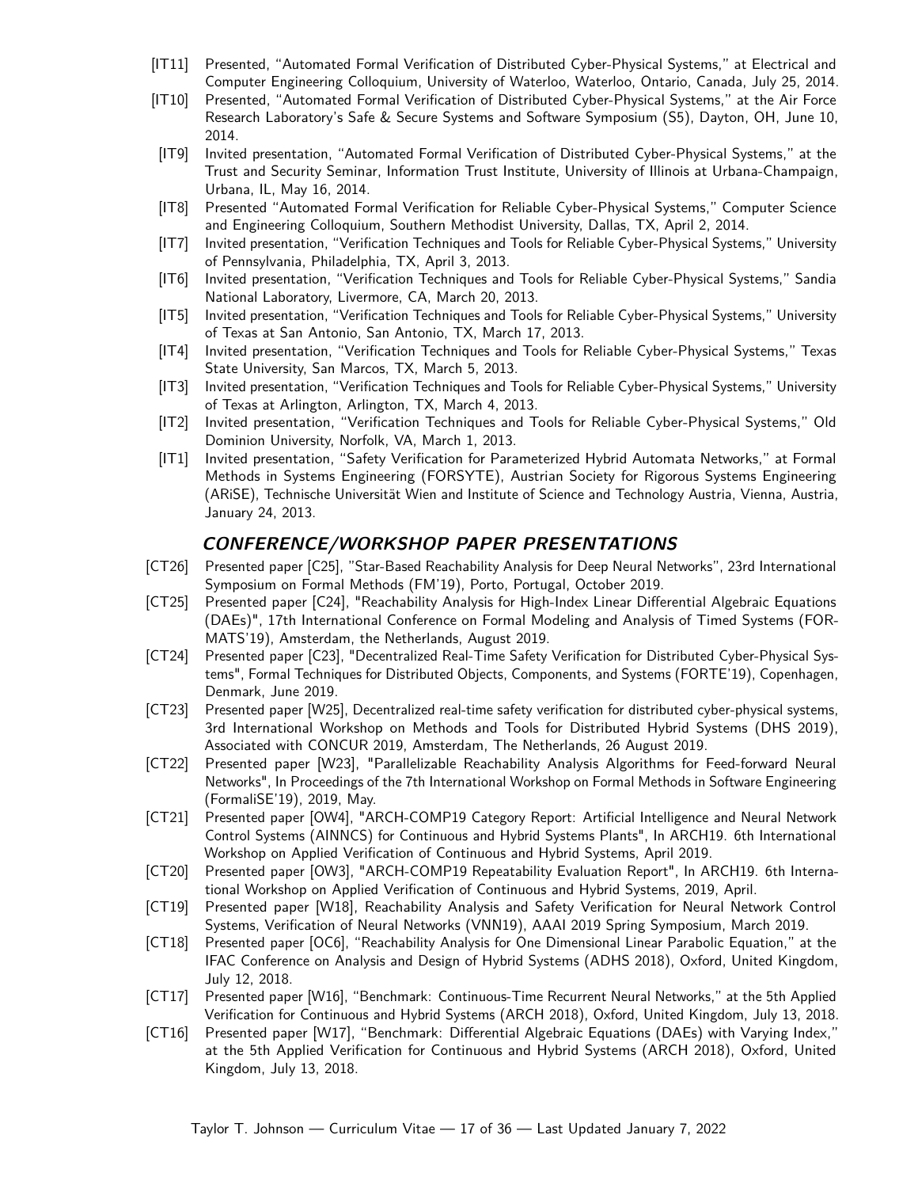- [IT11] Presented, "Automated Formal Verification of Distributed Cyber-Physical Systems," at Electrical and Computer Engineering Colloquium, University of Waterloo, Waterloo, Ontario, Canada, July 25, 2014.
- [IT10] Presented, "Automated Formal Verification of Distributed Cyber-Physical Systems," at the Air Force Research Laboratory's Safe & Secure Systems and Software Symposium (S5), Dayton, OH, June 10, 2014.
- [IT9] Invited presentation, "Automated Formal Verification of Distributed Cyber-Physical Systems," at the Trust and Security Seminar, Information Trust Institute, University of Illinois at Urbana-Champaign, Urbana, IL, May 16, 2014.
- [IT8] Presented "Automated Formal Verification for Reliable Cyber-Physical Systems," Computer Science and Engineering Colloquium, Southern Methodist University, Dallas, TX, April 2, 2014.
- [IT7] Invited presentation, "Verification Techniques and Tools for Reliable Cyber-Physical Systems," University of Pennsylvania, Philadelphia, TX, April 3, 2013.
- [IT6] Invited presentation, "Verification Techniques and Tools for Reliable Cyber-Physical Systems," Sandia National Laboratory, Livermore, CA, March 20, 2013.
- [IT5] Invited presentation, "Verification Techniques and Tools for Reliable Cyber-Physical Systems," University of Texas at San Antonio, San Antonio, TX, March 17, 2013.
- [IT4] Invited presentation, "Verification Techniques and Tools for Reliable Cyber-Physical Systems," Texas State University, San Marcos, TX, March 5, 2013.
- [IT3] Invited presentation, "Verification Techniques and Tools for Reliable Cyber-Physical Systems," University of Texas at Arlington, Arlington, TX, March 4, 2013.
- [IT2] Invited presentation, "Verification Techniques and Tools for Reliable Cyber-Physical Systems," Old Dominion University, Norfolk, VA, March 1, 2013.
- [IT1] Invited presentation, "Safety Verification for Parameterized Hybrid Automata Networks," at Formal Methods in Systems Engineering (FORSYTE), Austrian Society for Rigorous Systems Engineering (ARiSE), Technische Universität Wien and Institute of Science and Technology Austria, Vienna, Austria, January 24, 2013.

## *CONFERENCE/WORKSHOP PAPER PRESENTATIONS*

- [CT26] Presented paper [C25], "Star-Based Reachability Analysis for Deep Neural Networks", 23rd International Symposium on Formal Methods (FM'19), Porto, Portugal, October 2019.
- [CT25] Presented paper [C24], "Reachability Analysis for High-Index Linear Differential Algebraic Equations (DAEs)", 17th International Conference on Formal Modeling and Analysis of Timed Systems (FORMATS'19), Amsterdam, the Netherlands, August 2019.
- [CT24] Presented paper [C23], "Decentralized Real-Time Safety Verification for Distributed Cyber-Physical Systems", Formal Techniques for Distributed Objects, Components, and Systems (FORTE'19), Copenhagen, Denmark, June 2019.
- [CT23] Presented paper [W25], Decentralized real-time safety verification for distributed cyber-physical systems, 3rd International Workshop on Methods and Tools for Distributed Hybrid Systems (DHS 2019), Associated with CONCUR 2019, Amsterdam, The Netherlands, 26 August 2019.
- [CT22] Presented paper [W23], "Parallelizable Reachability Analysis Algorithms for Feed-forward Neural Networks", In Proceedings of the 7th International Workshop on Formal Methods in Software Engineering (FormaliSE'19), 2019, May.
- [CT21] Presented paper [OW4], "ARCH-COMP19 Category Report: Artificial Intelligence and Neural Network Control Systems (AINNCS) for Continuous and Hybrid Systems Plants", In ARCH19. 6th International Workshop on Applied Verification of Continuous and Hybrid Systems, April 2019.
- [CT20] Presented paper [OW3], "ARCH-COMP19 Repeatability Evaluation Report", In ARCH19. 6th International Workshop on Applied Verification of Continuous and Hybrid Systems, 2019, April.
- [CT19] Presented paper [W18], Reachability Analysis and Safety Verification for Neural Network Control Systems, Verification of Neural Networks (VNN19), AAAI 2019 Spring Symposium, March 2019.
- [CT18] Presented paper [OC6], "Reachability Analysis for One Dimensional Linear Parabolic Equation," at the IFAC Conference on Analysis and Design of Hybrid Systems (ADHS 2018), Oxford, United Kingdom, July 12, 2018.
- [CT17] Presented paper [W16], "Benchmark: Continuous-Time Recurrent Neural Networks," at the 5th Applied Verification for Continuous and Hybrid Systems (ARCH 2018), Oxford, United Kingdom, July 13, 2018.
- [CT16] Presented paper [W17], "Benchmark: Differential Algebraic Equations (DAEs) with Varying Index," at the 5th Applied Verification for Continuous and Hybrid Systems (ARCH 2018), Oxford, United Kingdom, July 13, 2018.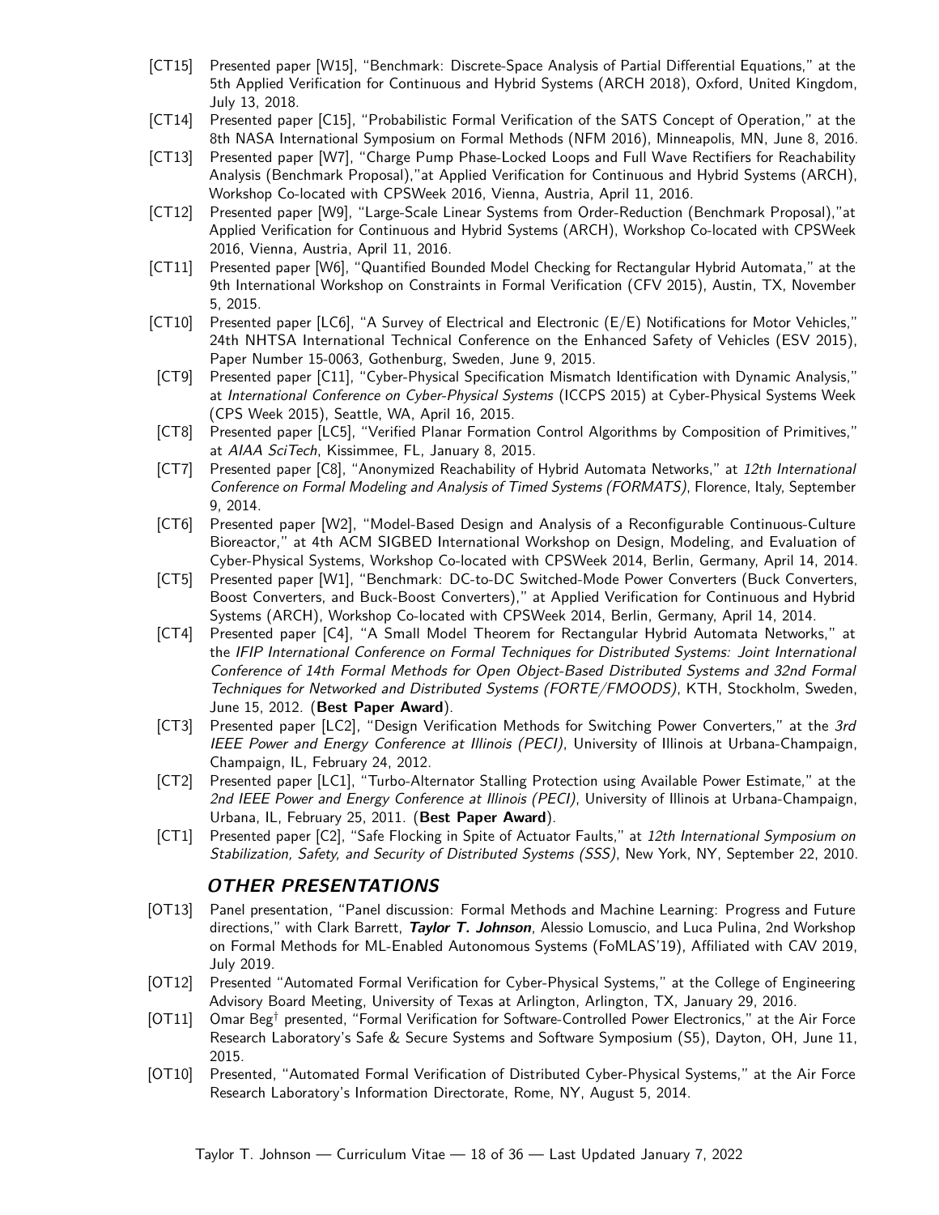- [CT15] Presented paper [W15], "Benchmark: Discrete-Space Analysis of Partial Differential Equations," at the 5th Applied Verification for Continuous and Hybrid Systems (ARCH 2018), Oxford, United Kingdom, July 13, 2018.
- [CT14] Presented paper [C15], "Probabilistic Formal Verification of the SATS Concept of Operation," at the 8th NASA International Symposium on Formal Methods (NFM 2016), Minneapolis, MN, June 8, 2016.
- [CT13] Presented paper [W7], "Charge Pump Phase-Locked Loops and Full Wave Rectifiers for Reachability Analysis (Benchmark Proposal),"at Applied Verification for Continuous and Hybrid Systems (ARCH), Workshop Co-located with CPSWeek 2016, Vienna, Austria, April 11, 2016.
- [CT12] Presented paper [W9], "Large-Scale Linear Systems from Order-Reduction (Benchmark Proposal),"at Applied Verification for Continuous and Hybrid Systems (ARCH), Workshop Co-located with CPSWeek 2016, Vienna, Austria, April 11, 2016.
- [CT11] Presented paper [W6], "Quantified Bounded Model Checking for Rectangular Hybrid Automata," at the 9th International Workshop on Constraints in Formal Verification (CFV 2015), Austin, TX, November 5, 2015.
- [CT10] Presented paper [LC6], "A Survey of Electrical and Electronic (E/E) Notifications for Motor Vehicles," 24th NHTSA International Technical Conference on the Enhanced Safety of Vehicles (ESV 2015), Paper Number 15-0063, Gothenburg, Sweden, June 9, 2015.
- [CT9] Presented paper [C11], "Cyber-Physical Specification Mismatch Identification with Dynamic Analysis," at *International Conference on Cyber-Physical Systems* (ICCPS 2015) at Cyber-Physical Systems Week (CPS Week 2015), Seattle, WA, April 16, 2015.
- [CT8] Presented paper [LC5], "Verified Planar Formation Control Algorithms by Composition of Primitives," at *AIAA SciTech*, Kissimmee, FL, January 8, 2015.
- [CT7] Presented paper [C8], "Anonymized Reachability of Hybrid Automata Networks," at *12th International Conference on Formal Modeling and Analysis of Timed Systems (FORMATS)*, Florence, Italy, September 9, 2014.
- [CT6] Presented paper [W2], "Model-Based Design and Analysis of a Reconfigurable Continuous-Culture Bioreactor," at 4th ACM SIGBED International Workshop on Design, Modeling, and Evaluation of Cyber-Physical Systems, Workshop Co-located with CPSWeek 2014, Berlin, Germany, April 14, 2014.
- [CT5] Presented paper [W1], "Benchmark: DC-to-DC Switched-Mode Power Converters (Buck Converters, Boost Converters, and Buck-Boost Converters)," at Applied Verification for Continuous and Hybrid Systems (ARCH), Workshop Co-located with CPSWeek 2014, Berlin, Germany, April 14, 2014.
- [CT4] Presented paper [C4], "A Small Model Theorem for Rectangular Hybrid Automata Networks," at the *IFIP International Conference on Formal Techniques for Distributed Systems: Joint International Conference of 14th Formal Methods for Open Object-Based Distributed Systems and 32nd Formal Techniques for Networked and Distributed Systems (FORTE/FMOODS)*, KTH, Stockholm, Sweden, June 15, 2012. (**Best Paper Award**).
- [CT3] Presented paper [LC2], "Design Verification Methods for Switching Power Converters," at the *3rd IEEE Power and Energy Conference at Illinois (PECI)*, University of Illinois at Urbana-Champaign, Champaign, IL, February 24, 2012.
- [CT2] Presented paper [LC1], "Turbo-Alternator Stalling Protection using Available Power Estimate," at the *2nd IEEE Power and Energy Conference at Illinois (PECI)*, University of Illinois at Urbana-Champaign, Urbana, IL, February 25, 2011. (**Best Paper Award**).
- [CT1] Presented paper [C2], "Safe Flocking in Spite of Actuator Faults," at *12th International Symposium on Stabilization, Safety, and Security of Distributed Systems (SSS)*, New York, NY, September 22, 2010.

## OTHER PRESENTATIONS

- [OT13] Panel presentation, "Panel discussion: Formal Methods and Machine Learning: Progress and Future directions," with Clark Barrett, ***Taylor T. Johnson***, Alessio Lomuscio, and Luca Pulina, 2nd Workshop on Formal Methods for ML-Enabled Autonomous Systems (FoMLAS'19), Affiliated with CAV 2019, July 2019.
- [OT12] Presented "Automated Formal Verification for Cyber-Physical Systems," at the College of Engineering Advisory Board Meeting, University of Texas at Arlington, Arlington, TX, January 29, 2016.
- [OT11] Omar Beg† presented, "Formal Verification for Software-Controlled Power Electronics," at the Air Force Research Laboratory's Safe & Secure Systems and Software Symposium (S5), Dayton, OH, June 11, 2015.
- [OT10] Presented, "Automated Formal Verification of Distributed Cyber-Physical Systems," at the Air Force Research Laboratory's Information Directorate, Rome, NY, August 5, 2014.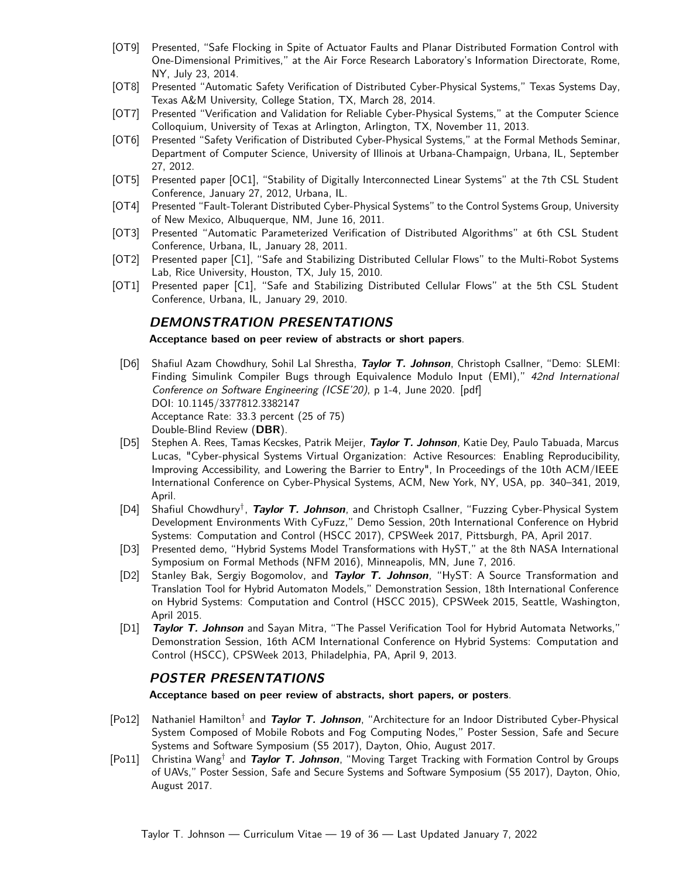- [OT9] Presented, "Safe Flocking in Spite of Actuator Faults and Planar Distributed Formation Control with One-Dimensional Primitives," at the Air Force Research Laboratory's Information Directorate, Rome, NY, July 23, 2014.
- [OT8] Presented "Automatic Safety Verification of Distributed Cyber-Physical Systems," Texas Systems Day, Texas A&M University, College Station, TX, March 28, 2014.
- [OT7] Presented "Verification and Validation for Reliable Cyber-Physical Systems," at the Computer Science Colloquium, University of Texas at Arlington, Arlington, TX, November 11, 2013.
- [OT6] Presented "Safety Verification of Distributed Cyber-Physical Systems," at the Formal Methods Seminar, Department of Computer Science, University of Illinois at Urbana-Champaign, Urbana, IL, September 27, 2012.
- [OT5] Presented paper [OC1], "Stability of Digitally Interconnected Linear Systems" at the 7th CSL Student Conference, January 27, 2012, Urbana, IL.
- [OT4] Presented "Fault-Tolerant Distributed Cyber-Physical Systems" to the Control Systems Group, University of New Mexico, Albuquerque, NM, June 16, 2011.
- [OT3] Presented "Automatic Parameterized Verification of Distributed Algorithms" at 6th CSL Student Conference, Urbana, IL, January 28, 2011.
- [OT2] Presented paper [C1], "Safe and Stabilizing Distributed Cellular Flows" to the Multi-Robot Systems Lab, Rice University, Houston, TX, July 15, 2010.
- [OT1] Presented paper [C1], "Safe and Stabilizing Distributed Cellular Flows" at the 5th CSL Student Conference, Urbana, IL, January 29, 2010.

## *DEMONSTRATION PRESENTATIONS*

**Acceptance based on peer review of abstracts or short papers**.

- [D6] Shafiul Azam Chowdhury, Sohil Lal Shrestha, ***Taylor T. Johnson***, Christoph Csallner, "Demo: SLEMI: Finding Simulink Compiler Bugs through Equivalence Modulo Input (EMI)," *42nd International Conference on Software Engineering (ICSE'20)*, p 1-4, June 2020. [pdf]
  DOI: 10.1145/3377812.3382147
  Acceptance Rate: 33.3 percent (25 of 75)
  Double-Blind Review (**DBR**).
- [D5] Stephen A. Rees, Tamas Kecskes, Patrik Meijer, ***Taylor T. Johnson***, Katie Dey, Paulo Tabuada, Marcus Lucas, "Cyber-physical Systems Virtual Organization: Active Resources: Enabling Reproducibility, Improving Accessibility, and Lowering the Barrier to Entry", In Proceedings of the 10th ACM/IEEE International Conference on Cyber-Physical Systems, ACM, New York, NY, USA, pp. 340–341, 2019, April.
- [D4] Shafiul Chowdhury†, ***Taylor T. Johnson***, and Christoph Csallner, "Fuzzing Cyber-Physical System Development Environments With CyFuzz," Demo Session, 20th International Conference on Hybrid Systems: Computation and Control (HSCC 2017), CPSWeek 2017, Pittsburgh, PA, April 2017.
- [D3] Presented demo, "Hybrid Systems Model Transformations with HyST," at the 8th NASA International Symposium on Formal Methods (NFM 2016), Minneapolis, MN, June 7, 2016.
- [D2] Stanley Bak, Sergiy Bogomolov, and ***Taylor T. Johnson***, "HyST: A Source Transformation and Translation Tool for Hybrid Automaton Models," Demonstration Session, 18th International Conference on Hybrid Systems: Computation and Control (HSCC 2015), CPSWeek 2015, Seattle, Washington, April 2015.
- [D1] ***Taylor T. Johnson*** and Sayan Mitra, "The Passel Verification Tool for Hybrid Automata Networks," Demonstration Session, 16th ACM International Conference on Hybrid Systems: Computation and Control (HSCC), CPSWeek 2013, Philadelphia, PA, April 9, 2013.

## *POSTER PRESENTATIONS*

**Acceptance based on peer review of abstracts, short papers, or posters**.

- [Po12] Nathaniel Hamilton† and ***Taylor T. Johnson***, "Architecture for an Indoor Distributed Cyber-Physical System Composed of Mobile Robots and Fog Computing Nodes," Poster Session, Safe and Secure Systems and Software Symposium (S5 2017), Dayton, Ohio, August 2017.
- [Po11] Christina Wang† and ***Taylor T. Johnson***, "Moving Target Tracking with Formation Control by Groups of UAVs," Poster Session, Safe and Secure Systems and Software Symposium (S5 2017), Dayton, Ohio, August 2017.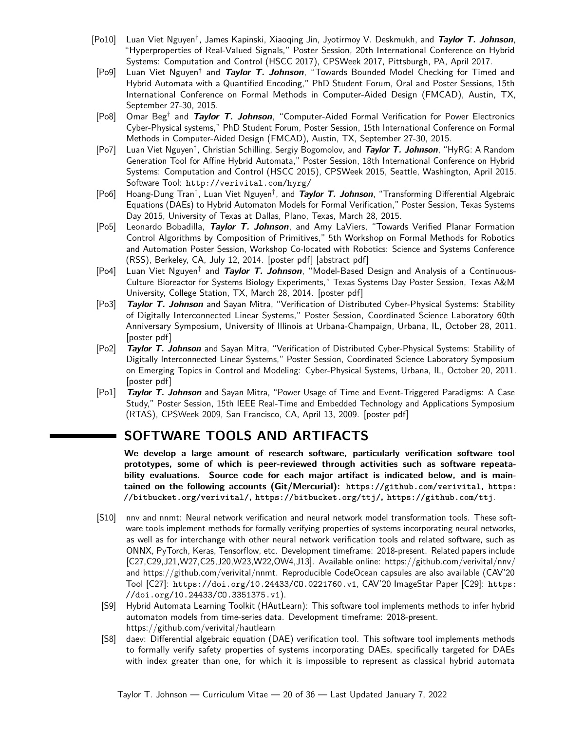[Po10] Luan Viet Nguyen†, James Kapinski, Xiaoqing Jin, Jyotirmoy V. Deskmukh, and ***Taylor T. Johnson***, "Hyperproperties of Real-Valued Signals," Poster Session, 20th International Conference on Hybrid Systems: Computation and Control (HSCC 2017), CPSWeek 2017, Pittsburgh, PA, April 2017.

[Po9] Luan Viet Nguyen† and ***Taylor T. Johnson***, "Towards Bounded Model Checking for Timed and Hybrid Automata with a Quantified Encoding," PhD Student Forum, Oral and Poster Sessions, 15th International Conference on Formal Methods in Computer-Aided Design (FMCAD), Austin, TX, September 27-30, 2015.

[Po8] Omar Beg† and ***Taylor T. Johnson***, "Computer-Aided Formal Verification for Power Electronics Cyber-Physical systems," PhD Student Forum, Poster Session, 15th International Conference on Formal Methods in Computer-Aided Design (FMCAD), Austin, TX, September 27-30, 2015.

[Po7] Luan Viet Nguyen†, Christian Schilling, Sergiy Bogomolov, and ***Taylor T. Johnson***, "HyRG: A Random Generation Tool for Affine Hybrid Automata," Poster Session, 18th International Conference on Hybrid Systems: Computation and Control (HSCC 2015), CPSWeek 2015, Seattle, Washington, April 2015. Software Tool: `http://verivital.com/hyrg/`

[Po6] Hoang-Dung Tran†, Luan Viet Nguyen†, and ***Taylor T. Johnson***, "Transforming Differential Algebraic Equations (DAEs) to Hybrid Automaton Models for Formal Verification," Poster Session, Texas Systems Day 2015, University of Texas at Dallas, Plano, Texas, March 28, 2015.

[Po5] Leonardo Bobadilla, ***Taylor T. Johnson***, and Amy LaViers, "Towards Verified Planar Formation Control Algorithms by Composition of Primitives," 5th Workshop on Formal Methods for Robotics and Automation Poster Session, Workshop Co-located with Robotics: Science and Systems Conference (RSS), Berkeley, CA, July 12, 2014. [poster pdf] [abstract pdf]

[Po4] Luan Viet Nguyen† and ***Taylor T. Johnson***, "Model-Based Design and Analysis of a Continuous-Culture Bioreactor for Systems Biology Experiments," Texas Systems Day Poster Session, Texas A&M University, College Station, TX, March 28, 2014. [poster pdf]

[Po3] ***Taylor T. Johnson*** and Sayan Mitra, "Verification of Distributed Cyber-Physical Systems: Stability of Digitally Interconnected Linear Systems," Poster Session, Coordinated Science Laboratory 60th Anniversary Symposium, University of Illinois at Urbana-Champaign, Urbana, IL, October 28, 2011. [poster pdf]

[Po2] ***Taylor T. Johnson*** and Sayan Mitra, "Verification of Distributed Cyber-Physical Systems: Stability of Digitally Interconnected Linear Systems," Poster Session, Coordinated Science Laboratory Symposium on Emerging Topics in Control and Modeling: Cyber-Physical Systems, Urbana, IL, October 20, 2011. [poster pdf]

[Po1] ***Taylor T. Johnson*** and Sayan Mitra, "Power Usage of Time and Event-Triggered Paradigms: A Case Study," Poster Session, 15th IEEE Real-Time and Embedded Technology and Applications Symposium (RTAS), CPSWeek 2009, San Francisco, CA, April 13, 2009. [poster pdf]

## SOFTWARE TOOLS AND ARTIFACTS

**We develop a large amount of research software, particularly verification software tool prototypes, some of which is peer-reviewed through activities such as software repeatability evaluations. Source code for each major artifact is indicated below, and is maintained on the following accounts (Git/Mercurial): `https://github.com/verivital`, `https://bitbucket.org/verivital/`, `https://bitbucket.org/ttj/`, `https://github.com/ttj`.**

[S10] nnv and nnmt: Neural network verification and neural network model transformation tools. These software tools implement methods for formally verifying properties of systems incorporating neural networks, as well as for interchange with other neural network verification tools and related software, such as ONNX, PyTorch, Keras, Tensorflow, etc. Development timeframe: 2018-present. Related papers include [C27,C29,J21,W27,C25,J20,W23,W22,OW4,J13]. Available online: https://github.com/verivital/nnv/ and https://github.com/verivital/nnmt. Reproducible CodeOcean capsules are also available (CAV'20 Tool [C27]: `https://doi.org/10.24433/CO.0221760.v1`, CAV'20 ImageStar Paper [C29]: `https://doi.org/10.24433/CO.3351375.v1`).

[S9] Hybrid Automata Learning Toolkit (HAutLearn): This software tool implements methods to infer hybrid automaton models from time-series data. Development timeframe: 2018-present. https://github.com/verivital/hautlearn

[S8] daev: Differential algebraic equation (DAE) verification tool. This software tool implements methods to formally verify safety properties of systems incorporating DAEs, specifically targeted for DAEs with index greater than one, for which it is impossible to represent as classical hybrid automata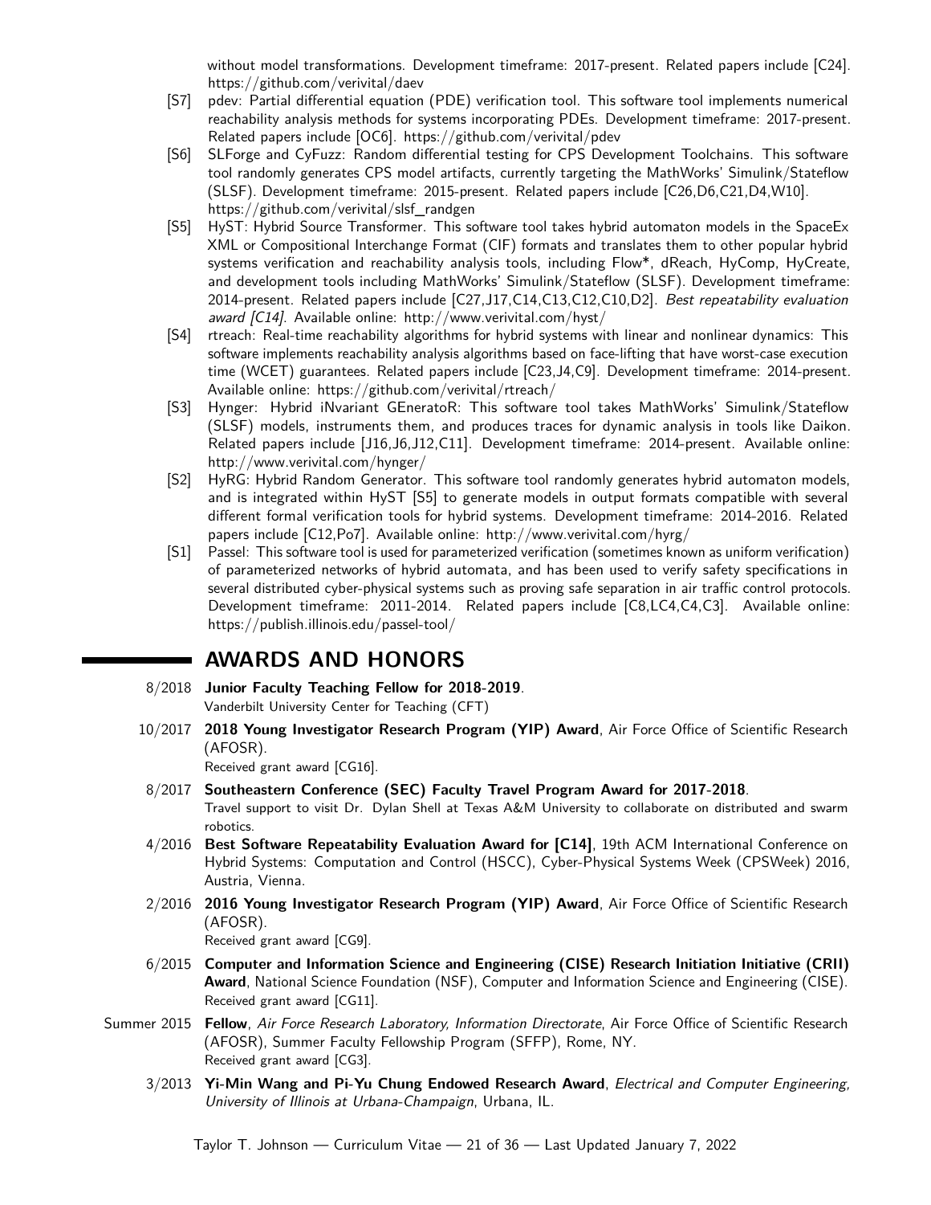without model transformations. Development timeframe: 2017-present. Related papers include [C24]. https://github.com/verivital/daev

- [S7] pdev: Partial differential equation (PDE) verification tool. This software tool implements numerical reachability analysis methods for systems incorporating PDEs. Development timeframe: 2017-present. Related papers include [OC6]. https://github.com/verivital/pdev
- [S6] SLForge and CyFuzz: Random differential testing for CPS Development Toolchains. This software tool randomly generates CPS model artifacts, currently targeting the MathWorks' Simulink/Stateflow (SLSF). Development timeframe: 2015-present. Related papers include [C26,D6,C21,D4,W10]. https://github.com/verivital/slsf_randgen
- [S5] HyST: Hybrid Source Transformer. This software tool takes hybrid automaton models in the SpaceEx XML or Compositional Interchange Format (CIF) formats and translates them to other popular hybrid systems verification and reachability analysis tools, including Flow*, dReach, HyComp, HyCreate, and development tools including MathWorks' Simulink/Stateflow (SLSF). Development timeframe: 2014-present. Related papers include [C27,J17,C14,C13,C12,C10,D2]. *Best repeatability evaluation award [C14]*. Available online: http://www.verivital.com/hyst/
- [S4] rtreach: Real-time reachability algorithms for hybrid systems with linear and nonlinear dynamics: This software implements reachability analysis algorithms based on face-lifting that have worst-case execution time (WCET) guarantees. Related papers include [C23,J4,C9]. Development timeframe: 2014-present. Available online: https://github.com/verivital/rtreach/
- [S3] Hynger: Hybrid iNvariant GEneratoR: This software tool takes MathWorks' Simulink/Stateflow (SLSF) models, instruments them, and produces traces for dynamic analysis in tools like Daikon. Related papers include [J16,J6,J12,C11]. Development timeframe: 2014-present. Available online: http://www.verivital.com/hynger/
- [S2] HyRG: Hybrid Random Generator. This software tool randomly generates hybrid automaton models, and is integrated within HyST [S5] to generate models in output formats compatible with several different formal verification tools for hybrid systems. Development timeframe: 2014-2016. Related papers include [C12,Po7]. Available online: http://www.verivital.com/hyrg/
- [S1] Passel: This software tool is used for parameterized verification (sometimes known as uniform verification) of parameterized networks of hybrid automata, and has been used to verify safety specifications in several distributed cyber-physical systems such as proving safe separation in air traffic control protocols. Development timeframe: 2011-2014. Related papers include [C8,LC4,C4,C3]. Available online: https://publish.illinois.edu/passel-tool/

# AWARDS AND HONORS

- 8/2018 **Junior Faculty Teaching Fellow for 2018-2019**.
  Vanderbilt University Center for Teaching (CFT)
- 10/2017 **2018 Young Investigator Research Program (YIP) Award**, Air Force Office of Scientific Research (AFOSR).
  Received grant award [CG16].
- 8/2017 **Southeastern Conference (SEC) Faculty Travel Program Award for 2017-2018**.
  Travel support to visit Dr. Dylan Shell at Texas A&M University to collaborate on distributed and swarm robotics.
- 4/2016 **Best Software Repeatability Evaluation Award for [C14]**, 19th ACM International Conference on Hybrid Systems: Computation and Control (HSCC), Cyber-Physical Systems Week (CPSWeek) 2016, Austria, Vienna.
- 2/2016 **2016 Young Investigator Research Program (YIP) Award**, Air Force Office of Scientific Research (AFOSR).
  Received grant award [CG9].
- 6/2015 **Computer and Information Science and Engineering (CISE) Research Initiation Initiative (CRII) Award**, National Science Foundation (NSF), Computer and Information Science and Engineering (CISE).
  Received grant award [CG11].
- Summer 2015 **Fellow**, *Air Force Research Laboratory, Information Directorate*, Air Force Office of Scientific Research (AFOSR), Summer Faculty Fellowship Program (SFFP), Rome, NY.
  Received grant award [CG3].
- 3/2013 **Yi-Min Wang and Pi-Yu Chung Endowed Research Award**, *Electrical and Computer Engineering, University of Illinois at Urbana-Champaign*, Urbana, IL.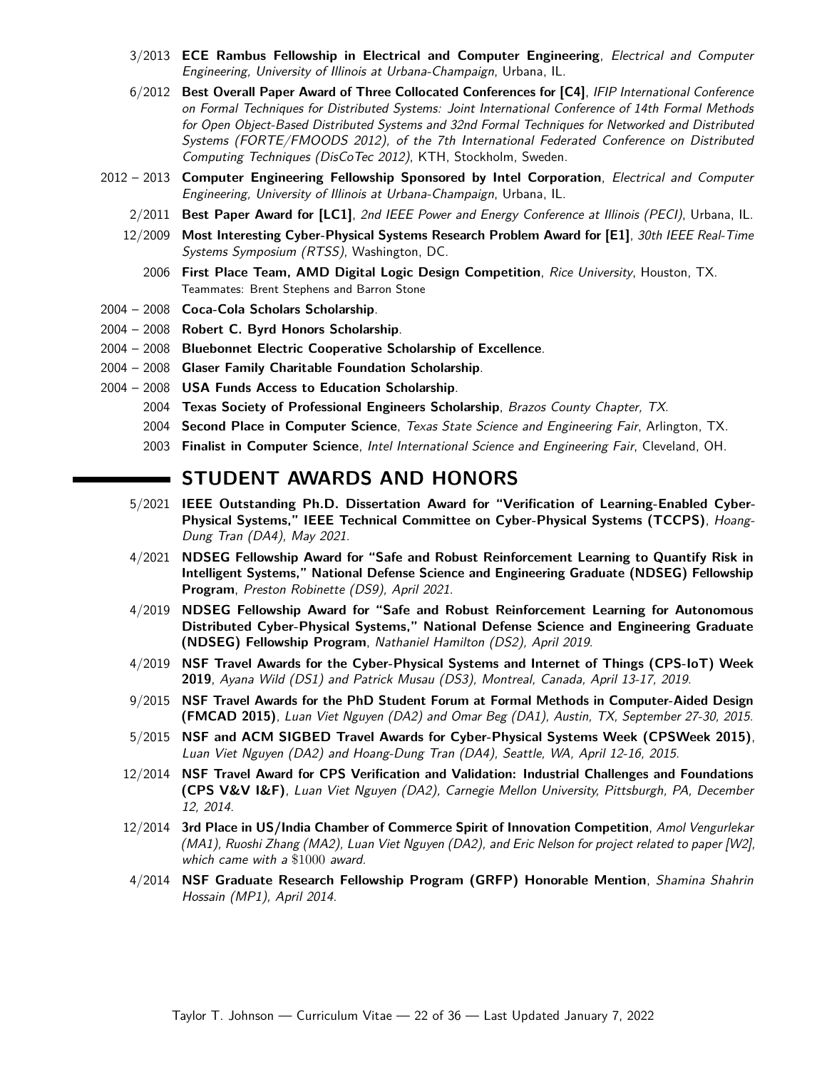3/2013 **ECE Rambus Fellowship in Electrical and Computer Engineering**, *Electrical and Computer Engineering, University of Illinois at Urbana-Champaign*, Urbana, IL.

6/2012 **Best Overall Paper Award of Three Collocated Conferences for [C4]**, *IFIP International Conference on Formal Techniques for Distributed Systems: Joint International Conference of 14th Formal Methods for Open Object-Based Distributed Systems and 32nd Formal Techniques for Networked and Distributed Systems (FORTE/FMOODS 2012), of the 7th International Federated Conference on Distributed Computing Techniques (DisCoTec 2012)*, KTH, Stockholm, Sweden.

2012 – 2013 **Computer Engineering Fellowship Sponsored by Intel Corporation**, *Electrical and Computer Engineering, University of Illinois at Urbana-Champaign*, Urbana, IL.

2/2011 **Best Paper Award for [LC1]**, *2nd IEEE Power and Energy Conference at Illinois (PECI)*, Urbana, IL.

12/2009 **Most Interesting Cyber-Physical Systems Research Problem Award for [E1]**, *30th IEEE Real-Time Systems Symposium (RTSS)*, Washington, DC.

2006 **First Place Team, AMD Digital Logic Design Competition**, *Rice University*, Houston, TX.
Teammates: Brent Stephens and Barron Stone

2004 – 2008 **Coca-Cola Scholars Scholarship**.

2004 – 2008 **Robert C. Byrd Honors Scholarship**.

2004 – 2008 **Bluebonnet Electric Cooperative Scholarship of Excellence**.

2004 – 2008 **Glaser Family Charitable Foundation Scholarship**.

2004 – 2008 **USA Funds Access to Education Scholarship**.

2004 **Texas Society of Professional Engineers Scholarship**, *Brazos County Chapter, TX*.

2004 **Second Place in Computer Science**, *Texas State Science and Engineering Fair*, Arlington, TX.

2003 **Finalist in Computer Science**, *Intel International Science and Engineering Fair*, Cleveland, OH.

## STUDENT AWARDS AND HONORS

5/2021 **IEEE Outstanding Ph.D. Dissertation Award for "Verification of Learning-Enabled Cyber-Physical Systems," IEEE Technical Committee on Cyber-Physical Systems (TCCPS)**, *Hoang-Dung Tran (DA4), May 2021*.

4/2021 **NDSEG Fellowship Award for "Safe and Robust Reinforcement Learning to Quantify Risk in Intelligent Systems," National Defense Science and Engineering Graduate (NDSEG) Fellowship Program**, *Preston Robinette (DS9), April 2021*.

4/2019 **NDSEG Fellowship Award for "Safe and Robust Reinforcement Learning for Autonomous Distributed Cyber-Physical Systems," National Defense Science and Engineering Graduate (NDSEG) Fellowship Program**, *Nathaniel Hamilton (DS2), April 2019*.

4/2019 **NSF Travel Awards for the Cyber-Physical Systems and Internet of Things (CPS-IoT) Week 2019**, *Ayana Wild (DS1) and Patrick Musau (DS3), Montreal, Canada, April 13-17, 2019*.

9/2015 **NSF Travel Awards for the PhD Student Forum at Formal Methods in Computer-Aided Design (FMCAD 2015)**, *Luan Viet Nguyen (DA2) and Omar Beg (DA1), Austin, TX, September 27-30, 2015*.

5/2015 **NSF and ACM SIGBED Travel Awards for Cyber-Physical Systems Week (CPSWeek 2015)**, *Luan Viet Nguyen (DA2) and Hoang-Dung Tran (DA4), Seattle, WA, April 12-16, 2015*.

12/2014 **NSF Travel Award for CPS Verification and Validation: Industrial Challenges and Foundations (CPS V&V I&F)**, *Luan Viet Nguyen (DA2), Carnegie Mellon University, Pittsburgh, PA, December 12, 2014*.

12/2014 **3rd Place in US/India Chamber of Commerce Spirit of Innovation Competition**, *Amol Vengurlekar (MA1), Ruoshi Zhang (MA2), Luan Viet Nguyen (DA2), and Eric Nelson for project related to paper [W2], which came with a $1000 award*.

4/2014 **NSF Graduate Research Fellowship Program (GRFP) Honorable Mention**, *Shamina Shahrin Hossain (MP1), April 2014*.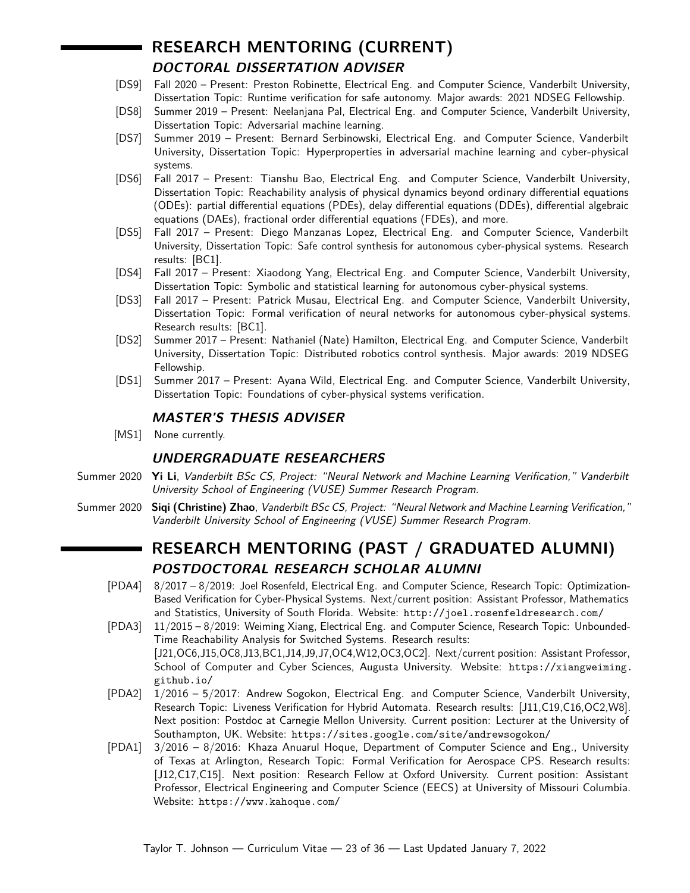# RESEARCH MENTORING (CURRENT)

## DOCTORAL DISSERTATION ADVISER

- [DS9] Fall 2020 – Present: Preston Robinette, Electrical Eng. and Computer Science, Vanderbilt University, Dissertation Topic: Runtime verification for safe autonomy. Major awards: 2021 NDSEG Fellowship.
- [DS8] Summer 2019 – Present: Neelanjana Pal, Electrical Eng. and Computer Science, Vanderbilt University, Dissertation Topic: Adversarial machine learning.
- [DS7] Summer 2019 – Present: Bernard Serbinowski, Electrical Eng. and Computer Science, Vanderbilt University, Dissertation Topic: Hyperproperties in adversarial machine learning and cyber-physical systems.
- [DS6] Fall 2017 – Present: Tianshu Bao, Electrical Eng. and Computer Science, Vanderbilt University, Dissertation Topic: Reachability analysis of physical dynamics beyond ordinary differential equations (ODEs): partial differential equations (PDEs), delay differential equations (DDEs), differential algebraic equations (DAEs), fractional order differential equations (FDEs), and more.
- [DS5] Fall 2017 – Present: Diego Manzanas Lopez, Electrical Eng. and Computer Science, Vanderbilt University, Dissertation Topic: Safe control synthesis for autonomous cyber-physical systems. Research results: [BC1].
- [DS4] Fall 2017 – Present: Xiaodong Yang, Electrical Eng. and Computer Science, Vanderbilt University, Dissertation Topic: Symbolic and statistical learning for autonomous cyber-physical systems.
- [DS3] Fall 2017 – Present: Patrick Musau, Electrical Eng. and Computer Science, Vanderbilt University, Dissertation Topic: Formal verification of neural networks for autonomous cyber-physical systems. Research results: [BC1].
- [DS2] Summer 2017 – Present: Nathaniel (Nate) Hamilton, Electrical Eng. and Computer Science, Vanderbilt University, Dissertation Topic: Distributed robotics control synthesis. Major awards: 2019 NDSEG Fellowship.
- [DS1] Summer 2017 – Present: Ayana Wild, Electrical Eng. and Computer Science, Vanderbilt University, Dissertation Topic: Foundations of cyber-physical systems verification.

## MASTER'S THESIS ADVISER

- [MS1] None currently.

## UNDERGRADUATE RESEARCHERS

- Summer 2020 **Yi Li**, *Vanderbilt BSc CS, Project: "Neural Network and Machine Learning Verification," Vanderbilt University School of Engineering (VUSE) Summer Research Program.*
- Summer 2020 **Siqi (Christine) Zhao**, *Vanderbilt BSc CS, Project: "Neural Network and Machine Learning Verification," Vanderbilt University School of Engineering (VUSE) Summer Research Program.*

# RESEARCH MENTORING (PAST / GRADUATED ALUMNI)

## POSTDOCTORAL RESEARCH SCHOLAR ALUMNI

- [PDA4] 8/2017 – 8/2019: Joel Rosenfeld, Electrical Eng. and Computer Science, Research Topic: Optimization-Based Verification for Cyber-Physical Systems. Next/current position: Assistant Professor, Mathematics and Statistics, University of South Florida. Website: `http://joel.rosenfeldresearch.com/`
- [PDA3] 11/2015 – 8/2019: Weiming Xiang, Electrical Eng. and Computer Science, Research Topic: Unbounded-Time Reachability Analysis for Switched Systems. Research results: [J21,OC6,J15,OC8,J13,BC1,J14,J9,J7,OC4,W12,OC3,OC2]. Next/current position: Assistant Professor, School of Computer and Cyber Sciences, Augusta University. Website: `https://xiangweiming.github.io/`
- [PDA2] 1/2016 – 5/2017: Andrew Sogokon, Electrical Eng. and Computer Science, Vanderbilt University, Research Topic: Liveness Verification for Hybrid Automata. Research results: [J11,C19,C16,OC2,W8]. Next position: Postdoc at Carnegie Mellon University. Current position: Lecturer at the University of Southampton, UK. Website: `https://sites.google.com/site/andrewsogokon/`
- [PDA1] 3/2016 – 8/2016: Khaza Anuarul Hoque, Department of Computer Science and Eng., University of Texas at Arlington, Research Topic: Formal Verification for Aerospace CPS. Research results: [J12,C17,C15]. Next position: Research Fellow at Oxford University. Current position: Assistant Professor, Electrical Engineering and Computer Science (EECS) at University of Missouri Columbia. Website: `https://www.kahoque.com/`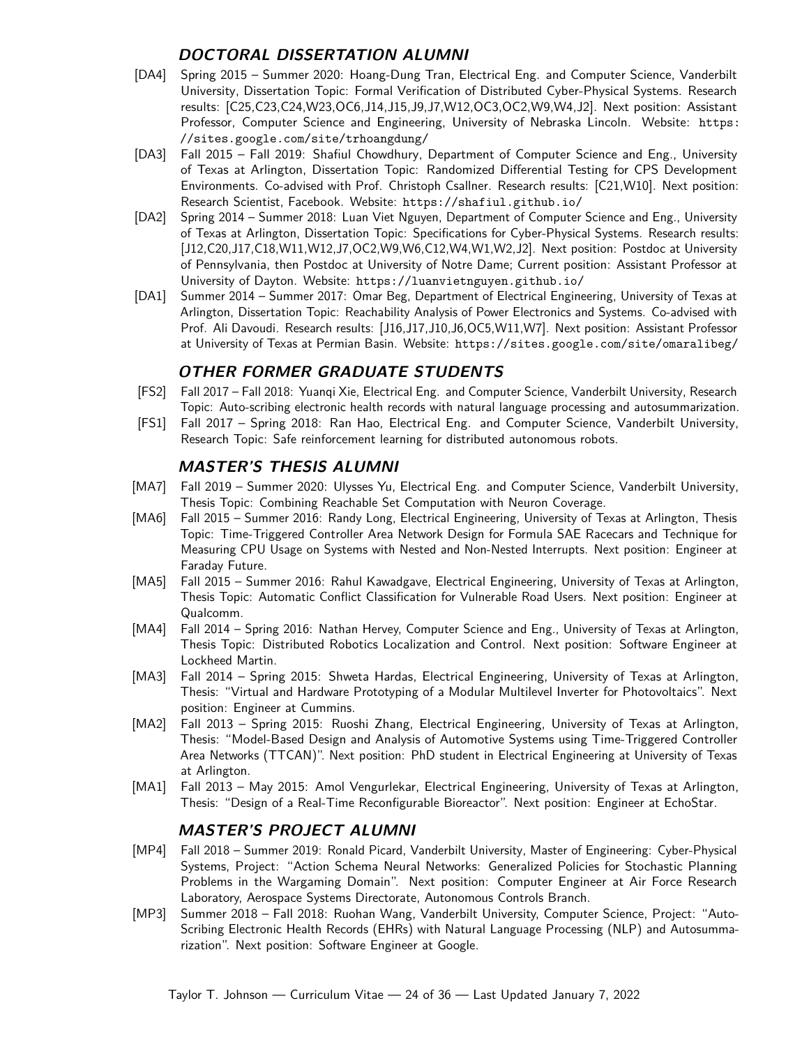### *DOCTORAL DISSERTATION ALUMNI*

[DA4] Spring 2015 – Summer 2020: Hoang-Dung Tran, Electrical Eng. and Computer Science, Vanderbilt University, Dissertation Topic: Formal Verification of Distributed Cyber-Physical Systems. Research results: [C25,C23,C24,W23,OC6,J14,J15,J9,J7,W12,OC3,OC2,W9,W4,J2]. Next position: Assistant Professor, Computer Science and Engineering, University of Nebraska Lincoln. Website: https://sites.google.com/site/trhoangdung/

[DA3] Fall 2015 – Fall 2019: Shafiul Chowdhury, Department of Computer Science and Eng., University of Texas at Arlington, Dissertation Topic: Randomized Differential Testing for CPS Development Environments. Co-advised with Prof. Christoph Csallner. Research results: [C21,W10]. Next position: Research Scientist, Facebook. Website: https://shafiul.github.io/

[DA2] Spring 2014 – Summer 2018: Luan Viet Nguyen, Department of Computer Science and Eng., University of Texas at Arlington, Dissertation Topic: Specifications for Cyber-Physical Systems. Research results: [J12,C20,J17,C18,W11,W12,J7,OC2,W9,W6,C12,W4,W1,W2,J2]. Next position: Postdoc at University of Pennsylvania, then Postdoc at University of Notre Dame; Current position: Assistant Professor at University of Dayton. Website: https://luanvietnguyen.github.io/

[DA1] Summer 2014 – Summer 2017: Omar Beg, Department of Electrical Engineering, University of Texas at Arlington, Dissertation Topic: Reachability Analysis of Power Electronics and Systems. Co-advised with Prof. Ali Davoudi. Research results: [J16,J17,J10,J6,OC5,W11,W7]. Next position: Assistant Professor at University of Texas at Permian Basin. Website: https://sites.google.com/site/omaralibeg/

### *OTHER FORMER GRADUATE STUDENTS*

[FS2] Fall 2017 – Fall 2018: Yuanqi Xie, Electrical Eng. and Computer Science, Vanderbilt University, Research Topic: Auto-scribing electronic health records with natural language processing and autosummarization.

[FS1] Fall 2017 – Spring 2018: Ran Hao, Electrical Eng. and Computer Science, Vanderbilt University, Research Topic: Safe reinforcement learning for distributed autonomous robots.

### *MASTER'S THESIS ALUMNI*

[MA7] Fall 2019 – Summer 2020: Ulysses Yu, Electrical Eng. and Computer Science, Vanderbilt University, Thesis Topic: Combining Reachable Set Computation with Neuron Coverage.

[MA6] Fall 2015 – Summer 2016: Randy Long, Electrical Engineering, University of Texas at Arlington, Thesis Topic: Time-Triggered Controller Area Network Design for Formula SAE Racecars and Technique for Measuring CPU Usage on Systems with Nested and Non-Nested Interrupts. Next position: Engineer at Faraday Future.

[MA5] Fall 2015 – Summer 2016: Rahul Kawadgave, Electrical Engineering, University of Texas at Arlington, Thesis Topic: Automatic Conflict Classification for Vulnerable Road Users. Next position: Engineer at Qualcomm.

[MA4] Fall 2014 – Spring 2016: Nathan Hervey, Computer Science and Eng., University of Texas at Arlington, Thesis Topic: Distributed Robotics Localization and Control. Next position: Software Engineer at Lockheed Martin.

[MA3] Fall 2014 – Spring 2015: Shweta Hardas, Electrical Engineering, University of Texas at Arlington, Thesis: "Virtual and Hardware Prototyping of a Modular Multilevel Inverter for Photovoltaics". Next position: Engineer at Cummins.

[MA2] Fall 2013 – Spring 2015: Ruoshi Zhang, Electrical Engineering, University of Texas at Arlington, Thesis: "Model-Based Design and Analysis of Automotive Systems using Time-Triggered Controller Area Networks (TTCAN)". Next position: PhD student in Electrical Engineering at University of Texas at Arlington.

[MA1] Fall 2013 – May 2015: Amol Vengurlekar, Electrical Engineering, University of Texas at Arlington, Thesis: "Design of a Real-Time Reconfigurable Bioreactor". Next position: Engineer at EchoStar.

### *MASTER'S PROJECT ALUMNI*

[MP4] Fall 2018 – Summer 2019: Ronald Picard, Vanderbilt University, Master of Engineering: Cyber-Physical Systems, Project: "Action Schema Neural Networks: Generalized Policies for Stochastic Planning Problems in the Wargaming Domain". Next position: Computer Engineer at Air Force Research Laboratory, Aerospace Systems Directorate, Autonomous Controls Branch.

[MP3] Summer 2018 – Fall 2018: Ruohan Wang, Vanderbilt University, Computer Science, Project: "Auto-Scribing Electronic Health Records (EHRs) with Natural Language Processing (NLP) and Autosummarization". Next position: Software Engineer at Google.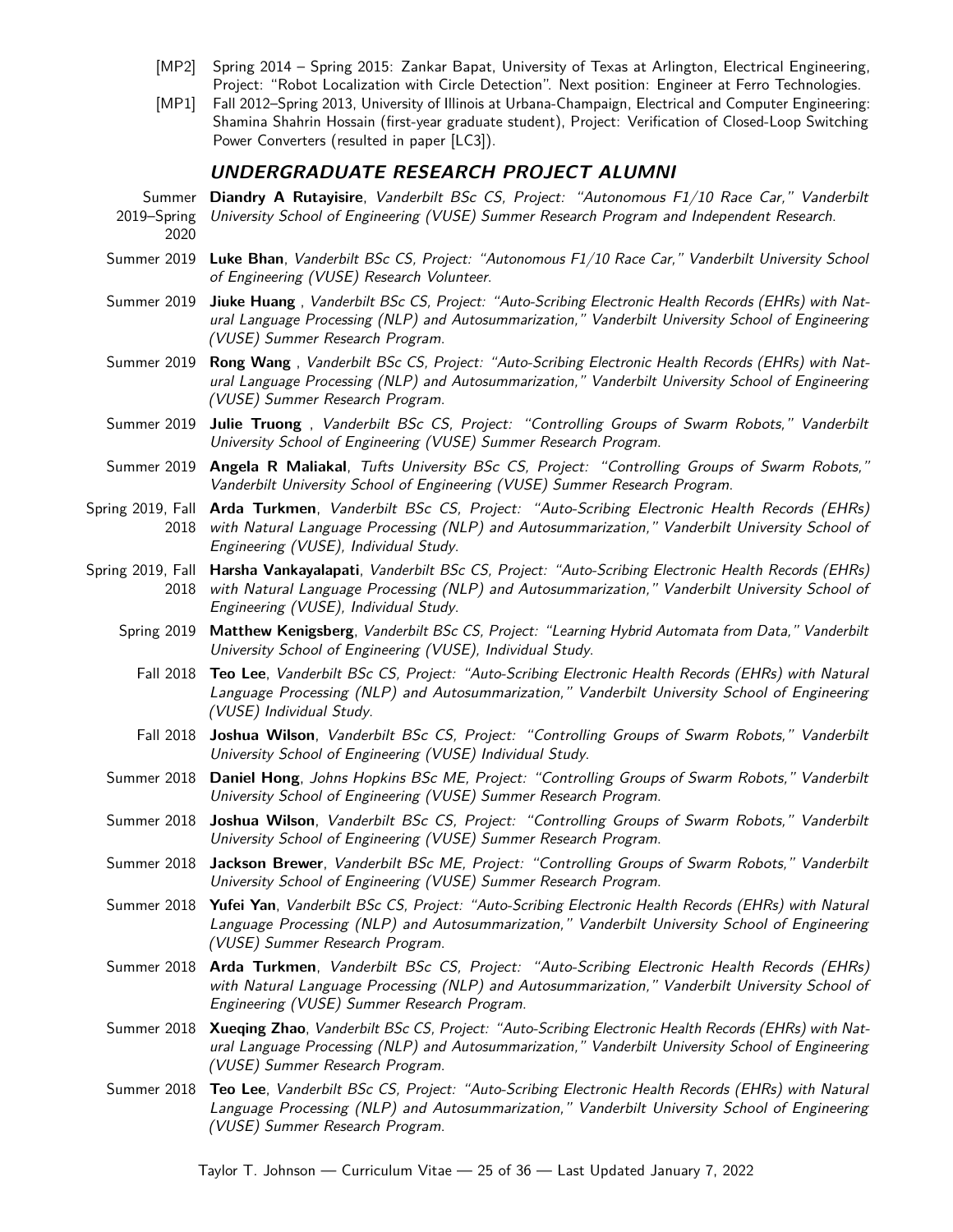- [MP2] Spring 2014 – Spring 2015: Zankar Bapat, University of Texas at Arlington, Electrical Engineering, Project: "Robot Localization with Circle Detection". Next position: Engineer at Ferro Technologies.
- [MP1] Fall 2012–Spring 2013, University of Illinois at Urbana-Champaign, Electrical and Computer Engineering: Shamina Shahrin Hossain (first-year graduate student), Project: Verification of Closed-Loop Switching Power Converters (resulted in paper [LC3]).

## UNDERGRADUATE RESEARCH PROJECT ALUMNI

Summer 2019–Spring 2020 **Diandry A Rutayisire**, *Vanderbilt BSc CS, Project: "Autonomous F1/10 Race Car," Vanderbilt University School of Engineering (VUSE) Summer Research Program and Independent Research.*

Summer 2019 **Luke Bhan**, *Vanderbilt BSc CS, Project: "Autonomous F1/10 Race Car," Vanderbilt University School of Engineering (VUSE) Research Volunteer.*

Summer 2019 **Jiuke Huang** , *Vanderbilt BSc CS, Project: "Auto-Scribing Electronic Health Records (EHRs) with Natural Language Processing (NLP) and Autosummarization," Vanderbilt University School of Engineering (VUSE) Summer Research Program.*

Summer 2019 **Rong Wang** , *Vanderbilt BSc CS, Project: "Auto-Scribing Electronic Health Records (EHRs) with Natural Language Processing (NLP) and Autosummarization," Vanderbilt University School of Engineering (VUSE) Summer Research Program.*

Summer 2019 **Julie Truong** , *Vanderbilt BSc CS, Project: "Controlling Groups of Swarm Robots," Vanderbilt University School of Engineering (VUSE) Summer Research Program.*

Summer 2019 **Angela R Maliakal**, *Tufts University BSc CS, Project: "Controlling Groups of Swarm Robots," Vanderbilt University School of Engineering (VUSE) Summer Research Program.*

Spring 2019, Fall 2018 **Arda Turkmen**, *Vanderbilt BSc CS, Project: "Auto-Scribing Electronic Health Records (EHRs) with Natural Language Processing (NLP) and Autosummarization," Vanderbilt University School of Engineering (VUSE), Individual Study.*

Spring 2019, Fall 2018 **Harsha Vankayalapati**, *Vanderbilt BSc CS, Project: "Auto-Scribing Electronic Health Records (EHRs) with Natural Language Processing (NLP) and Autosummarization," Vanderbilt University School of Engineering (VUSE), Individual Study.*

Spring 2019 **Matthew Kenigsberg**, *Vanderbilt BSc CS, Project: "Learning Hybrid Automata from Data," Vanderbilt University School of Engineering (VUSE), Individual Study.*

Fall 2018 **Teo Lee**, *Vanderbilt BSc CS, Project: "Auto-Scribing Electronic Health Records (EHRs) with Natural Language Processing (NLP) and Autosummarization," Vanderbilt University School of Engineering (VUSE) Individual Study.*

Fall 2018 **Joshua Wilson**, *Vanderbilt BSc CS, Project: "Controlling Groups of Swarm Robots," Vanderbilt University School of Engineering (VUSE) Individual Study.*

Summer 2018 **Daniel Hong**, *Johns Hopkins BSc ME, Project: "Controlling Groups of Swarm Robots," Vanderbilt University School of Engineering (VUSE) Summer Research Program.*

Summer 2018 **Joshua Wilson**, *Vanderbilt BSc CS, Project: "Controlling Groups of Swarm Robots," Vanderbilt University School of Engineering (VUSE) Summer Research Program.*

Summer 2018 **Jackson Brewer**, *Vanderbilt BSc ME, Project: "Controlling Groups of Swarm Robots," Vanderbilt University School of Engineering (VUSE) Summer Research Program.*

Summer 2018 **Yufei Yan**, *Vanderbilt BSc CS, Project: "Auto-Scribing Electronic Health Records (EHRs) with Natural Language Processing (NLP) and Autosummarization," Vanderbilt University School of Engineering (VUSE) Summer Research Program.*

Summer 2018 **Arda Turkmen**, *Vanderbilt BSc CS, Project: "Auto-Scribing Electronic Health Records (EHRs) with Natural Language Processing (NLP) and Autosummarization," Vanderbilt University School of Engineering (VUSE) Summer Research Program.*

Summer 2018 **Xueqing Zhao**, *Vanderbilt BSc CS, Project: "Auto-Scribing Electronic Health Records (EHRs) with Natural Language Processing (NLP) and Autosummarization," Vanderbilt University School of Engineering (VUSE) Summer Research Program.*

Summer 2018 **Teo Lee**, *Vanderbilt BSc CS, Project: "Auto-Scribing Electronic Health Records (EHRs) with Natural Language Processing (NLP) and Autosummarization," Vanderbilt University School of Engineering (VUSE) Summer Research Program.*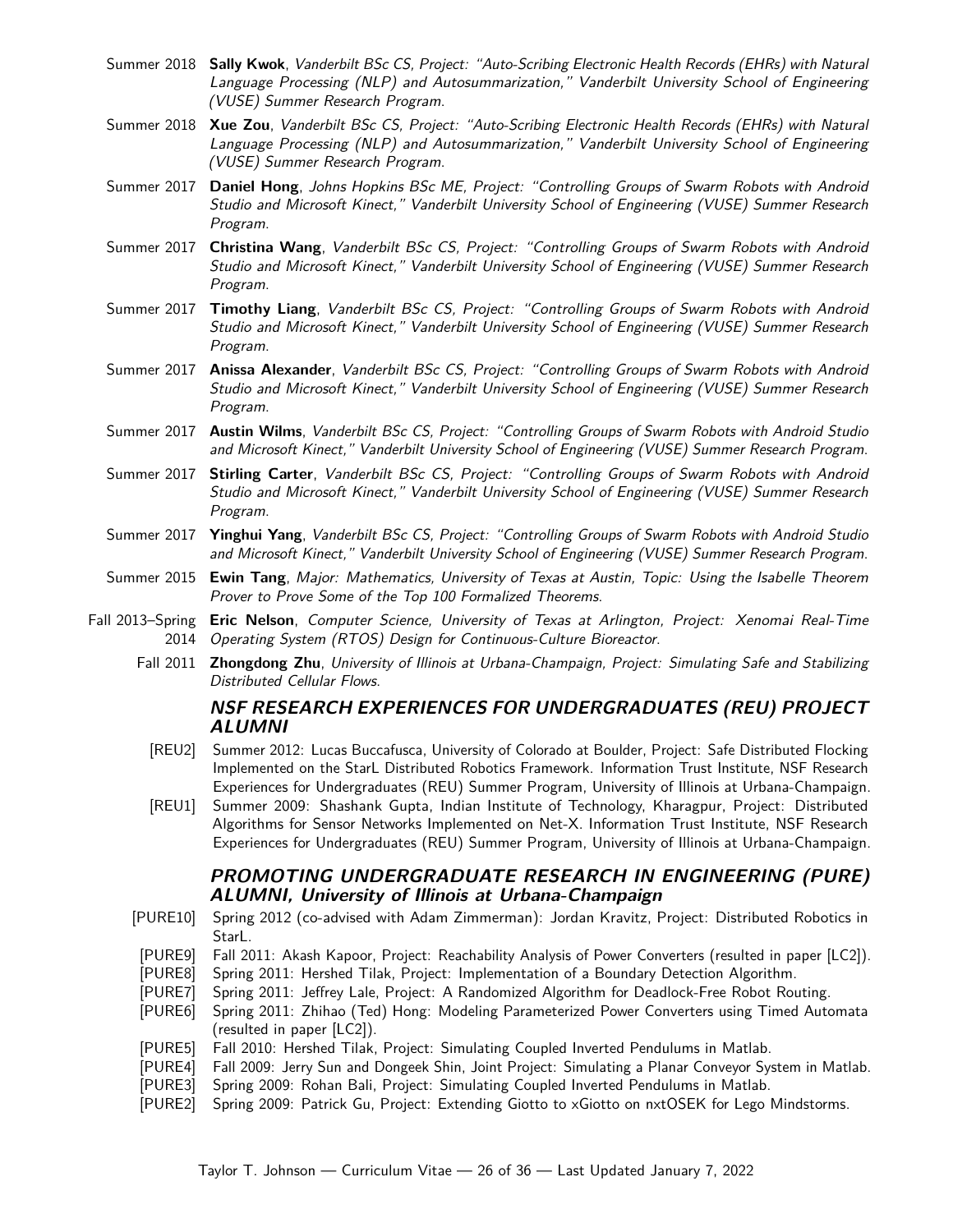Summer 2018 **Sally Kwok**, *Vanderbilt BSc CS, Project: "Auto-Scribing Electronic Health Records (EHRs) with Natural Language Processing (NLP) and Autosummarization," Vanderbilt University School of Engineering (VUSE) Summer Research Program.*

Summer 2018 **Xue Zou**, *Vanderbilt BSc CS, Project: "Auto-Scribing Electronic Health Records (EHRs) with Natural Language Processing (NLP) and Autosummarization," Vanderbilt University School of Engineering (VUSE) Summer Research Program.*

Summer 2017 **Daniel Hong**, *Johns Hopkins BSc ME, Project: "Controlling Groups of Swarm Robots with Android Studio and Microsoft Kinect," Vanderbilt University School of Engineering (VUSE) Summer Research Program.*

Summer 2017 **Christina Wang**, *Vanderbilt BSc CS, Project: "Controlling Groups of Swarm Robots with Android Studio and Microsoft Kinect," Vanderbilt University School of Engineering (VUSE) Summer Research Program.*

Summer 2017 **Timothy Liang**, *Vanderbilt BSc CS, Project: "Controlling Groups of Swarm Robots with Android Studio and Microsoft Kinect," Vanderbilt University School of Engineering (VUSE) Summer Research Program.*

Summer 2017 **Anissa Alexander**, *Vanderbilt BSc CS, Project: "Controlling Groups of Swarm Robots with Android Studio and Microsoft Kinect," Vanderbilt University School of Engineering (VUSE) Summer Research Program.*

Summer 2017 **Austin Wilms**, *Vanderbilt BSc CS, Project: "Controlling Groups of Swarm Robots with Android Studio and Microsoft Kinect," Vanderbilt University School of Engineering (VUSE) Summer Research Program.*

Summer 2017 **Stirling Carter**, *Vanderbilt BSc CS, Project: "Controlling Groups of Swarm Robots with Android Studio and Microsoft Kinect," Vanderbilt University School of Engineering (VUSE) Summer Research Program.*

Summer 2017 **Yinghui Yang**, *Vanderbilt BSc CS, Project: "Controlling Groups of Swarm Robots with Android Studio and Microsoft Kinect," Vanderbilt University School of Engineering (VUSE) Summer Research Program.*

Summer 2015 **Ewin Tang**, *Major: Mathematics, University of Texas at Austin, Topic: Using the Isabelle Theorem Prover to Prove Some of the Top 100 Formalized Theorems.*

Fall 2013–Spring 2014 **Eric Nelson**, *Computer Science, University of Texas at Arlington, Project: Xenomai Real-Time Operating System (RTOS) Design for Continuous-Culture Bioreactor.*

Fall 2011 **Zhongdong Zhu**, *University of Illinois at Urbana-Champaign, Project: Simulating Safe and Stabilizing Distributed Cellular Flows.*

## NSF RESEARCH EXPERIENCES FOR UNDERGRADUATES (REU) PROJECT ALUMNI

[REU2] Summer 2012: Lucas Buccafusca, University of Colorado at Boulder, Project: Safe Distributed Flocking Implemented on the StarL Distributed Robotics Framework. Information Trust Institute, NSF Research Experiences for Undergraduates (REU) Summer Program, University of Illinois at Urbana-Champaign.

[REU1] Summer 2009: Shashank Gupta, Indian Institute of Technology, Kharagpur, Project: Distributed Algorithms for Sensor Networks Implemented on Net-X. Information Trust Institute, NSF Research Experiences for Undergraduates (REU) Summer Program, University of Illinois at Urbana-Champaign.

## PROMOTING UNDERGRADUATE RESEARCH IN ENGINEERING (PURE) ALUMNI, University of Illinois at Urbana-Champaign

[PURE10] Spring 2012 (co-advised with Adam Zimmerman): Jordan Kravitz, Project: Distributed Robotics in StarL.

[PURE9] Fall 2011: Akash Kapoor, Project: Reachability Analysis of Power Converters (resulted in paper [LC2]).

[PURE8] Spring 2011: Hershed Tilak, Project: Implementation of a Boundary Detection Algorithm.

[PURE7] Spring 2011: Jeffrey Lale, Project: A Randomized Algorithm for Deadlock-Free Robot Routing.

[PURE6] Spring 2011: Zhihao (Ted) Hong: Modeling Parameterized Power Converters using Timed Automata (resulted in paper [LC2]).

[PURE5] Fall 2010: Hershed Tilak, Project: Simulating Coupled Inverted Pendulums in Matlab.

[PURE4] Fall 2009: Jerry Sun and Dongeek Shin, Joint Project: Simulating a Planar Conveyor System in Matlab.

[PURE3] Spring 2009: Rohan Bali, Project: Simulating Coupled Inverted Pendulums in Matlab.

[PURE2] Spring 2009: Patrick Gu, Project: Extending Giotto to xGiotto on nxtOSEK for Lego Mindstorms.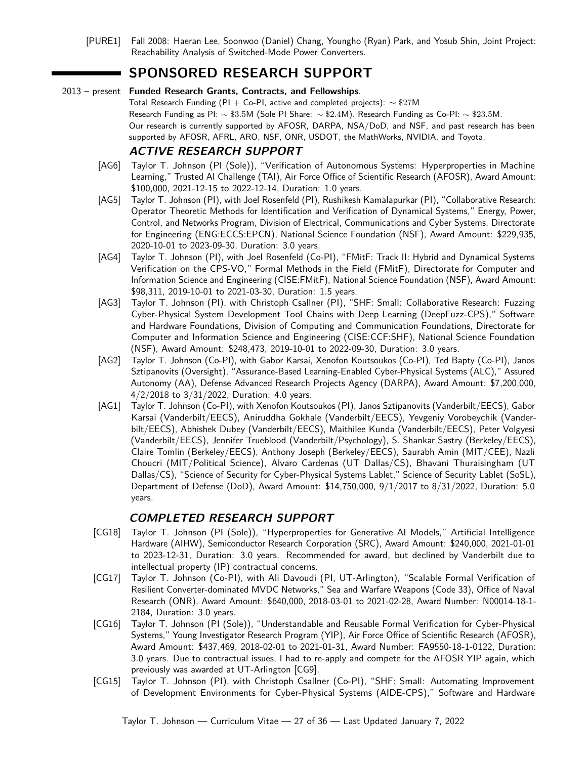[PURE1] Fall 2008: Haeran Lee, Soonwoo (Daniel) Chang, Youngho (Ryan) Park, and Yosub Shin, Joint Project: Reachability Analysis of Switched-Mode Power Converters.

# SPONSORED RESEARCH SUPPORT

2013 – present **Funded Research Grants, Contracts, and Fellowships**.

Total Research Funding (PI + Co-PI, active and completed projects): $\sim \$27$M

Research Funding as PI: $\sim \$3.5$M (Sole PI Share: $\sim \$2.4$M). Research Funding as Co-PI: $\sim \$23.5$M.

Our research is currently supported by AFOSR, DARPA, NSA/DoD, and NSF, and past research has been supported by AFOSR, AFRL, ARO, NSF, ONR, USDOT, the MathWorks, NVIDIA, and Toyota.

## *ACTIVE RESEARCH SUPPORT*

[AG6] Taylor T. Johnson (PI (Sole)), "Verification of Autonomous Systems: Hyperproperties in Machine Learning," Trusted AI Challenge (TAI), Air Force Office of Scientific Research (AFOSR), Award Amount: $100,000, 2021-12-15 to 2022-12-14, Duration: 1.0 years.

[AG5] Taylor T. Johnson (PI), with Joel Rosenfeld (PI), Rushikesh Kamalapurkar (PI), "Collaborative Research: Operator Theoretic Methods for Identification and Verification of Dynamical Systems," Energy, Power, Control, and Networks Program, Division of Electrical, Communications and Cyber Systems, Directorate for Engineering (ENG:ECCS:EPCN), National Science Foundation (NSF), Award Amount: $229,935, 2020-10-01 to 2023-09-30, Duration: 3.0 years.

[AG4] Taylor T. Johnson (PI), with Joel Rosenfeld (Co-PI), "FMitF: Track II: Hybrid and Dynamical Systems Verification on the CPS-VO," Formal Methods in the Field (FMitF), Directorate for Computer and Information Science and Engineering (CISE:FMitF), National Science Foundation (NSF), Award Amount: $98,311, 2019-10-01 to 2021-03-30, Duration: 1.5 years.

[AG3] Taylor T. Johnson (PI), with Christoph Csallner (PI), "SHF: Small: Collaborative Research: Fuzzing Cyber-Physical System Development Tool Chains with Deep Learning (DeepFuzz-CPS)," Software and Hardware Foundations, Division of Computing and Communication Foundations, Directorate for Computer and Information Science and Engineering (CISE:CCF:SHF), National Science Foundation (NSF), Award Amount: $248,473, 2019-10-01 to 2022-09-30, Duration: 3.0 years.

[AG2] Taylor T. Johnson (Co-PI), with Gabor Karsai, Xenofon Koutsoukos (Co-PI), Ted Bapty (Co-PI), Janos Sztipanovits (Oversight), "Assurance-Based Learning-Enabled Cyber-Physical Systems (ALC)," Assured Autonomy (AA), Defense Advanced Research Projects Agency (DARPA), Award Amount: $7,200,000, 4/2/2018 to 3/31/2022, Duration: 4.0 years.

[AG1] Taylor T. Johnson (Co-PI), with Xenofon Koutsoukos (PI), Janos Sztipanovits (Vanderbilt/EECS), Gabor Karsai (Vanderbilt/EECS), Aniruddha Gokhale (Vanderbilt/EECS), Yevgeniy Vorobeychik (Vanderbilt/EECS), Abhishek Dubey (Vanderbilt/EECS), Maithilee Kunda (Vanderbilt/EECS), Peter Volgyesi (Vanderbilt/EECS), Jennifer Trueblood (Vanderbilt/Psychology), S. Shankar Sastry (Berkeley/EECS), Claire Tomlin (Berkeley/EECS), Anthony Joseph (Berkeley/EECS), Saurabh Amin (MIT/CEE), Nazli Choucri (MIT/Political Science), Alvaro Cardenas (UT Dallas/CS), Bhavani Thuraisingham (UT Dallas/CS), "Science of Security for Cyber-Physical Systems Lablet," Science of Security Lablet (SoSL), Department of Defense (DoD), Award Amount: $14,750,000, 9/1/2017 to 8/31/2022, Duration: 5.0 years.

## *COMPLETED RESEARCH SUPPORT*

[CG18] Taylor T. Johnson (PI (Sole)), "Hyperproperties for Generative AI Models," Artificial Intelligence Hardware (AIHW), Semiconductor Research Corporation (SRC), Award Amount: $240,000, 2021-01-01 to 2023-12-31, Duration: 3.0 years. Recommended for award, but declined by Vanderbilt due to intellectual property (IP) contractual concerns.

[CG17] Taylor T. Johnson (Co-PI), with Ali Davoudi (PI, UT-Arlington), "Scalable Formal Verification of Resilient Converter-dominated MVDC Networks," Sea and Warfare Weapons (Code 33), Office of Naval Research (ONR), Award Amount: $640,000, 2018-03-01 to 2021-02-28, Award Number: N00014-18-1-2184, Duration: 3.0 years.

[CG16] Taylor T. Johnson (PI (Sole)), "Understandable and Reusable Formal Verification for Cyber-Physical Systems," Young Investigator Research Program (YIP), Air Force Office of Scientific Research (AFOSR), Award Amount: $437,469, 2018-02-01 to 2021-01-31, Award Number: FA9550-18-1-0122, Duration: 3.0 years. Due to contractual issues, I had to re-apply and compete for the AFOSR YIP again, which previously was awarded at UT-Arlington [CG9].

[CG15] Taylor T. Johnson (PI), with Christoph Csallner (Co-PI), "SHF: Small: Automating Improvement of Development Environments for Cyber-Physical Systems (AIDE-CPS)," Software and Hardware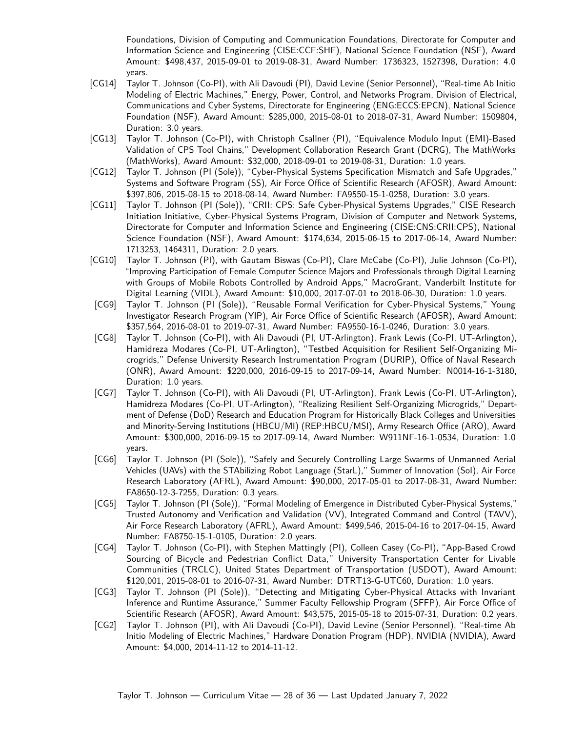Foundations, Division of Computing and Communication Foundations, Directorate for Computer and Information Science and Engineering (CISE:CCF:SHF), National Science Foundation (NSF), Award Amount: $498,437, 2015-09-01 to 2019-08-31, Award Number: 1736323, 1527398, Duration: 4.0 years.

[CG14] Taylor T. Johnson (Co-PI), with Ali Davoudi (PI), David Levine (Senior Personnel), "Real-time Ab Initio Modeling of Electric Machines," Energy, Power, Control, and Networks Program, Division of Electrical, Communications and Cyber Systems, Directorate for Engineering (ENG:ECCS:EPCN), National Science Foundation (NSF), Award Amount: $285,000, 2015-08-01 to 2018-07-31, Award Number: 1509804, Duration: 3.0 years.

[CG13] Taylor T. Johnson (Co-PI), with Christoph Csallner (PI), "Equivalence Modulo Input (EMI)-Based Validation of CPS Tool Chains," Development Collaboration Research Grant (DCRG), The MathWorks (MathWorks), Award Amount: $32,000, 2018-09-01 to 2019-08-31, Duration: 1.0 years.

[CG12] Taylor T. Johnson (PI (Sole)), "Cyber-Physical Systems Specification Mismatch and Safe Upgrades," Systems and Software Program (SS), Air Force Office of Scientific Research (AFOSR), Award Amount: $397,806, 2015-08-15 to 2018-08-14, Award Number: FA9550-15-1-0258, Duration: 3.0 years.

[CG11] Taylor T. Johnson (PI (Sole)), "CRII: CPS: Safe Cyber-Physical Systems Upgrades," CISE Research Initiation Initiative, Cyber-Physical Systems Program, Division of Computer and Network Systems, Directorate for Computer and Information Science and Engineering (CISE:CNS:CRII:CPS), National Science Foundation (NSF), Award Amount: $174,634, 2015-06-15 to 2017-06-14, Award Number: 1713253, 1464311, Duration: 2.0 years.

[CG10] Taylor T. Johnson (PI), with Gautam Biswas (Co-PI), Clare McCabe (Co-PI), Julie Johnson (Co-PI), "Improving Participation of Female Computer Science Majors and Professionals through Digital Learning with Groups of Mobile Robots Controlled by Android Apps," MacroGrant, Vanderbilt Institute for Digital Learning (VIDL), Award Amount: $10,000, 2017-07-01 to 2018-06-30, Duration: 1.0 years.

[CG9] Taylor T. Johnson (PI (Sole)), "Reusable Formal Verification for Cyber-Physical Systems," Young Investigator Research Program (YIP), Air Force Office of Scientific Research (AFOSR), Award Amount: $357,564, 2016-08-01 to 2019-07-31, Award Number: FA9550-16-1-0246, Duration: 3.0 years.

[CG8] Taylor T. Johnson (Co-PI), with Ali Davoudi (PI, UT-Arlington), Frank Lewis (Co-PI, UT-Arlington), Hamidreza Modares (Co-PI, UT-Arlington), "Testbed Acquisition for Resilient Self-Organizing Microgrids," Defense University Research Instrumentation Program (DURIP), Office of Naval Research (ONR), Award Amount: $220,000, 2016-09-15 to 2017-09-14, Award Number: N0014-16-1-3180, Duration: 1.0 years.

[CG7] Taylor T. Johnson (Co-PI), with Ali Davoudi (PI, UT-Arlington), Frank Lewis (Co-PI, UT-Arlington), Hamidreza Modares (Co-PI, UT-Arlington), "Realizing Resilient Self-Organizing Microgrids," Department of Defense (DoD) Research and Education Program for Historically Black Colleges and Universities and Minority-Serving Institutions (HBCU/MI) (REP:HBCU/MSI), Army Research Office (ARO), Award Amount: $300,000, 2016-09-15 to 2017-09-14, Award Number: W911NF-16-1-0534, Duration: 1.0 years.

[CG6] Taylor T. Johnson (PI (Sole)), "Safely and Securely Controlling Large Swarms of Unmanned Aerial Vehicles (UAVs) with the STAbilizing Robot Language (StarL)," Summer of Innovation (SoI), Air Force Research Laboratory (AFRL), Award Amount: $90,000, 2017-05-01 to 2017-08-31, Award Number: FA8650-12-3-7255, Duration: 0.3 years.

[CG5] Taylor T. Johnson (PI (Sole)), "Formal Modeling of Emergence in Distributed Cyber-Physical Systems," Trusted Autonomy and Verification and Validation (VV), Integrated Command and Control (TAVV), Air Force Research Laboratory (AFRL), Award Amount: $499,546, 2015-04-16 to 2017-04-15, Award Number: FA8750-15-1-0105, Duration: 2.0 years.

[CG4] Taylor T. Johnson (Co-PI), with Stephen Mattingly (PI), Colleen Casey (Co-PI), "App-Based Crowd Sourcing of Bicycle and Pedestrian Conflict Data," University Transportation Center for Livable Communities (TRCLC), United States Department of Transportation (USDOT), Award Amount: $120,001, 2015-08-01 to 2016-07-31, Award Number: DTRT13-G-UTC60, Duration: 1.0 years.

[CG3] Taylor T. Johnson (PI (Sole)), "Detecting and Mitigating Cyber-Physical Attacks with Invariant Inference and Runtime Assurance," Summer Faculty Fellowship Program (SFFP), Air Force Office of Scientific Research (AFOSR), Award Amount: $43,575, 2015-05-18 to 2015-07-31, Duration: 0.2 years.

[CG2] Taylor T. Johnson (PI), with Ali Davoudi (Co-PI), David Levine (Senior Personnel), "Real-time Ab Initio Modeling of Electric Machines," Hardware Donation Program (HDP), NVIDIA (NVIDIA), Award Amount: $4,000, 2014-11-12 to 2014-11-12.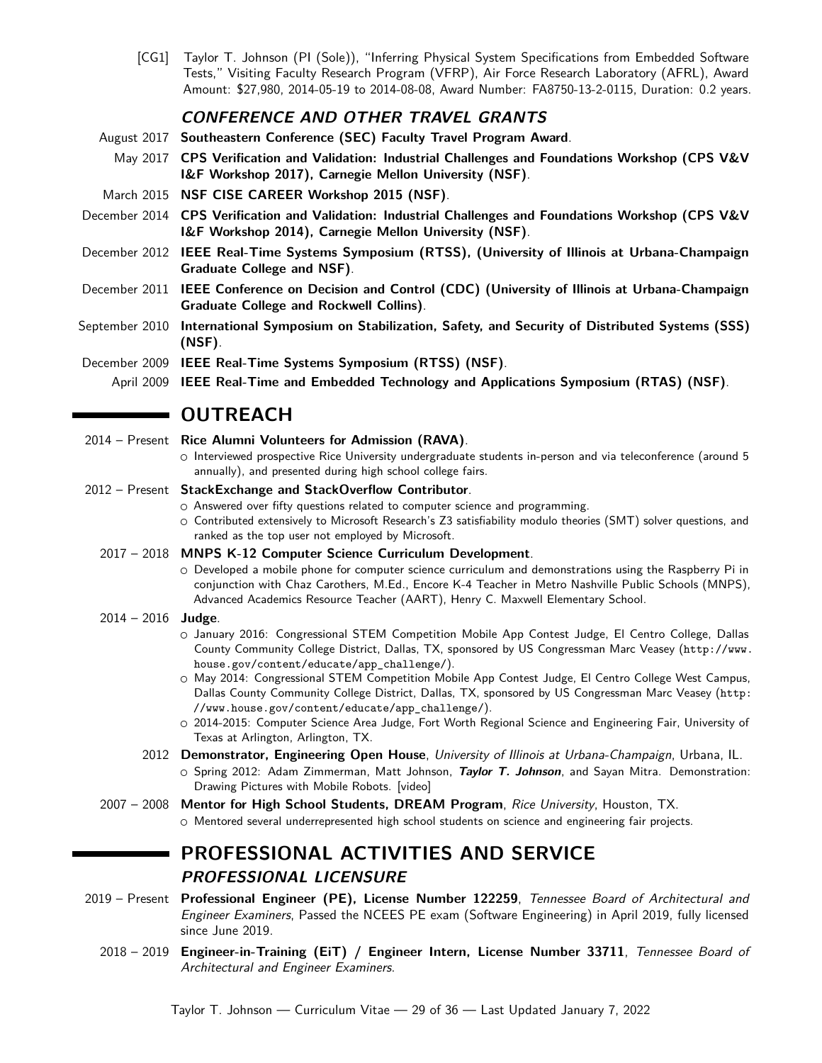[CG1] Taylor T. Johnson (PI (Sole)), "Inferring Physical System Specifications from Embedded Software Tests," Visiting Faculty Research Program (VFRP), Air Force Research Laboratory (AFRL), Award Amount: $27,980, 2014-05-19 to 2014-08-08, Award Number: FA8750-13-2-0115, Duration: 0.2 years.

### *CONFERENCE AND OTHER TRAVEL GRANTS*

August 2017 **Southeastern Conference (SEC) Faculty Travel Program Award**.

May 2017 **CPS Verification and Validation: Industrial Challenges and Foundations Workshop (CPS V&V I&F Workshop 2017), Carnegie Mellon University (NSF)**.

March 2015 **NSF CISE CAREER Workshop 2015 (NSF)**.

December 2014 **CPS Verification and Validation: Industrial Challenges and Foundations Workshop (CPS V&V I&F Workshop 2014), Carnegie Mellon University (NSF)**.

December 2012 **IEEE Real-Time Systems Symposium (RTSS), (University of Illinois at Urbana-Champaign Graduate College and NSF)**.

December 2011 **IEEE Conference on Decision and Control (CDC) (University of Illinois at Urbana-Champaign Graduate College and Rockwell Collins)**.

September 2010 **International Symposium on Stabilization, Safety, and Security of Distributed Systems (SSS) (NSF)**.

December 2009 **IEEE Real-Time Systems Symposium (RTSS) (NSF)**.

April 2009 **IEEE Real-Time and Embedded Technology and Applications Symposium (RTAS) (NSF)**.

## OUTREACH

2014 – Present **Rice Alumni Volunteers for Admission (RAVA)**.
- Interviewed prospective Rice University undergraduate students in-person and via teleconference (around 5 annually), and presented during high school college fairs.

2012 – Present **StackExchange and StackOverflow Contributor**.
- Answered over fifty questions related to computer science and programming.
- Contributed extensively to Microsoft Research's Z3 satisfiability modulo theories (SMT) solver questions, and ranked as the top user not employed by Microsoft.

2017 – 2018 **MNPS K-12 Computer Science Curriculum Development**.
- Developed a mobile phone for computer science curriculum and demonstrations using the Raspberry Pi in conjunction with Chaz Carothers, M.Ed., Encore K-4 Teacher in Metro Nashville Public Schools (MNPS), Advanced Academics Resource Teacher (AART), Henry C. Maxwell Elementary School.

2014 – 2016 **Judge**.
- January 2016: Congressional STEM Competition Mobile App Contest Judge, El Centro College, Dallas County Community College District, Dallas, TX, sponsored by US Congressman Marc Veasey (`http://www.house.gov/content/educate/app_challenge/`).
- May 2014: Congressional STEM Competition Mobile App Contest Judge, El Centro College West Campus, Dallas County Community College District, Dallas, TX, sponsored by US Congressman Marc Veasey (`http://www.house.gov/content/educate/app_challenge/`).
- 2014-2015: Computer Science Area Judge, Fort Worth Regional Science and Engineering Fair, University of Texas at Arlington, Arlington, TX.

2012 **Demonstrator, Engineering Open House**, *University of Illinois at Urbana-Champaign*, Urbana, IL.
- Spring 2012: Adam Zimmerman, Matt Johnson, ***Taylor T. Johnson***, and Sayan Mitra. Demonstration: Drawing Pictures with Mobile Robots. [video]

2007 – 2008 **Mentor for High School Students, DREAM Program**, *Rice University*, Houston, TX.
- Mentored several underrepresented high school students on science and engineering fair projects.

## PROFESSIONAL ACTIVITIES AND SERVICE

### *PROFESSIONAL LICENSURE*

2019 – Present **Professional Engineer (PE), License Number 122259**, *Tennessee Board of Architectural and Engineer Examiners*, Passed the NCEES PE exam (Software Engineering) in April 2019, fully licensed since June 2019.

2018 – 2019 **Engineer-in-Training (EiT) / Engineer Intern, License Number 33711**, *Tennessee Board of Architectural and Engineer Examiners*.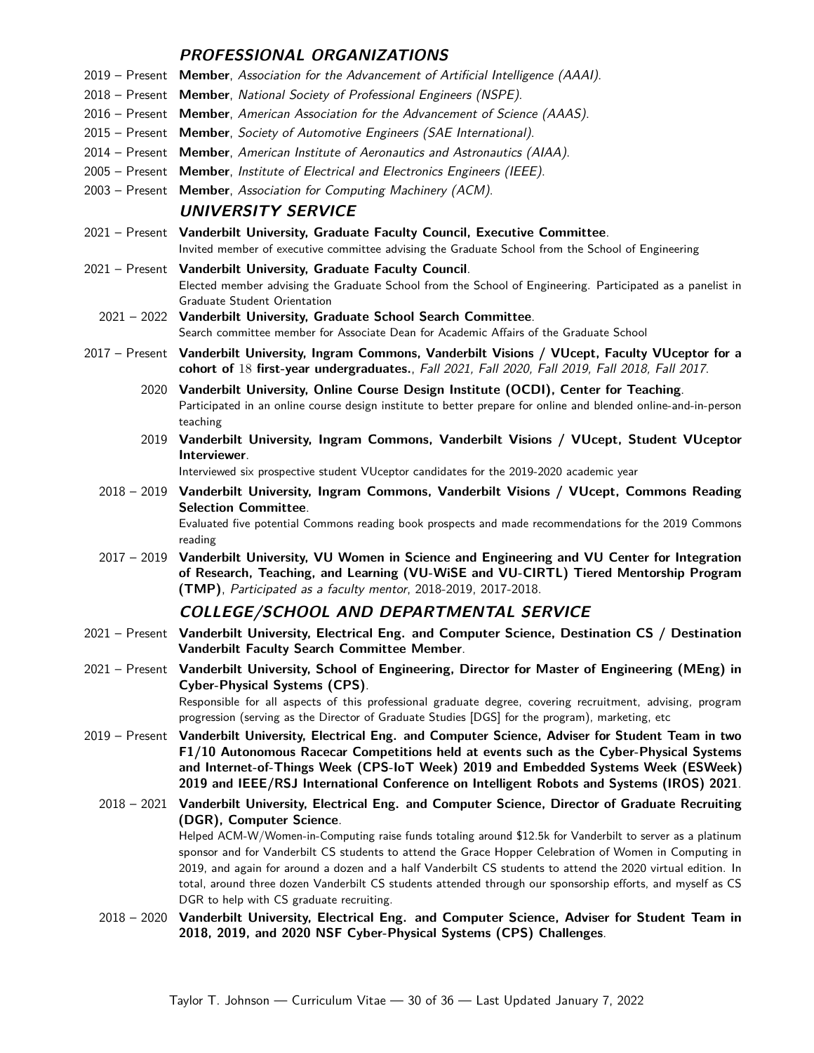## PROFESSIONAL ORGANIZATIONS

- 2019 – Present **Member**, *Association for the Advancement of Artificial Intelligence (AAAI).*
- 2018 – Present **Member**, *National Society of Professional Engineers (NSPE).*
- 2016 – Present **Member**, *American Association for the Advancement of Science (AAAS).*
- 2015 – Present **Member**, *Society of Automotive Engineers (SAE International).*
- 2014 – Present **Member**, *American Institute of Aeronautics and Astronautics (AIAA).*
- 2005 – Present **Member**, *Institute of Electrical and Electronics Engineers (IEEE).*
- 2003 – Present **Member**, *Association for Computing Machinery (ACM).*

## UNIVERSITY SERVICE

- 2021 – Present **Vanderbilt University, Graduate Faculty Council, Executive Committee**.
  Invited member of executive committee advising the Graduate School from the School of Engineering
- 2021 – Present **Vanderbilt University, Graduate Faculty Council**.
  Elected member advising the Graduate School from the School of Engineering. Participated as a panelist in Graduate Student Orientation
- 2021 – 2022 **Vanderbilt University, Graduate School Search Committee**.
  Search committee member for Associate Dean for Academic Affairs of the Graduate School
- 2017 – Present **Vanderbilt University, Ingram Commons, Vanderbilt Visions / VUcept, Faculty VUceptor for a cohort of 18 first-year undergraduates.**, *Fall 2021, Fall 2020, Fall 2019, Fall 2018, Fall 2017.*
- 2020 **Vanderbilt University, Online Course Design Institute (OCDI), Center for Teaching**.
  Participated in an online course design institute to better prepare for online and blended online-and-in-person teaching
- 2019 **Vanderbilt University, Ingram Commons, Vanderbilt Visions / VUcept, Student VUceptor Interviewer**.
  Interviewed six prospective student VUceptor candidates for the 2019-2020 academic year
- 2018 – 2019 **Vanderbilt University, Ingram Commons, Vanderbilt Visions / VUcept, Commons Reading Selection Committee**.
  Evaluated five potential Commons reading book prospects and made recommendations for the 2019 Commons reading
- 2017 – 2019 **Vanderbilt University, VU Women in Science and Engineering and VU Center for Integration of Research, Teaching, and Learning (VU-WiSE and VU-CIRTL) Tiered Mentorship Program (TMP)**, *Participated as a faculty mentor*, 2018-2019, 2017-2018.

## COLLEGE/SCHOOL AND DEPARTMENTAL SERVICE

- 2021 – Present **Vanderbilt University, Electrical Eng. and Computer Science, Destination CS / Destination Vanderbilt Faculty Search Committee Member**.
- 2021 – Present **Vanderbilt University, School of Engineering, Director for Master of Engineering (MEng) in Cyber-Physical Systems (CPS)**.
  Responsible for all aspects of this professional graduate degree, covering recruitment, advising, program progression (serving as the Director of Graduate Studies [DGS] for the program), marketing, etc
- 2019 – Present **Vanderbilt University, Electrical Eng. and Computer Science, Adviser for Student Team in two F1/10 Autonomous Racecar Competitions held at events such as the Cyber-Physical Systems and Internet-of-Things Week (CPS-IoT Week) 2019 and Embedded Systems Week (ESWeek) 2019 and IEEE/RSJ International Conference on Intelligent Robots and Systems (IROS) 2021**.
- 2018 – 2021 **Vanderbilt University, Electrical Eng. and Computer Science, Director of Graduate Recruiting (DGR), Computer Science**.
  Helped ACM-W/Women-in-Computing raise funds totaling around $12.5k for Vanderbilt to server as a platinum sponsor and for Vanderbilt CS students to attend the Grace Hopper Celebration of Women in Computing in 2019, and again for around a dozen and a half Vanderbilt CS students to attend the 2020 virtual edition. In total, around three dozen Vanderbilt CS students attended through our sponsorship efforts, and myself as CS DGR to help with CS graduate recruiting.
- 2018 – 2020 **Vanderbilt University, Electrical Eng. and Computer Science, Adviser for Student Team in 2018, 2019, and 2020 NSF Cyber-Physical Systems (CPS) Challenges**.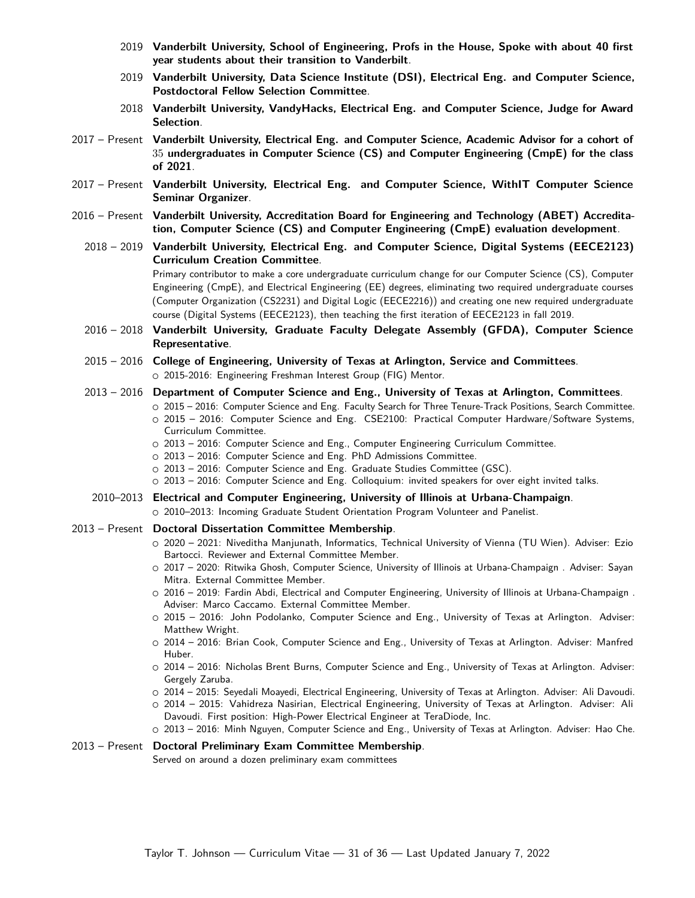2019 **Vanderbilt University, School of Engineering, Profs in the House, Spoke with about 40 first year students about their transition to Vanderbilt**.

2019 **Vanderbilt University, Data Science Institute (DSI), Electrical Eng. and Computer Science, Postdoctoral Fellow Selection Committee**.

2018 **Vanderbilt University, VandyHacks, Electrical Eng. and Computer Science, Judge for Award Selection**.

2017 – Present **Vanderbilt University, Electrical Eng. and Computer Science, Academic Advisor for a cohort of 35 undergraduates in Computer Science (CS) and Computer Engineering (CmpE) for the class of 2021**.

2017 – Present **Vanderbilt University, Electrical Eng. and Computer Science, WithIT Computer Science Seminar Organizer**.

2016 – Present **Vanderbilt University, Accreditation Board for Engineering and Technology (ABET) Accreditation, Computer Science (CS) and Computer Engineering (CmpE) evaluation development**.

2018 – 2019 **Vanderbilt University, Electrical Eng. and Computer Science, Digital Systems (EECE2123) Curriculum Creation Committee**.
Primary contributor to make a core undergraduate curriculum change for our Computer Science (CS), Computer Engineering (CmpE), and Electrical Engineering (EE) degrees, eliminating two required undergraduate courses (Computer Organization (CS2231) and Digital Logic (EECE2216)) and creating one new required undergraduate course (Digital Systems (EECE2123), then teaching the first iteration of EECE2123 in fall 2019.

2016 – 2018 **Vanderbilt University, Graduate Faculty Delegate Assembly (GFDA), Computer Science Representative**.

2015 – 2016 **College of Engineering, University of Texas at Arlington, Service and Committees**.
- 2015-2016: Engineering Freshman Interest Group (FIG) Mentor.

2013 – 2016 **Department of Computer Science and Eng., University of Texas at Arlington, Committees**.
- 2015 – 2016: Computer Science and Eng. Faculty Search for Three Tenure-Track Positions, Search Committee.
- 2015 – 2016: Computer Science and Eng. CSE2100: Practical Computer Hardware/Software Systems, Curriculum Committee.
- 2013 – 2016: Computer Science and Eng., Computer Engineering Curriculum Committee.
- 2013 – 2016: Computer Science and Eng. PhD Admissions Committee.
- 2013 – 2016: Computer Science and Eng. Graduate Studies Committee (GSC).
- 2013 – 2016: Computer Science and Eng. Colloquium: invited speakers for over eight invited talks.

2010–2013 **Electrical and Computer Engineering, University of Illinois at Urbana-Champaign**.
- 2010–2013: Incoming Graduate Student Orientation Program Volunteer and Panelist.

2013 – Present **Doctoral Dissertation Committee Membership**.
- 2020 – 2021: Niveditha Manjunath, Informatics, Technical University of Vienna (TU Wien). Adviser: Ezio Bartocci. Reviewer and External Committee Member.
- 2017 – 2020: Ritwika Ghosh, Computer Science, University of Illinois at Urbana-Champaign . Adviser: Sayan Mitra. External Committee Member.
- 2016 – 2019: Fardin Abdi, Electrical and Computer Engineering, University of Illinois at Urbana-Champaign . Adviser: Marco Caccamo. External Committee Member.
- 2015 – 2016: John Podolanko, Computer Science and Eng., University of Texas at Arlington. Adviser: Matthew Wright.
- 2014 – 2016: Brian Cook, Computer Science and Eng., University of Texas at Arlington. Adviser: Manfred Huber.
- 2014 – 2016: Nicholas Brent Burns, Computer Science and Eng., University of Texas at Arlington. Adviser: Gergely Zaruba.
- 2014 – 2015: Seyedali Moayedi, Electrical Engineering, University of Texas at Arlington. Adviser: Ali Davoudi.
- 2014 – 2015: Vahidreza Nasirian, Electrical Engineering, University of Texas at Arlington. Adviser: Ali Davoudi. First position: High-Power Electrical Engineer at TeraDiode, Inc.
- 2013 – 2016: Minh Nguyen, Computer Science and Eng., University of Texas at Arlington. Adviser: Hao Che.

2013 – Present **Doctoral Preliminary Exam Committee Membership**.
Served on around a dozen preliminary exam committees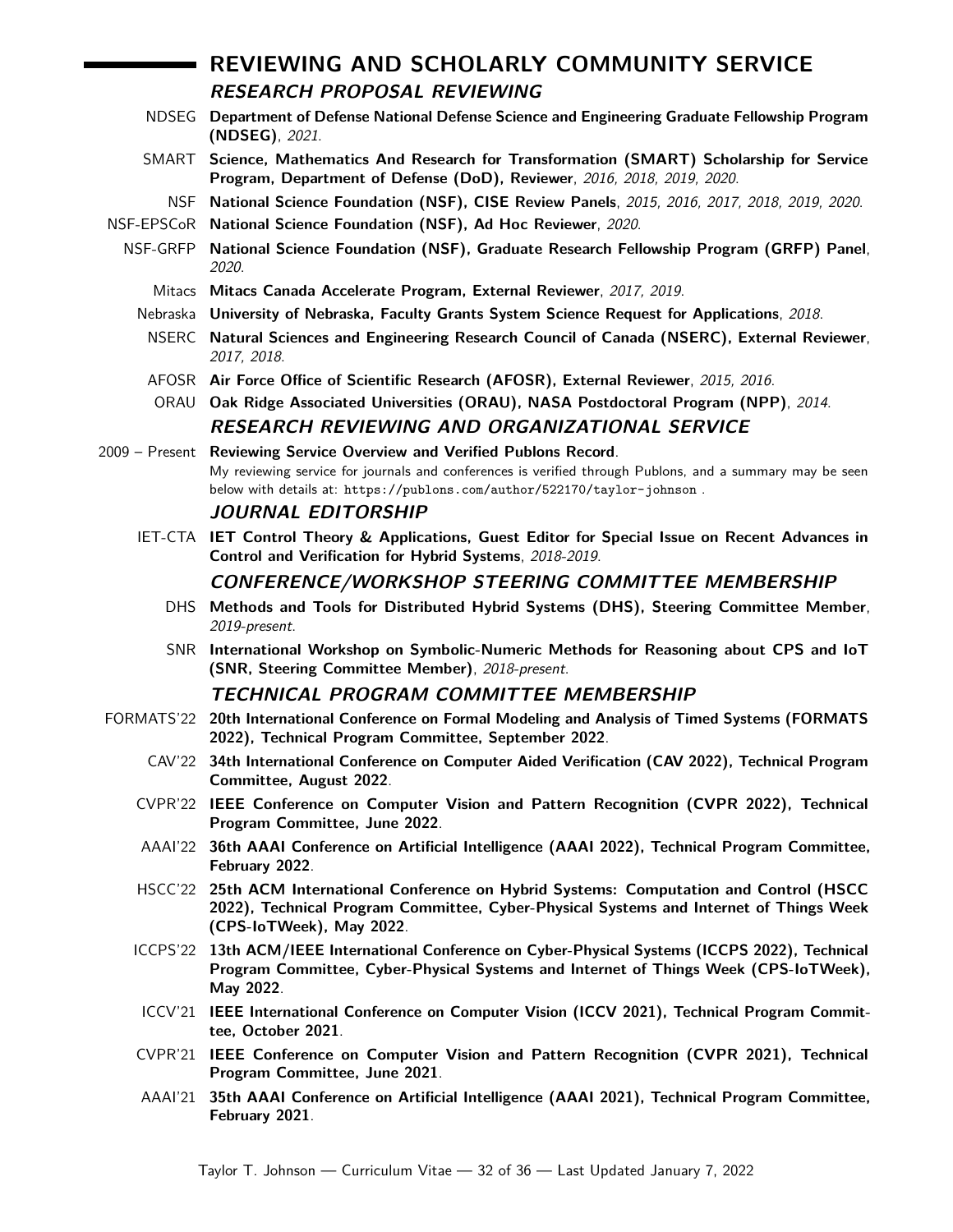## REVIEWING AND SCHOLARLY COMMUNITY SERVICE

### *RESEARCH PROPOSAL REVIEWING*

- NDSEG **Department of Defense National Defense Science and Engineering Graduate Fellowship Program (NDSEG)**, *2021*.
- SMART **Science, Mathematics And Research for Transformation (SMART) Scholarship for Service Program, Department of Defense (DoD), Reviewer**, *2016, 2018, 2019, 2020*.
- NSF **National Science Foundation (NSF), CISE Review Panels**, *2015, 2016, 2017, 2018, 2019, 2020*.
- NSF-EPSCoR **National Science Foundation (NSF), Ad Hoc Reviewer**, *2020*.
- NSF-GRFP **National Science Foundation (NSF), Graduate Research Fellowship Program (GRFP) Panel**, *2020*.
- Mitacs **Mitacs Canada Accelerate Program, External Reviewer**, *2017, 2019*.
- Nebraska **University of Nebraska, Faculty Grants System Science Request for Applications**, *2018*.
- NSERC **Natural Sciences and Engineering Research Council of Canada (NSERC), External Reviewer**, *2017, 2018*.
- AFOSR **Air Force Office of Scientific Research (AFOSR), External Reviewer**, *2015, 2016*.
- ORAU **Oak Ridge Associated Universities (ORAU), NASA Postdoctoral Program (NPP)**, *2014*.

### *RESEARCH REVIEWING AND ORGANIZATIONAL SERVICE*

- 2009 – Present **Reviewing Service Overview and Verified Publons Record**.
  My reviewing service for journals and conferences is verified through Publons, and a summary may be seen below with details at: `https://publons.com/author/522170/taylor-johnson` .

### *JOURNAL EDITORSHIP*

- IET-CTA **IET Control Theory & Applications, Guest Editor for Special Issue on Recent Advances in Control and Verification for Hybrid Systems**, *2018-2019*.

### *CONFERENCE/WORKSHOP STEERING COMMITTEE MEMBERSHIP*

- DHS **Methods and Tools for Distributed Hybrid Systems (DHS), Steering Committee Member**, *2019-present*.
- SNR **International Workshop on Symbolic-Numeric Methods for Reasoning about CPS and IoT (SNR, Steering Committee Member)**, *2018-present*.

### *TECHNICAL PROGRAM COMMITTEE MEMBERSHIP*

- FORMATS'22 **20th International Conference on Formal Modeling and Analysis of Timed Systems (FORMATS 2022), Technical Program Committee, September 2022**.
- CAV'22 **34th International Conference on Computer Aided Verification (CAV 2022), Technical Program Committee, August 2022**.
- CVPR'22 **IEEE Conference on Computer Vision and Pattern Recognition (CVPR 2022), Technical Program Committee, June 2022**.
- AAAI'22 **36th AAAI Conference on Artificial Intelligence (AAAI 2022), Technical Program Committee, February 2022**.
- HSCC'22 **25th ACM International Conference on Hybrid Systems: Computation and Control (HSCC 2022), Technical Program Committee, Cyber-Physical Systems and Internet of Things Week (CPS-IoTWeek), May 2022**.
- ICCPS'22 **13th ACM/IEEE International Conference on Cyber-Physical Systems (ICCPS 2022), Technical Program Committee, Cyber-Physical Systems and Internet of Things Week (CPS-IoTWeek), May 2022**.
- ICCV'21 **IEEE International Conference on Computer Vision (ICCV 2021), Technical Program Committee, October 2021**.
- CVPR'21 **IEEE Conference on Computer Vision and Pattern Recognition (CVPR 2021), Technical Program Committee, June 2021**.
- AAAI'21 **35th AAAI Conference on Artificial Intelligence (AAAI 2021), Technical Program Committee, February 2021**.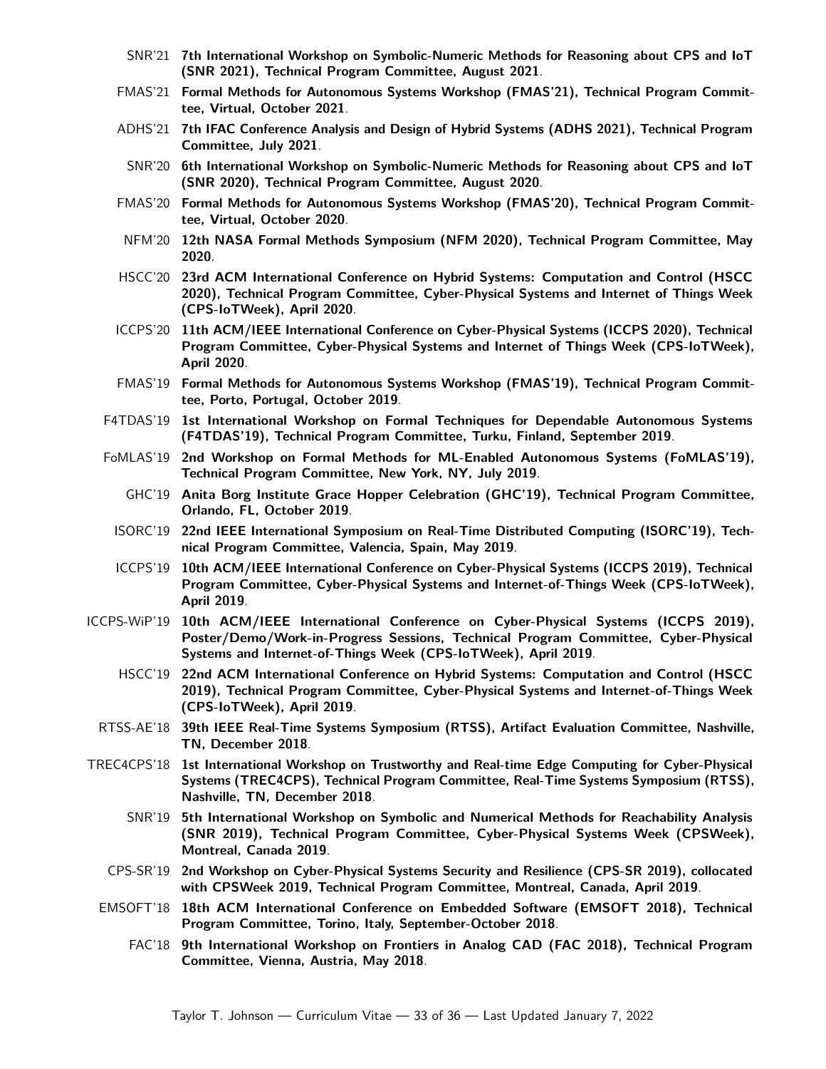- SNR'21 **7th International Workshop on Symbolic-Numeric Methods for Reasoning about CPS and IoT (SNR 2021), Technical Program Committee, August 2021**.
- FMAS'21 **Formal Methods for Autonomous Systems Workshop (FMAS'21), Technical Program Committee, Virtual, October 2021**.
- ADHS'21 **7th IFAC Conference Analysis and Design of Hybrid Systems (ADHS 2021), Technical Program Committee, July 2021**.
- SNR'20 **6th International Workshop on Symbolic-Numeric Methods for Reasoning about CPS and IoT (SNR 2020), Technical Program Committee, August 2020**.
- FMAS'20 **Formal Methods for Autonomous Systems Workshop (FMAS'20), Technical Program Committee, Virtual, October 2020**.
- NFM'20 **12th NASA Formal Methods Symposium (NFM 2020), Technical Program Committee, May 2020**.
- HSCC'20 **23rd ACM International Conference on Hybrid Systems: Computation and Control (HSCC 2020), Technical Program Committee, Cyber-Physical Systems and Internet of Things Week (CPS-IoTWeek), April 2020**.
- ICCPS'20 **11th ACM/IEEE International Conference on Cyber-Physical Systems (ICCPS 2020), Technical Program Committee, Cyber-Physical Systems and Internet of Things Week (CPS-IoTWeek), April 2020**.
- FMAS'19 **Formal Methods for Autonomous Systems Workshop (FMAS'19), Technical Program Committee, Porto, Portugal, October 2019**.
- F4TDAS'19 **1st International Workshop on Formal Techniques for Dependable Autonomous Systems (F4TDAS'19), Technical Program Committee, Turku, Finland, September 2019**.
- FoMLAS'19 **2nd Workshop on Formal Methods for ML-Enabled Autonomous Systems (FoMLAS'19), Technical Program Committee, New York, NY, July 2019**.
- GHC'19 **Anita Borg Institute Grace Hopper Celebration (GHC'19), Technical Program Committee, Orlando, FL, October 2019**.
- ISORC'19 **22nd IEEE International Symposium on Real-Time Distributed Computing (ISORC'19), Technical Program Committee, Valencia, Spain, May 2019**.
- ICCPS'19 **10th ACM/IEEE International Conference on Cyber-Physical Systems (ICCPS 2019), Technical Program Committee, Cyber-Physical Systems and Internet-of-Things Week (CPS-IoTWeek), April 2019**.
- ICCPS-WiP'19 **10th ACM/IEEE International Conference on Cyber-Physical Systems (ICCPS 2019), Poster/Demo/Work-in-Progress Sessions, Technical Program Committee, Cyber-Physical Systems and Internet-of-Things Week (CPS-IoTWeek), April 2019**.
- HSCC'19 **22nd ACM International Conference on Hybrid Systems: Computation and Control (HSCC 2019), Technical Program Committee, Cyber-Physical Systems and Internet-of-Things Week (CPS-IoTWeek), April 2019**.
- RTSS-AE'18 **39th IEEE Real-Time Systems Symposium (RTSS), Artifact Evaluation Committee, Nashville, TN, December 2018**.
- TREC4CPS'18 **1st International Workshop on Trustworthy and Real-time Edge Computing for Cyber-Physical Systems (TREC4CPS), Technical Program Committee, Real-Time Systems Symposium (RTSS), Nashville, TN, December 2018**.
- SNR'19 **5th International Workshop on Symbolic and Numerical Methods for Reachability Analysis (SNR 2019), Technical Program Committee, Cyber-Physical Systems Week (CPSWeek), Montreal, Canada 2019**.
- CPS-SR'19 **2nd Workshop on Cyber-Physical Systems Security and Resilience (CPS-SR 2019), collocated with CPSWeek 2019, Technical Program Committee, Montreal, Canada, April 2019**.
- EMSOFT'18 **18th ACM International Conference on Embedded Software (EMSOFT 2018), Technical Program Committee, Torino, Italy, September-October 2018**.
- FAC'18 **9th International Workshop on Frontiers in Analog CAD (FAC 2018), Technical Program Committee, Vienna, Austria, May 2018**.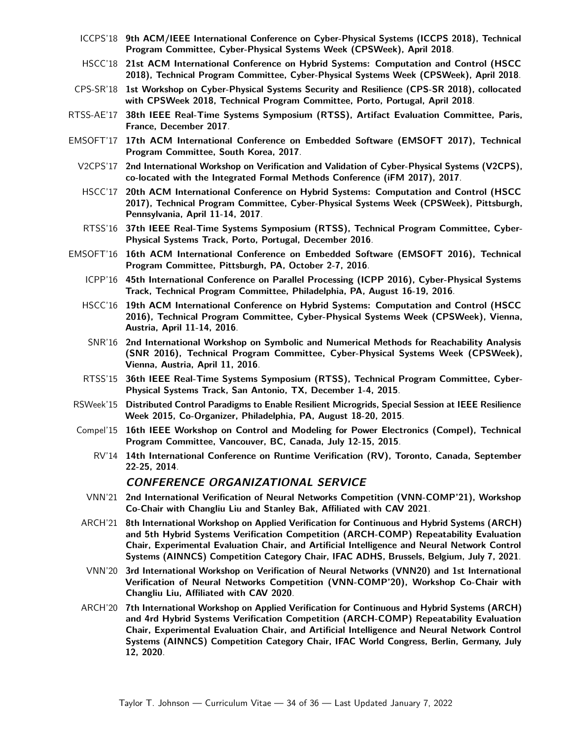ICCPS'18 **9th ACM/IEEE International Conference on Cyber-Physical Systems (ICCPS 2018), Technical Program Committee, Cyber-Physical Systems Week (CPSWeek), April 2018**.

HSCC'18 **21st ACM International Conference on Hybrid Systems: Computation and Control (HSCC 2018), Technical Program Committee, Cyber-Physical Systems Week (CPSWeek), April 2018**.

CPS-SR'18 **1st Workshop on Cyber-Physical Systems Security and Resilience (CPS-SR 2018), collocated with CPSWeek 2018, Technical Program Committee, Porto, Portugal, April 2018**.

RTSS-AE'17 **38th IEEE Real-Time Systems Symposium (RTSS), Artifact Evaluation Committee, Paris, France, December 2017**.

EMSOFT'17 **17th ACM International Conference on Embedded Software (EMSOFT 2017), Technical Program Committee, South Korea, 2017**.

V2CPS'17 **2nd International Workshop on Verification and Validation of Cyber-Physical Systems (V2CPS), co-located with the Integrated Formal Methods Conference (iFM 2017), 2017**.

HSCC'17 **20th ACM International Conference on Hybrid Systems: Computation and Control (HSCC 2017), Technical Program Committee, Cyber-Physical Systems Week (CPSWeek), Pittsburgh, Pennsylvania, April 11-14, 2017**.

RTSS'16 **37th IEEE Real-Time Systems Symposium (RTSS), Technical Program Committee, Cyber-Physical Systems Track, Porto, Portugal, December 2016**.

EMSOFT'16 **16th ACM International Conference on Embedded Software (EMSOFT 2016), Technical Program Committee, Pittsburgh, PA, October 2-7, 2016**.

ICPP'16 **45th International Conference on Parallel Processing (ICPP 2016), Cyber-Physical Systems Track, Technical Program Committee, Philadelphia, PA, August 16-19, 2016**.

HSCC'16 **19th ACM International Conference on Hybrid Systems: Computation and Control (HSCC 2016), Technical Program Committee, Cyber-Physical Systems Week (CPSWeek), Vienna, Austria, April 11-14, 2016**.

SNR'16 **2nd International Workshop on Symbolic and Numerical Methods for Reachability Analysis (SNR 2016), Technical Program Committee, Cyber-Physical Systems Week (CPSWeek), Vienna, Austria, April 11, 2016**.

RTSS'15 **36th IEEE Real-Time Systems Symposium (RTSS), Technical Program Committee, Cyber-Physical Systems Track, San Antonio, TX, December 1-4, 2015**.

RSWeek'15 **Distributed Control Paradigms to Enable Resilient Microgrids, Special Session at IEEE Resilience Week 2015, Co-Organizer, Philadelphia, PA, August 18-20, 2015**.

Compel'15 **16th IEEE Workshop on Control and Modeling for Power Electronics (Compel), Technical Program Committee, Vancouver, BC, Canada, July 12-15, 2015**.

RV'14 **14th International Conference on Runtime Verification (RV), Toronto, Canada, September 22-25, 2014**.

### *CONFERENCE ORGANIZATIONAL SERVICE*

VNN'21 **2nd International Verification of Neural Networks Competition (VNN-COMP'21), Workshop Co-Chair with Changliu Liu and Stanley Bak, Affiliated with CAV 2021**.

ARCH'21 **8th International Workshop on Applied Verification for Continuous and Hybrid Systems (ARCH) and 5th Hybrid Systems Verification Competition (ARCH-COMP) Repeatability Evaluation Chair, Experimental Evaluation Chair, and Artificial Intelligence and Neural Network Control Systems (AINNCS) Competition Category Chair, IFAC ADHS, Brussels, Belgium, July 7, 2021**.

VNN'20 **3rd International Workshop on Verification of Neural Networks (VNN20) and 1st International Verification of Neural Networks Competition (VNN-COMP'20), Workshop Co-Chair with Changliu Liu, Affiliated with CAV 2020**.

ARCH'20 **7th International Workshop on Applied Verification for Continuous and Hybrid Systems (ARCH) and 4rd Hybrid Systems Verification Competition (ARCH-COMP) Repeatability Evaluation Chair, Experimental Evaluation Chair, and Artificial Intelligence and Neural Network Control Systems (AINNCS) Competition Category Chair, IFAC World Congress, Berlin, Germany, July 12, 2020**.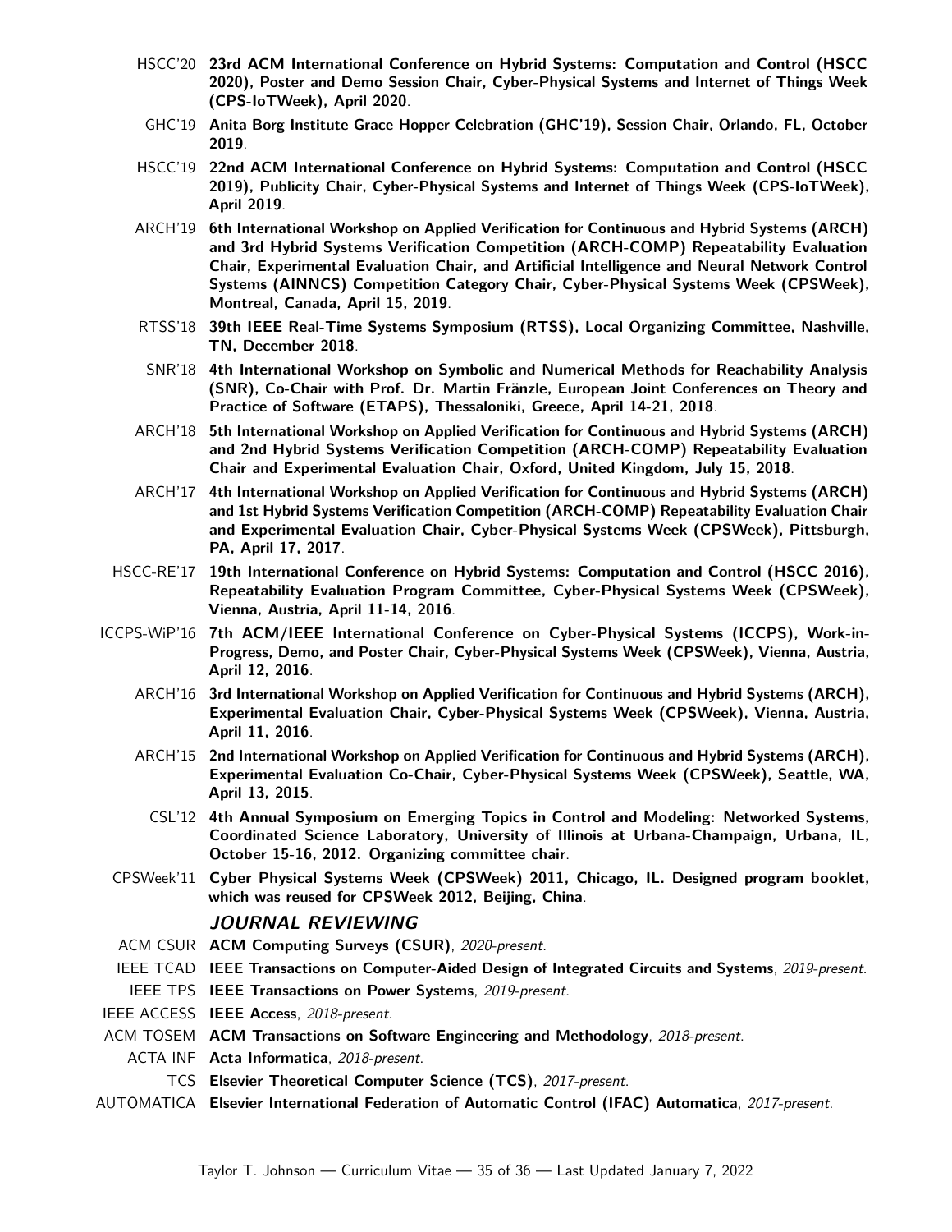HSCC'20 **23rd ACM International Conference on Hybrid Systems: Computation and Control (HSCC 2020), Poster and Demo Session Chair, Cyber-Physical Systems and Internet of Things Week (CPS-IoTWeek), April 2020**.

GHC'19 **Anita Borg Institute Grace Hopper Celebration (GHC'19), Session Chair, Orlando, FL, October 2019**.

HSCC'19 **22nd ACM International Conference on Hybrid Systems: Computation and Control (HSCC 2019), Publicity Chair, Cyber-Physical Systems and Internet of Things Week (CPS-IoTWeek), April 2019**.

ARCH'19 **6th International Workshop on Applied Verification for Continuous and Hybrid Systems (ARCH) and 3rd Hybrid Systems Verification Competition (ARCH-COMP) Repeatability Evaluation Chair, Experimental Evaluation Chair, and Artificial Intelligence and Neural Network Control Systems (AINNCS) Competition Category Chair, Cyber-Physical Systems Week (CPSWeek), Montreal, Canada, April 15, 2019**.

RTSS'18 **39th IEEE Real-Time Systems Symposium (RTSS), Local Organizing Committee, Nashville, TN, December 2018**.

SNR'18 **4th International Workshop on Symbolic and Numerical Methods for Reachability Analysis (SNR), Co-Chair with Prof. Dr. Martin Fränzle, European Joint Conferences on Theory and Practice of Software (ETAPS), Thessaloniki, Greece, April 14-21, 2018**.

ARCH'18 **5th International Workshop on Applied Verification for Continuous and Hybrid Systems (ARCH) and 2nd Hybrid Systems Verification Competition (ARCH-COMP) Repeatability Evaluation Chair and Experimental Evaluation Chair, Oxford, United Kingdom, July 15, 2018**.

ARCH'17 **4th International Workshop on Applied Verification for Continuous and Hybrid Systems (ARCH) and 1st Hybrid Systems Verification Competition (ARCH-COMP) Repeatability Evaluation Chair and Experimental Evaluation Chair, Cyber-Physical Systems Week (CPSWeek), Pittsburgh, PA, April 17, 2017**.

HSCC-RE'17 **19th International Conference on Hybrid Systems: Computation and Control (HSCC 2016), Repeatability Evaluation Program Committee, Cyber-Physical Systems Week (CPSWeek), Vienna, Austria, April 11-14, 2016**.

ICCPS-WiP'16 **7th ACM/IEEE International Conference on Cyber-Physical Systems (ICCPS), Work-in-Progress, Demo, and Poster Chair, Cyber-Physical Systems Week (CPSWeek), Vienna, Austria, April 12, 2016**.

ARCH'16 **3rd International Workshop on Applied Verification for Continuous and Hybrid Systems (ARCH), Experimental Evaluation Chair, Cyber-Physical Systems Week (CPSWeek), Vienna, Austria, April 11, 2016**.

ARCH'15 **2nd International Workshop on Applied Verification for Continuous and Hybrid Systems (ARCH), Experimental Evaluation Co-Chair, Cyber-Physical Systems Week (CPSWeek), Seattle, WA, April 13, 2015**.

CSL'12 **4th Annual Symposium on Emerging Topics in Control and Modeling: Networked Systems, Coordinated Science Laboratory, University of Illinois at Urbana-Champaign, Urbana, IL, October 15-16, 2012. Organizing committee chair**.

CPSWeek'11 **Cyber Physical Systems Week (CPSWeek) 2011, Chicago, IL. Designed program booklet, which was reused for CPSWeek 2012, Beijing, China**.

## JOURNAL REVIEWING

ACM CSUR **ACM Computing Surveys (CSUR)**, *2020-present*.

IEEE TCAD **IEEE Transactions on Computer-Aided Design of Integrated Circuits and Systems**, *2019-present*.

IEEE TPS **IEEE Transactions on Power Systems**, *2019-present*.

IEEE ACCESS **IEEE Access**, *2018-present*.

ACM TOSEM **ACM Transactions on Software Engineering and Methodology**, *2018-present*.

ACTA INF **Acta Informatica**, *2018-present*.

TCS **Elsevier Theoretical Computer Science (TCS)**, *2017-present*.

AUTOMATICA **Elsevier International Federation of Automatic Control (IFAC) Automatica**, *2017-present*.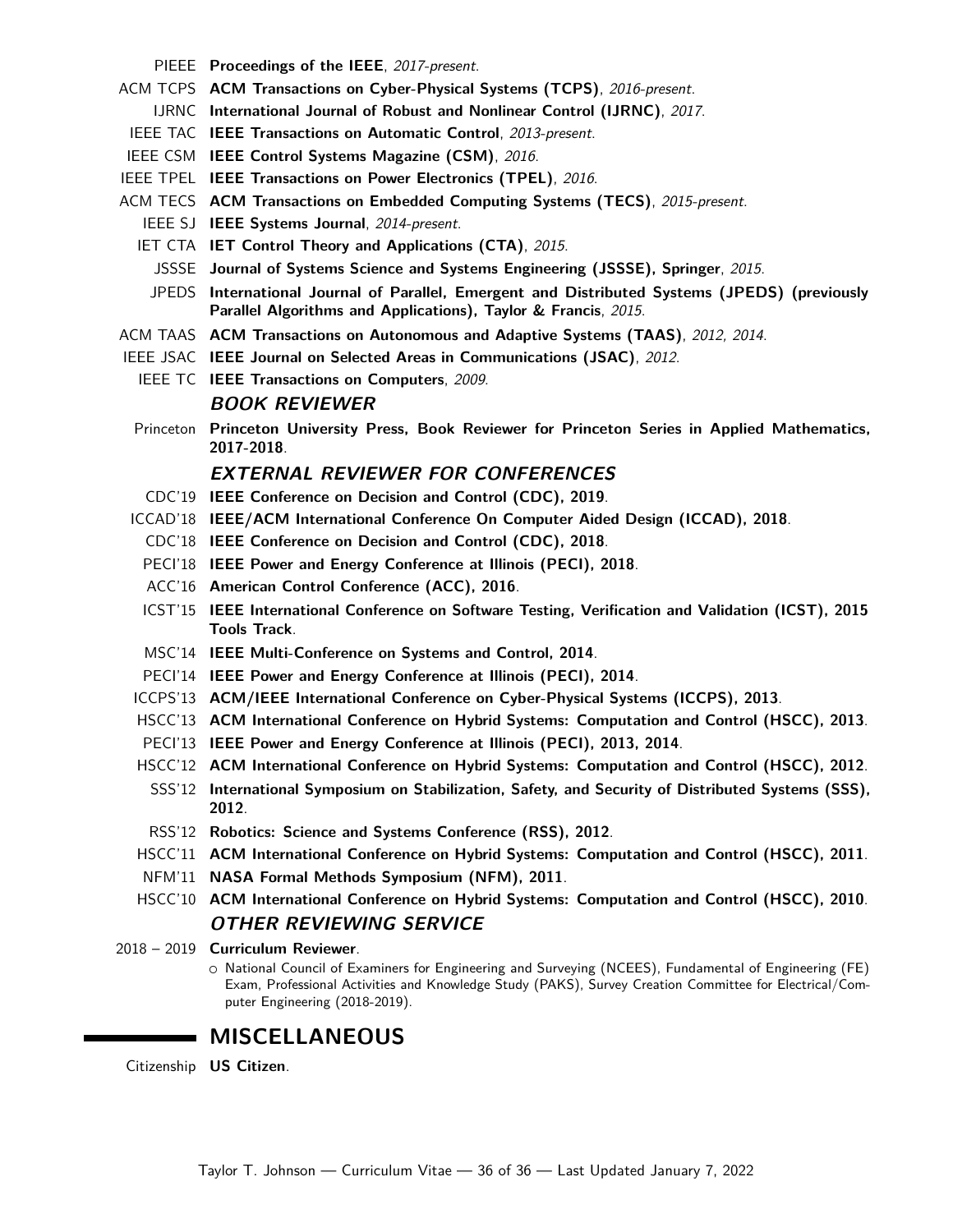PIEEE **Proceedings of the IEEE**, *2017-present*.

ACM TCPS **ACM Transactions on Cyber-Physical Systems (TCPS)**, *2016-present*.

IJRNC **International Journal of Robust and Nonlinear Control (IJRNC)**, *2017*.

IEEE TAC **IEEE Transactions on Automatic Control**, *2013-present*.

IEEE CSM **IEEE Control Systems Magazine (CSM)**, *2016*.

IEEE TPEL **IEEE Transactions on Power Electronics (TPEL)**, *2016*.

ACM TECS **ACM Transactions on Embedded Computing Systems (TECS)**, *2015-present*.

IEEE SJ **IEEE Systems Journal**, *2014-present*.

IET CTA **IET Control Theory and Applications (CTA)**, *2015*.

JSSSE **Journal of Systems Science and Systems Engineering (JSSSE), Springer**, *2015*.

JPEDS **International Journal of Parallel, Emergent and Distributed Systems (JPEDS) (previously Parallel Algorithms and Applications), Taylor & Francis**, *2015*.

ACM TAAS **ACM Transactions on Autonomous and Adaptive Systems (TAAS)**, *2012, 2014*.

IEEE JSAC **IEEE Journal on Selected Areas in Communications (JSAC)**, *2012*.

IEEE TC **IEEE Transactions on Computers**, *2009*.

### *BOOK REVIEWER*

Princeton **Princeton University Press, Book Reviewer for Princeton Series in Applied Mathematics, 2017-2018**.

### *EXTERNAL REVIEWER FOR CONFERENCES*

CDC'19 **IEEE Conference on Decision and Control (CDC), 2019**.

ICCAD'18 **IEEE/ACM International Conference On Computer Aided Design (ICCAD), 2018**.

CDC'18 **IEEE Conference on Decision and Control (CDC), 2018**.

PECI'18 **IEEE Power and Energy Conference at Illinois (PECI), 2018**.

ACC'16 **American Control Conference (ACC), 2016**.

ICST'15 **IEEE International Conference on Software Testing, Verification and Validation (ICST), 2015 Tools Track**.

MSC'14 **IEEE Multi-Conference on Systems and Control, 2014**.

PECI'14 **IEEE Power and Energy Conference at Illinois (PECI), 2014**.

ICCPS'13 **ACM/IEEE International Conference on Cyber-Physical Systems (ICCPS), 2013**.

HSCC'13 **ACM International Conference on Hybrid Systems: Computation and Control (HSCC), 2013**.

PECI'13 **IEEE Power and Energy Conference at Illinois (PECI), 2013, 2014**.

HSCC'12 **ACM International Conference on Hybrid Systems: Computation and Control (HSCC), 2012**.

SSS'12 **International Symposium on Stabilization, Safety, and Security of Distributed Systems (SSS), 2012**.

RSS'12 **Robotics: Science and Systems Conference (RSS), 2012**.

HSCC'11 **ACM International Conference on Hybrid Systems: Computation and Control (HSCC), 2011**.

NFM'11 **NASA Formal Methods Symposium (NFM), 2011**.

HSCC'10 **ACM International Conference on Hybrid Systems: Computation and Control (HSCC), 2010**.

### *OTHER REVIEWING SERVICE*

2018 – 2019 **Curriculum Reviewer**.

- National Council of Examiners for Engineering and Surveying (NCEES), Fundamental of Engineering (FE) Exam, Professional Activities and Knowledge Study (PAKS), Survey Creation Committee for Electrical/Computer Engineering (2018-2019).

## MISCELLANEOUS

Citizenship **US Citizen**.